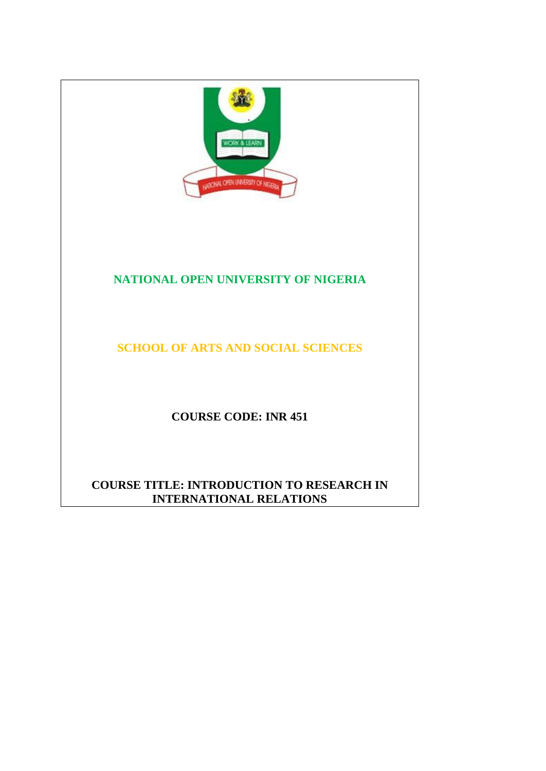# NATIONAL OPEN UNIVERSITY OF NIGERIA

## SCHOOL OF ARTS AND SOCIAL SCIENCES

**COURSE CODE: INR 451**

**COURSE TITLE: INTRODUCTION TO RESEARCH IN INTERNATIONAL RELATIONS**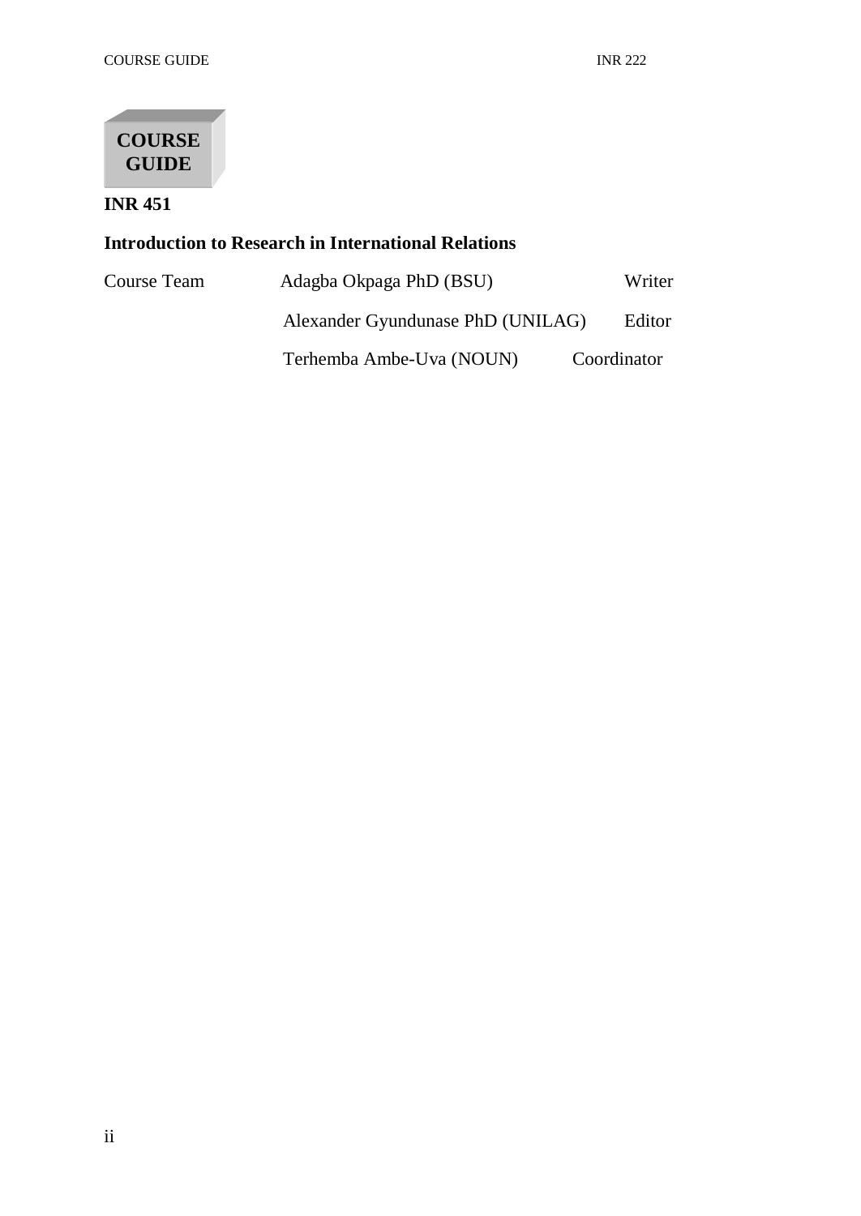**COURSE GUIDE**

**INR 451**

**Introduction to Research in International Relations**

| Course Team | Adagba Okpaga PhD (BSU) | Writer |
|---|---|---|
| | Alexander Gyundunase PhD (UNILAG) | Editor |
| | Terhemba Ambe-Uva (NOUN) | Coordinator |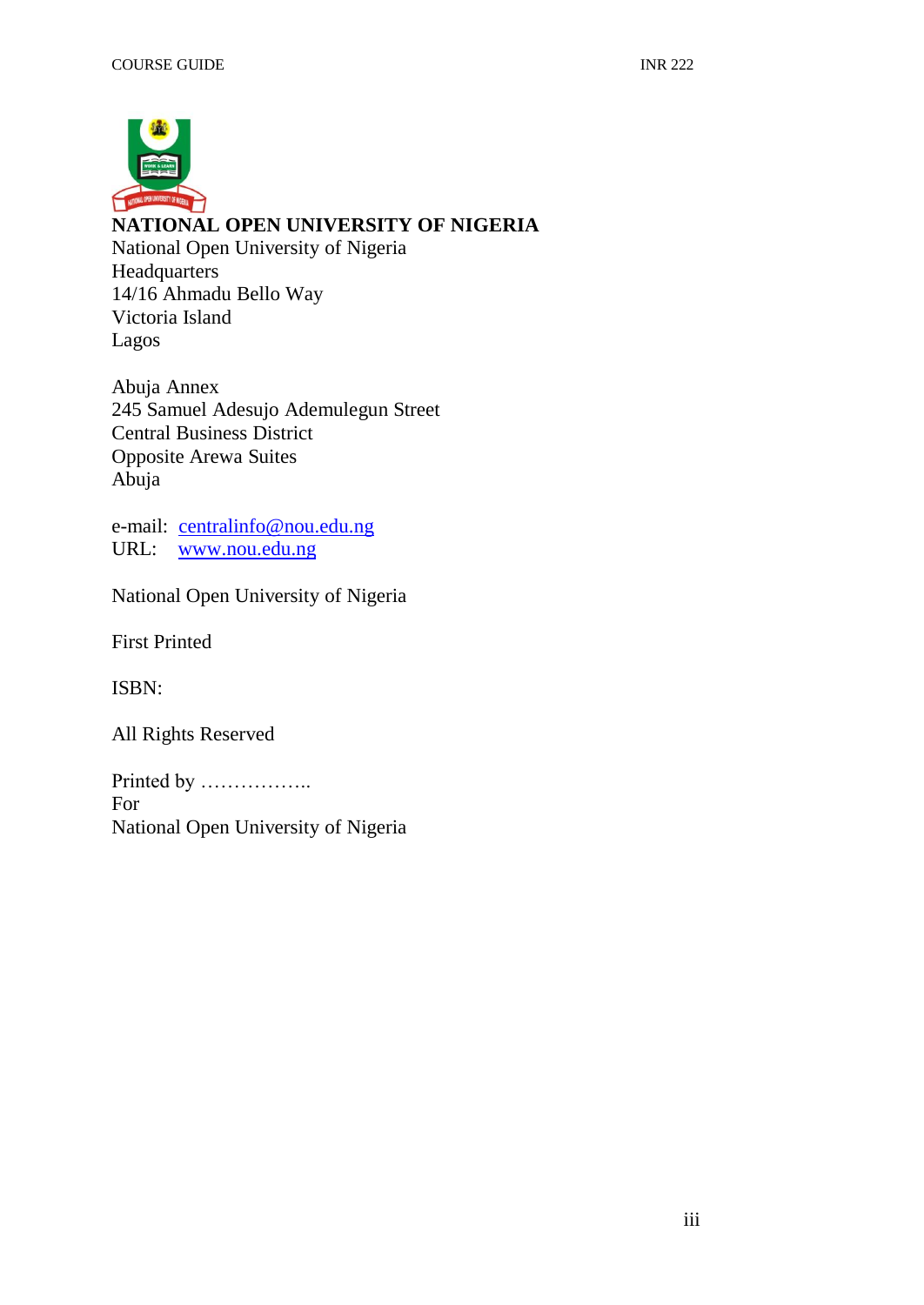**NATIONAL OPEN UNIVERSITY OF NIGERIA**

National Open University of Nigeria
Headquarters
14/16 Ahmadu Bello Way
Victoria Island
Lagos

Abuja Annex
245 Samuel Adesujo Ademulegun Street
Central Business District
Opposite Arewa Suites
Abuja

e-mail: centralinfo@nou.edu.ng
URL: www.nou.edu.ng

National Open University of Nigeria

First Printed

ISBN:

All Rights Reserved

Printed by ……………..
For
National Open University of Nigeria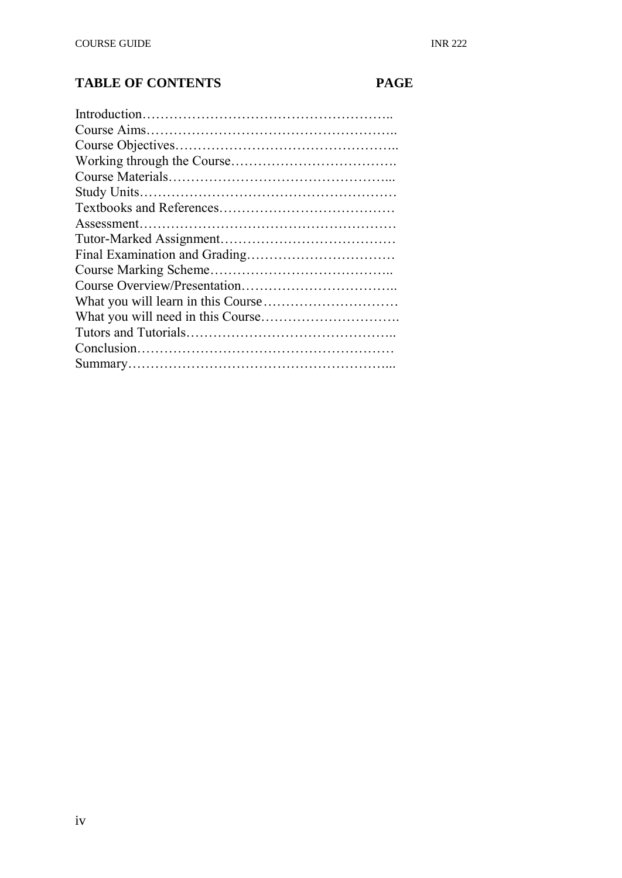## TABLE OF CONTENTS PAGE

Introduction……………………………………………..
Course Aims……………………………………………..
Course Objectives………………………………………..
Working through the Course……………………………….
Course Materials…………………………………………...
Study Units………………………………………………
Textbooks and References…………………………………
Assessment………………………………………………
Tutor-Marked Assignment…………………………………
Final Examination and Grading……………………………
Course Marking Scheme…………………………………..
Course Overview/Presentation……………………………..
What you will learn in this Course…………………………
What you will need in this Course………………………….
Tutors and Tutorials………………………………………..
Conclusion………………………………………………
Summary…………………………………………………...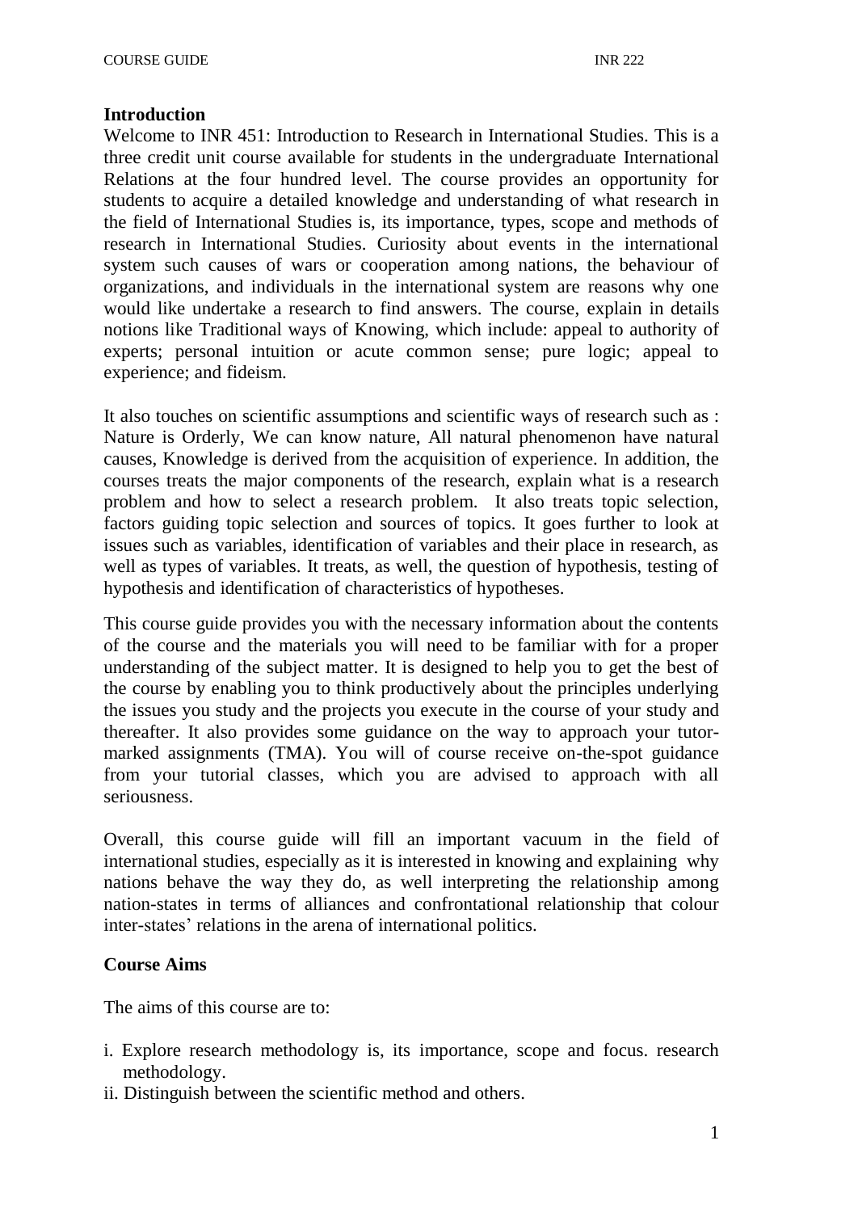**Introduction**

Welcome to INR 451: Introduction to Research in International Studies. This is a three credit unit course available for students in the undergraduate International Relations at the four hundred level. The course provides an opportunity for students to acquire a detailed knowledge and understanding of what research in the field of International Studies is, its importance, types, scope and methods of research in International Studies. Curiosity about events in the international system such causes of wars or cooperation among nations, the behaviour of organizations, and individuals in the international system are reasons why one would like undertake a research to find answers. The course, explain in details notions like Traditional ways of Knowing, which include: appeal to authority of experts; personal intuition or acute common sense; pure logic; appeal to experience; and fideism.

It also touches on scientific assumptions and scientific ways of research such as : Nature is Orderly, We can know nature, All natural phenomenon have natural causes, Knowledge is derived from the acquisition of experience. In addition, the courses treats the major components of the research, explain what is a research problem and how to select a research problem. It also treats topic selection, factors guiding topic selection and sources of topics. It goes further to look at issues such as variables, identification of variables and their place in research, as well as types of variables. It treats, as well, the question of hypothesis, testing of hypothesis and identification of characteristics of hypotheses.

This course guide provides you with the necessary information about the contents of the course and the materials you will need to be familiar with for a proper understanding of the subject matter. It is designed to help you to get the best of the course by enabling you to think productively about the principles underlying the issues you study and the projects you execute in the course of your study and thereafter. It also provides some guidance on the way to approach your tutor-marked assignments (TMA). You will of course receive on-the-spot guidance from your tutorial classes, which you are advised to approach with all seriousness.

Overall, this course guide will fill an important vacuum in the field of international studies, especially as it is interested in knowing and explaining why nations behave the way they do, as well interpreting the relationship among nation-states in terms of alliances and confrontational relationship that colour inter-states' relations in the arena of international politics.

**Course Aims**

The aims of this course are to:

i. Explore research methodology is, its importance, scope and focus. research methodology.
ii. Distinguish between the scientific method and others.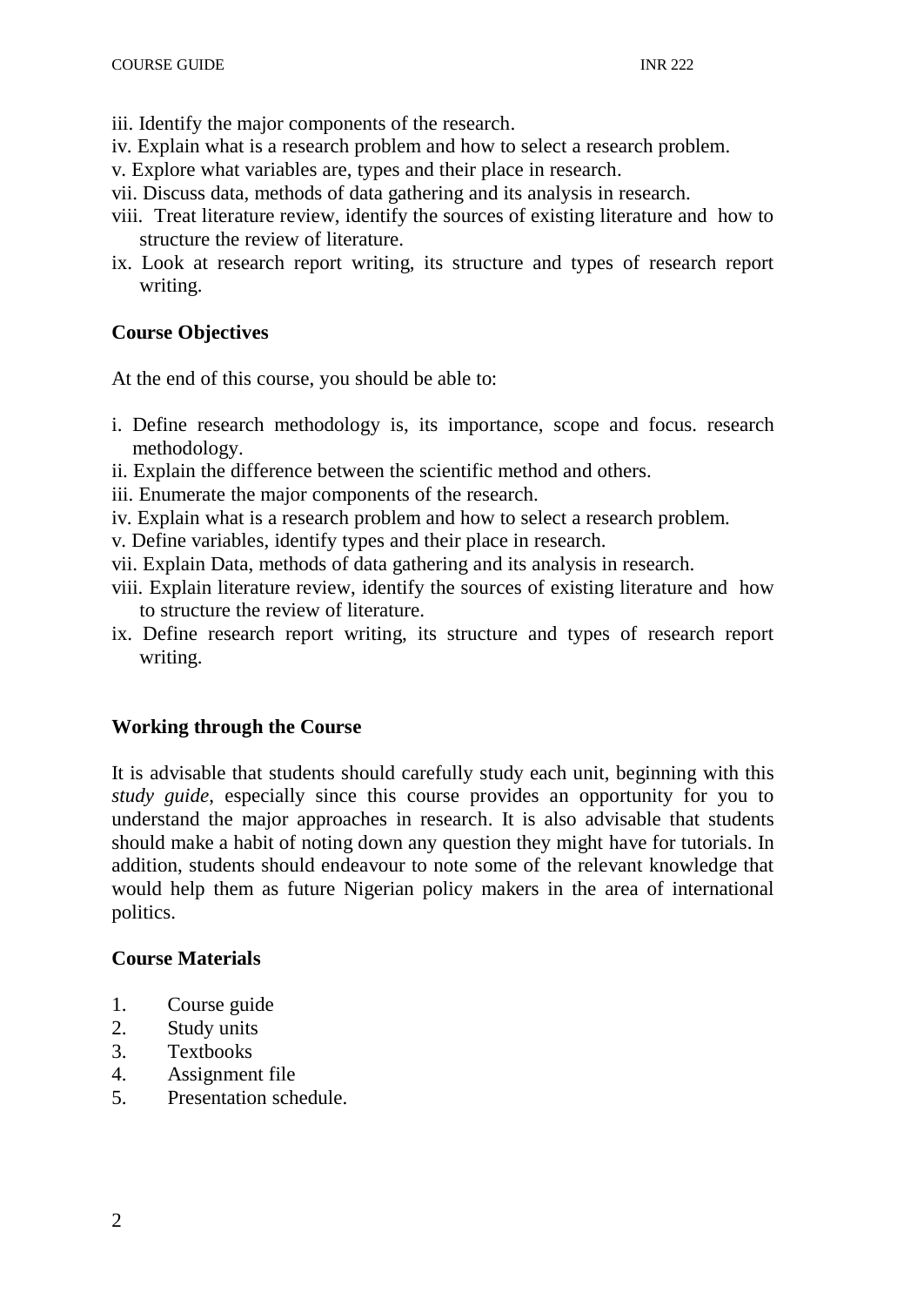iii. Identify the major components of the research.
iv. Explain what is a research problem and how to select a research problem.
v. Explore what variables are, types and their place in research.
vii. Discuss data, methods of data gathering and its analysis in research.
viii. Treat literature review, identify the sources of existing literature and how to structure the review of literature.
ix. Look at research report writing, its structure and types of research report writing.

**Course Objectives**

At the end of this course, you should be able to:

i. Define research methodology is, its importance, scope and focus. research methodology.
ii. Explain the difference between the scientific method and others.
iii. Enumerate the major components of the research.
iv. Explain what is a research problem and how to select a research problem.
v. Define variables, identify types and their place in research.
vii. Explain Data, methods of data gathering and its analysis in research.
viii. Explain literature review, identify the sources of existing literature and how to structure the review of literature.
ix. Define research report writing, its structure and types of research report writing.

**Working through the Course**

It is advisable that students should carefully study each unit, beginning with this *study guide*, especially since this course provides an opportunity for you to understand the major approaches in research. It is also advisable that students should make a habit of noting down any question they might have for tutorials. In addition, students should endeavour to note some of the relevant knowledge that would help them as future Nigerian policy makers in the area of international politics.

**Course Materials**

1. Course guide
2. Study units
3. Textbooks
4. Assignment file
5. Presentation schedule.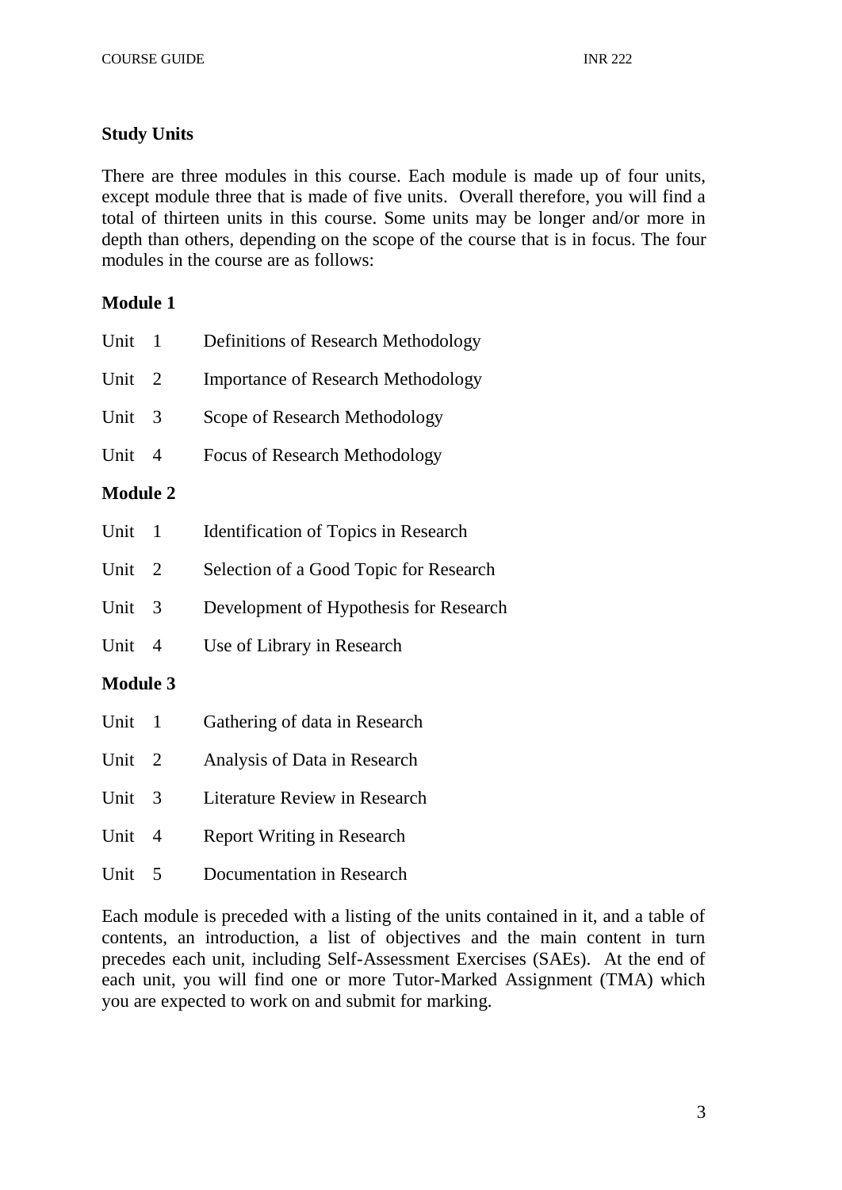## Study Units

There are three modules in this course. Each module is made up of four units, except module three that is made of five units. Overall therefore, you will find a total of thirteen units in this course. Some units may be longer and/or more in depth than others, depending on the scope of the course that is in focus. The four modules in the course are as follows:

### Module 1

Unit 1 Definitions of Research Methodology

Unit 2 Importance of Research Methodology

Unit 3 Scope of Research Methodology

Unit 4 Focus of Research Methodology

### Module 2

Unit 1 Identification of Topics in Research

Unit 2 Selection of a Good Topic for Research

Unit 3 Development of Hypothesis for Research

Unit 4 Use of Library in Research

### Module 3

Unit 1 Gathering of data in Research

Unit 2 Analysis of Data in Research

Unit 3 Literature Review in Research

Unit 4 Report Writing in Research

Unit 5 Documentation in Research

Each module is preceded with a listing of the units contained in it, and a table of contents, an introduction, a list of objectives and the main content in turn precedes each unit, including Self-Assessment Exercises (SAEs). At the end of each unit, you will find one or more Tutor-Marked Assignment (TMA) which you are expected to work on and submit for marking.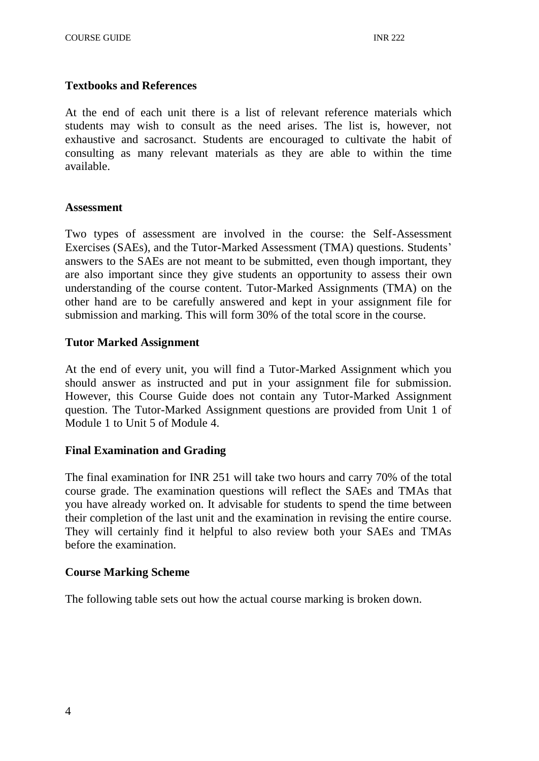## Textbooks and References

At the end of each unit there is a list of relevant reference materials which students may wish to consult as the need arises. The list is, however, not exhaustive and sacrosanct. Students are encouraged to cultivate the habit of consulting as many relevant materials as they are able to within the time available.

## Assessment

Two types of assessment are involved in the course: the Self-Assessment Exercises (SAEs), and the Tutor-Marked Assessment (TMA) questions. Students' answers to the SAEs are not meant to be submitted, even though important, they are also important since they give students an opportunity to assess their own understanding of the course content. Tutor-Marked Assignments (TMA) on the other hand are to be carefully answered and kept in your assignment file for submission and marking. This will form 30% of the total score in the course.

## Tutor Marked Assignment

At the end of every unit, you will find a Tutor-Marked Assignment which you should answer as instructed and put in your assignment file for submission. However, this Course Guide does not contain any Tutor-Marked Assignment question. The Tutor-Marked Assignment questions are provided from Unit 1 of Module 1 to Unit 5 of Module 4.

## Final Examination and Grading

The final examination for INR 251 will take two hours and carry 70% of the total course grade. The examination questions will reflect the SAEs and TMAs that you have already worked on. It advisable for students to spend the time between their completion of the last unit and the examination in revising the entire course. They will certainly find it helpful to also review both your SAEs and TMAs before the examination.

## Course Marking Scheme

The following table sets out how the actual course marking is broken down.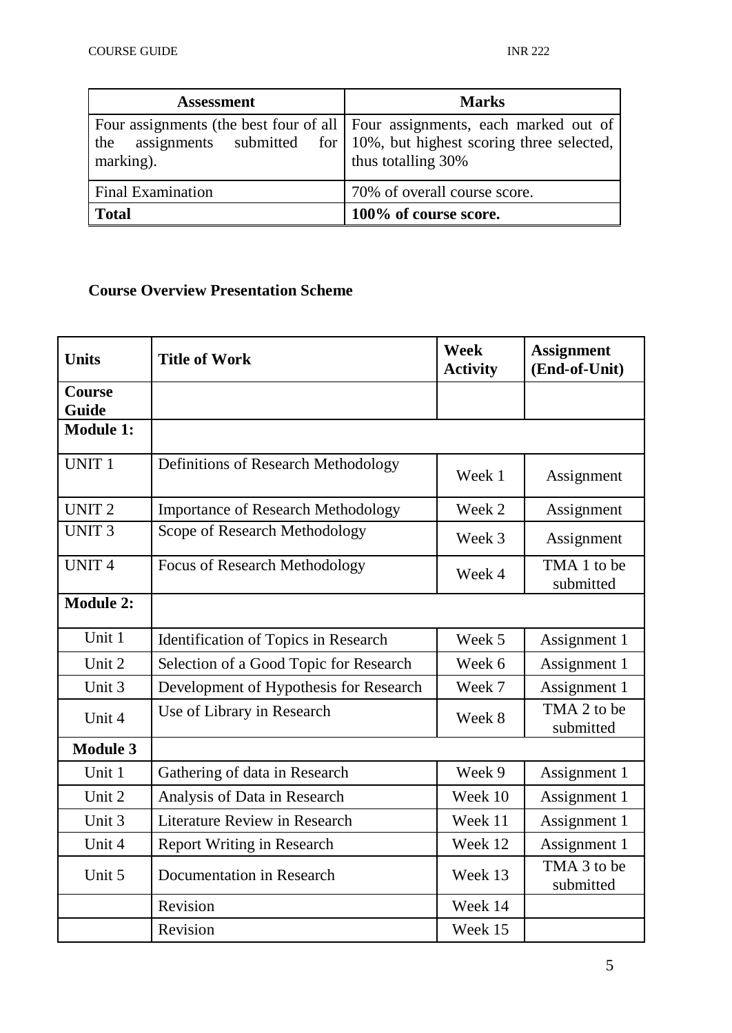| Assessment | Marks |
|---|---|
| Four assignments (the best four of all the assignments submitted for marking). | Four assignments, each marked out of 10%, but highest scoring three selected, thus totalling 30% |
| Final Examination | 70% of overall course score. |
| **Total** | **100% of course score.** |

**Course Overview Presentation Scheme**

| Units | Title of Work | Week Activity | Assignment (End-of-Unit) |
|---|---|---|---|
| **Course Guide** | | | |
| **Module 1:** | | | |
| UNIT 1 | Definitions of Research Methodology | Week 1 | Assignment |
| UNIT 2 | Importance of Research Methodology | Week 2 | Assignment |
| UNIT 3 | Scope of Research Methodology | Week 3 | Assignment |
| UNIT 4 | Focus of Research Methodology | Week 4 | TMA 1 to be submitted |
| **Module 2:** | | | |
| Unit 1 | Identification of Topics in Research | Week 5 | Assignment 1 |
| Unit 2 | Selection of a Good Topic for Research | Week 6 | Assignment 1 |
| Unit 3 | Development of Hypothesis for Research | Week 7 | Assignment 1 |
| Unit 4 | Use of Library in Research | Week 8 | TMA 2 to be submitted |
| **Module 3** | | | |
| Unit 1 | Gathering of data in Research | Week 9 | Assignment 1 |
| Unit 2 | Analysis of Data in Research | Week 10 | Assignment 1 |
| Unit 3 | Literature Review in Research | Week 11 | Assignment 1 |
| Unit 4 | Report Writing in Research | Week 12 | Assignment 1 |
| Unit 5 | Documentation in Research | Week 13 | TMA 3 to be submitted |
| | Revision | Week 14 | |
| | Revision | Week 15 | |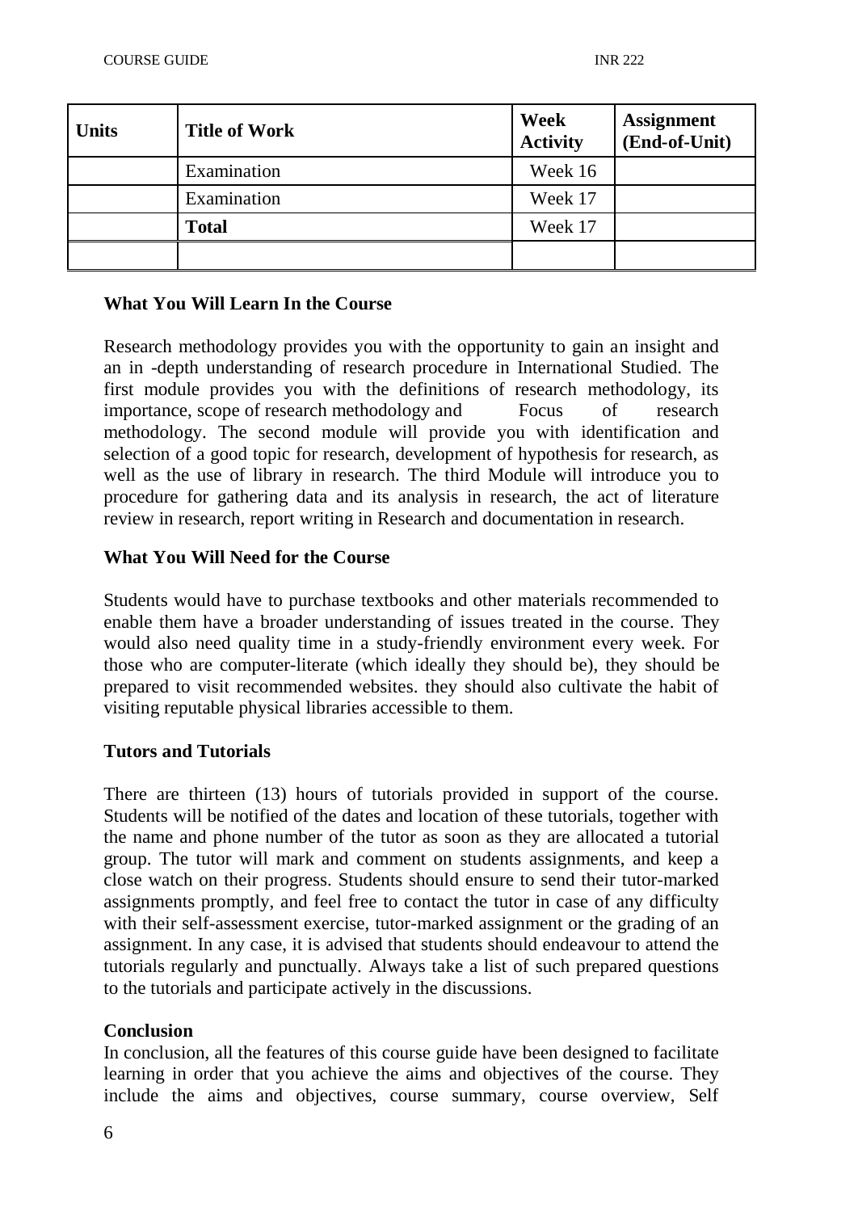| Units | Title of Work | Week Activity | Assignment (End-of-Unit) |
|---|---|---|---|
| | Examination | Week 16 | |
| | Examination | Week 17 | |
| | **Total** | Week 17 | |
| | | | |

**What You Will Learn In the Course**

Research methodology provides you with the opportunity to gain an insight and an in -depth understanding of research procedure in International Studied. The first module provides you with the definitions of research methodology, its importance, scope of research methodology and Focus of research methodology. The second module will provide you with identification and selection of a good topic for research, development of hypothesis for research, as well as the use of library in research. The third Module will introduce you to procedure for gathering data and its analysis in research, the act of literature review in research, report writing in Research and documentation in research.

**What You Will Need for the Course**

Students would have to purchase textbooks and other materials recommended to enable them have a broader understanding of issues treated in the course. They would also need quality time in a study-friendly environment every week. For those who are computer-literate (which ideally they should be), they should be prepared to visit recommended websites. they should also cultivate the habit of visiting reputable physical libraries accessible to them.

**Tutors and Tutorials**

There are thirteen (13) hours of tutorials provided in support of the course. Students will be notified of the dates and location of these tutorials, together with the name and phone number of the tutor as soon as they are allocated a tutorial group. The tutor will mark and comment on students assignments, and keep a close watch on their progress. Students should ensure to send their tutor-marked assignments promptly, and feel free to contact the tutor in case of any difficulty with their self-assessment exercise, tutor-marked assignment or the grading of an assignment. In any case, it is advised that students should endeavour to attend the tutorials regularly and punctually. Always take a list of such prepared questions to the tutorials and participate actively in the discussions.

**Conclusion**

In conclusion, all the features of this course guide have been designed to facilitate learning in order that you achieve the aims and objectives of the course. They include the aims and objectives, course summary, course overview, Self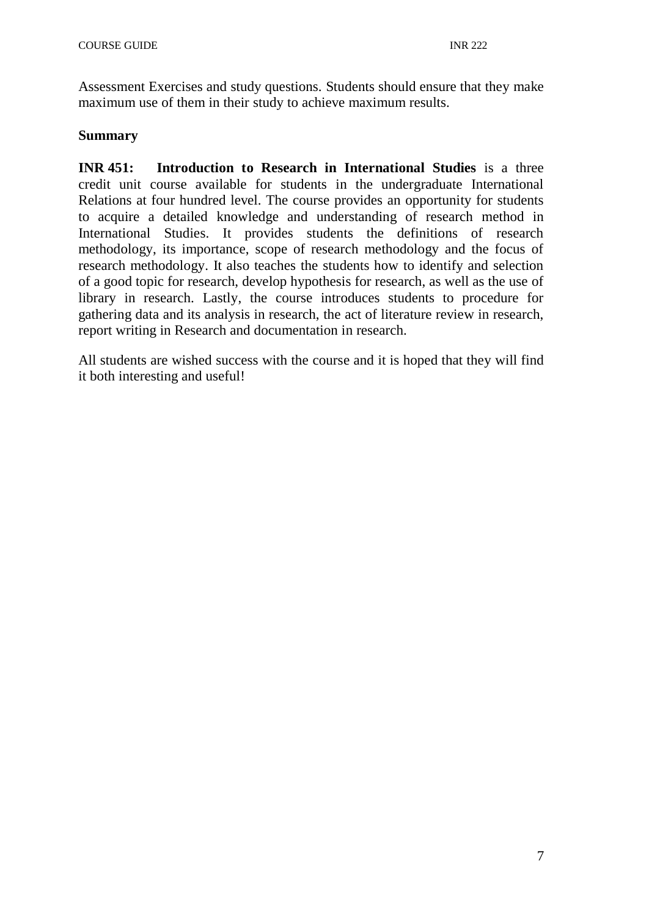Assessment Exercises and study questions. Students should ensure that they make maximum use of them in their study to achieve maximum results.

**Summary**

**INR 451: Introduction to Research in International Studies** is a three credit unit course available for students in the undergraduate International Relations at four hundred level. The course provides an opportunity for students to acquire a detailed knowledge and understanding of research method in International Studies. It provides students the definitions of research methodology, its importance, scope of research methodology and the focus of research methodology. It also teaches the students how to identify and selection of a good topic for research, develop hypothesis for research, as well as the use of library in research. Lastly, the course introduces students to procedure for gathering data and its analysis in research, the act of literature review in research, report writing in Research and documentation in research.

All students are wished success with the course and it is hoped that they will find it both interesting and useful!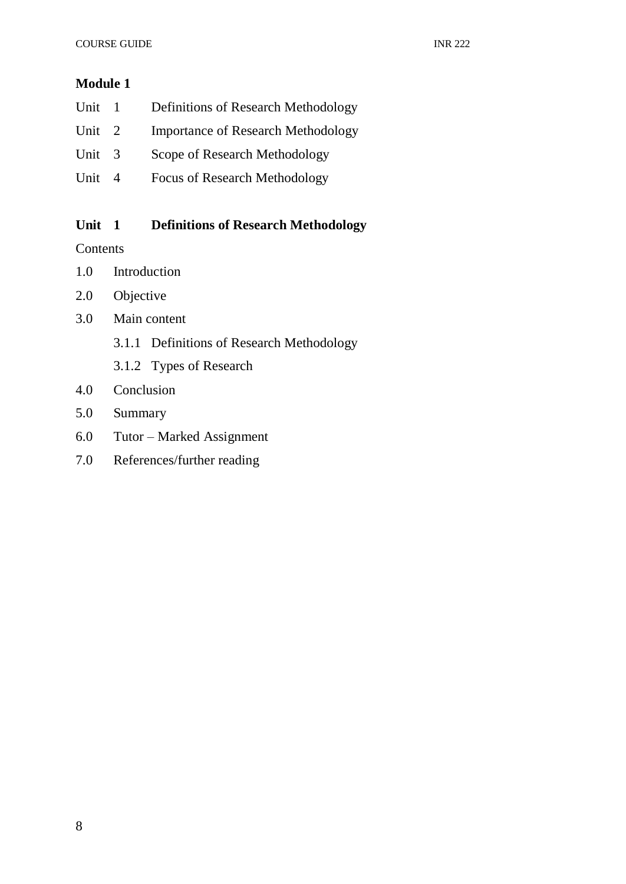## Module 1

Unit 1 Definitions of Research Methodology

Unit 2 Importance of Research Methodology

Unit 3 Scope of Research Methodology

Unit 4 Focus of Research Methodology

### Unit 1 Definitions of Research Methodology

Contents

- 1.0 Introduction
- 2.0 Objective
- 3.0 Main content
  - 3.1.1 Definitions of Research Methodology
  - 3.1.2 Types of Research
- 4.0 Conclusion
- 5.0 Summary
- 6.0 Tutor – Marked Assignment
- 7.0 References/further reading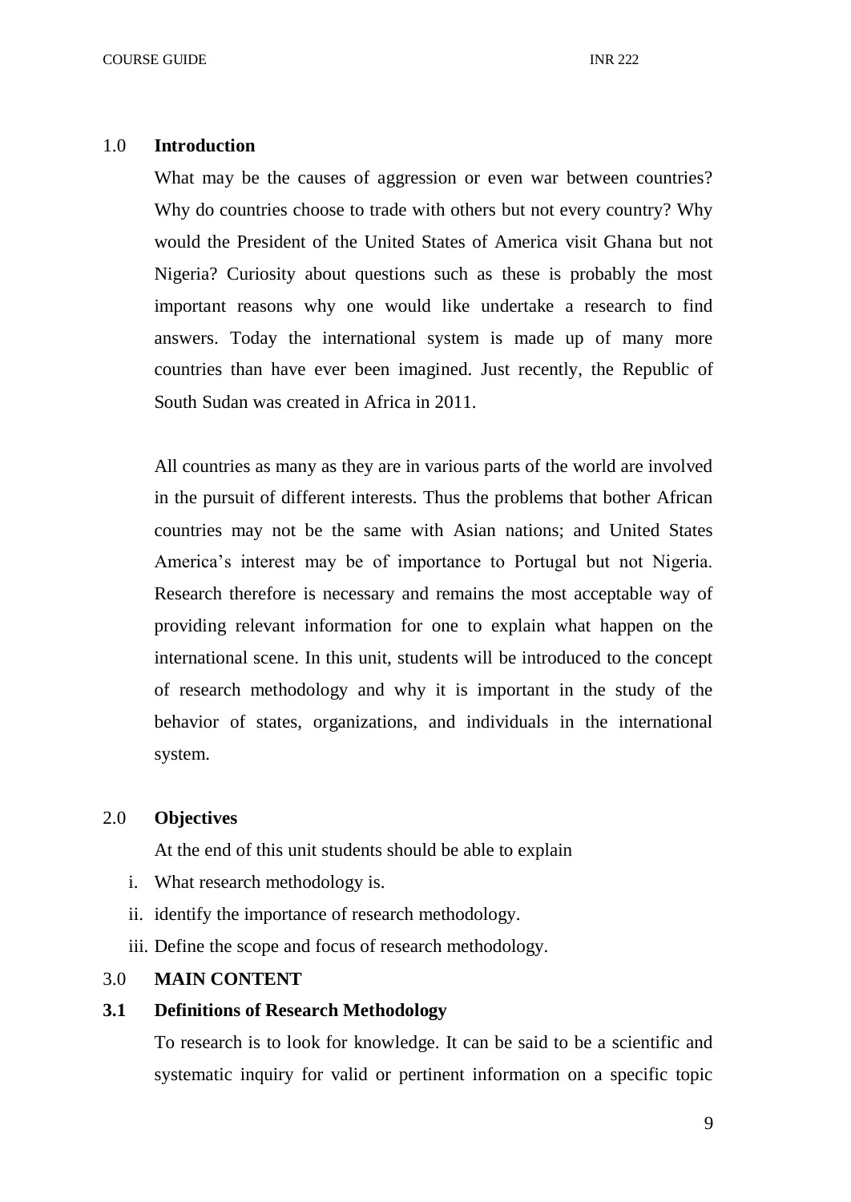## 1.0 Introduction

What may be the causes of aggression or even war between countries? Why do countries choose to trade with others but not every country? Why would the President of the United States of America visit Ghana but not Nigeria? Curiosity about questions such as these is probably the most important reasons why one would like undertake a research to find answers. Today the international system is made up of many more countries than have ever been imagined. Just recently, the Republic of South Sudan was created in Africa in 2011.

All countries as many as they are in various parts of the world are involved in the pursuit of different interests. Thus the problems that bother African countries may not be the same with Asian nations; and United States America's interest may be of importance to Portugal but not Nigeria. Research therefore is necessary and remains the most acceptable way of providing relevant information for one to explain what happen on the international scene. In this unit, students will be introduced to the concept of research methodology and why it is important in the study of the behavior of states, organizations, and individuals in the international system.

## 2.0 Objectives

At the end of this unit students should be able to explain

i. What research methodology is.
ii. identify the importance of research methodology.
iii. Define the scope and focus of research methodology.

## 3.0 MAIN CONTENT

### 3.1 Definitions of Research Methodology

To research is to look for knowledge. It can be said to be a scientific and systematic inquiry for valid or pertinent information on a specific topic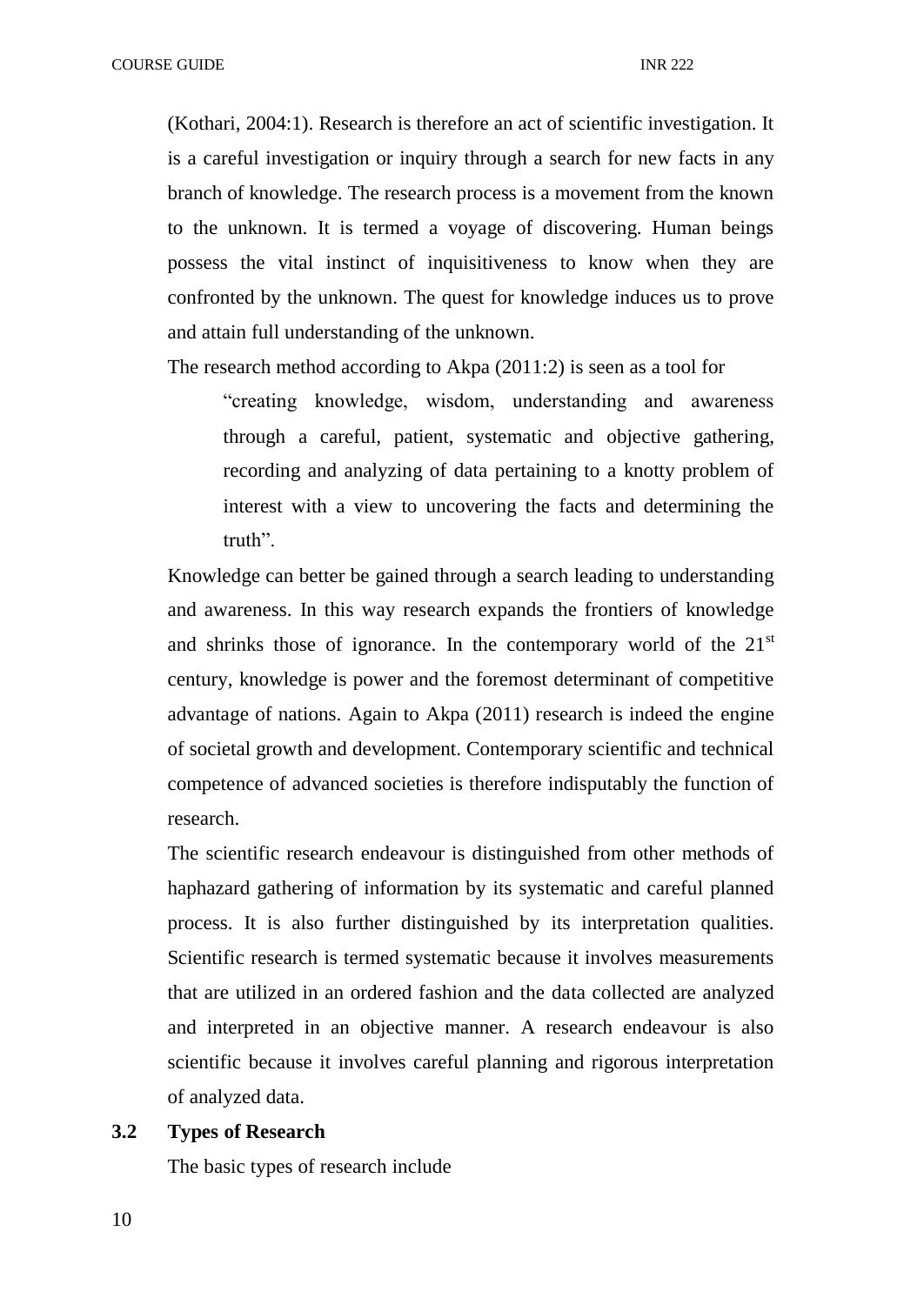(Kothari, 2004:1). Research is therefore an act of scientific investigation. It is a careful investigation or inquiry through a search for new facts in any branch of knowledge. The research process is a movement from the known to the unknown. It is termed a voyage of discovering. Human beings possess the vital instinct of inquisitiveness to know when they are confronted by the unknown. The quest for knowledge induces us to prove and attain full understanding of the unknown.

The research method according to Akpa (2011:2) is seen as a tool for

> "creating knowledge, wisdom, understanding and awareness through a careful, patient, systematic and objective gathering, recording and analyzing of data pertaining to a knotty problem of interest with a view to uncovering the facts and determining the truth".

Knowledge can better be gained through a search leading to understanding and awareness. In this way research expands the frontiers of knowledge and shrinks those of ignorance. In the contemporary world of the 21st century, knowledge is power and the foremost determinant of competitive advantage of nations. Again to Akpa (2011) research is indeed the engine of societal growth and development. Contemporary scientific and technical competence of advanced societies is therefore indisputably the function of research.

The scientific research endeavour is distinguished from other methods of haphazard gathering of information by its systematic and careful planned process. It is also further distinguished by its interpretation qualities. Scientific research is termed systematic because it involves measurements that are utilized in an ordered fashion and the data collected are analyzed and interpreted in an objective manner. A research endeavour is also scientific because it involves careful planning and rigorous interpretation of analyzed data.

### 3.2 Types of Research

The basic types of research include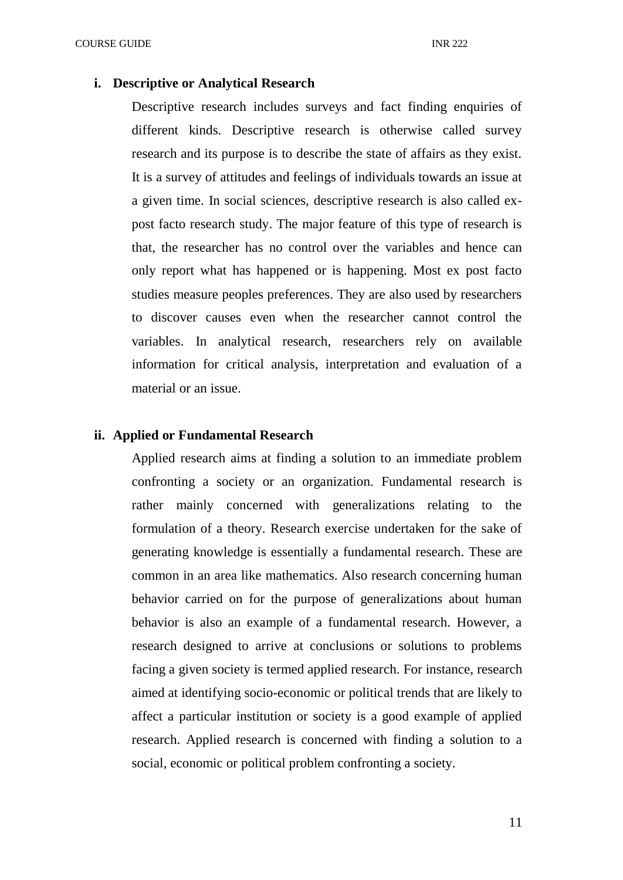**i. Descriptive or Analytical Research**

Descriptive research includes surveys and fact finding enquiries of different kinds. Descriptive research is otherwise called survey research and its purpose is to describe the state of affairs as they exist. It is a survey of attitudes and feelings of individuals towards an issue at a given time. In social sciences, descriptive research is also called ex-post facto research study. The major feature of this type of research is that, the researcher has no control over the variables and hence can only report what has happened or is happening. Most ex post facto studies measure peoples preferences. They are also used by researchers to discover causes even when the researcher cannot control the variables. In analytical research, researchers rely on available information for critical analysis, interpretation and evaluation of a material or an issue.

**ii. Applied or Fundamental Research**

Applied research aims at finding a solution to an immediate problem confronting a society or an organization. Fundamental research is rather mainly concerned with generalizations relating to the formulation of a theory. Research exercise undertaken for the sake of generating knowledge is essentially a fundamental research. These are common in an area like mathematics. Also research concerning human behavior carried on for the purpose of generalizations about human behavior is also an example of a fundamental research. However, a research designed to arrive at conclusions or solutions to problems facing a given society is termed applied research. For instance, research aimed at identifying socio-economic or political trends that are likely to affect a particular institution or society is a good example of applied research. Applied research is concerned with finding a solution to a social, economic or political problem confronting a society.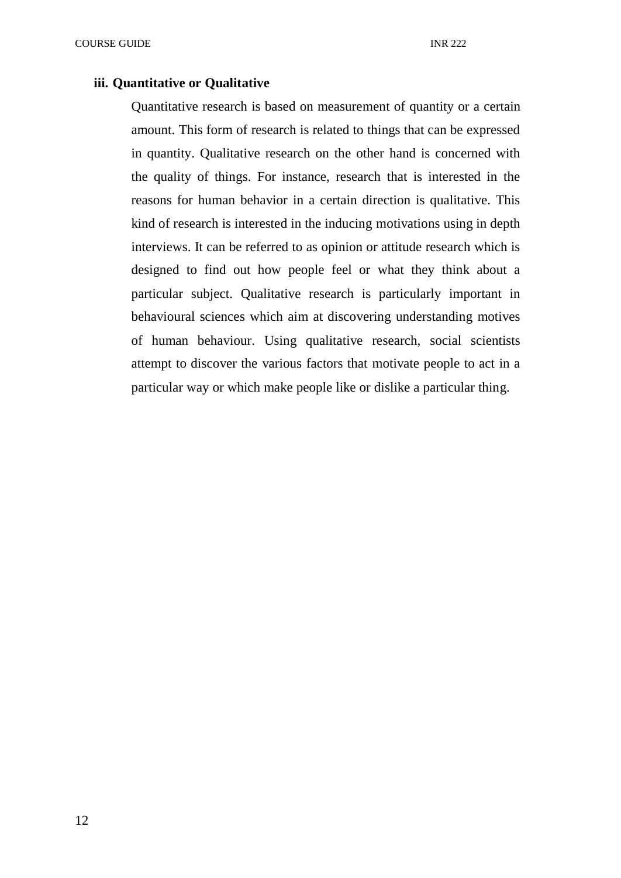**iii. Quantitative or Qualitative**

Quantitative research is based on measurement of quantity or a certain amount. This form of research is related to things that can be expressed in quantity. Qualitative research on the other hand is concerned with the quality of things. For instance, research that is interested in the reasons for human behavior in a certain direction is qualitative. This kind of research is interested in the inducing motivations using in depth interviews. It can be referred to as opinion or attitude research which is designed to find out how people feel or what they think about a particular subject. Qualitative research is particularly important in behavioural sciences which aim at discovering understanding motives of human behaviour. Using qualitative research, social scientists attempt to discover the various factors that motivate people to act in a particular way or which make people like or dislike a particular thing.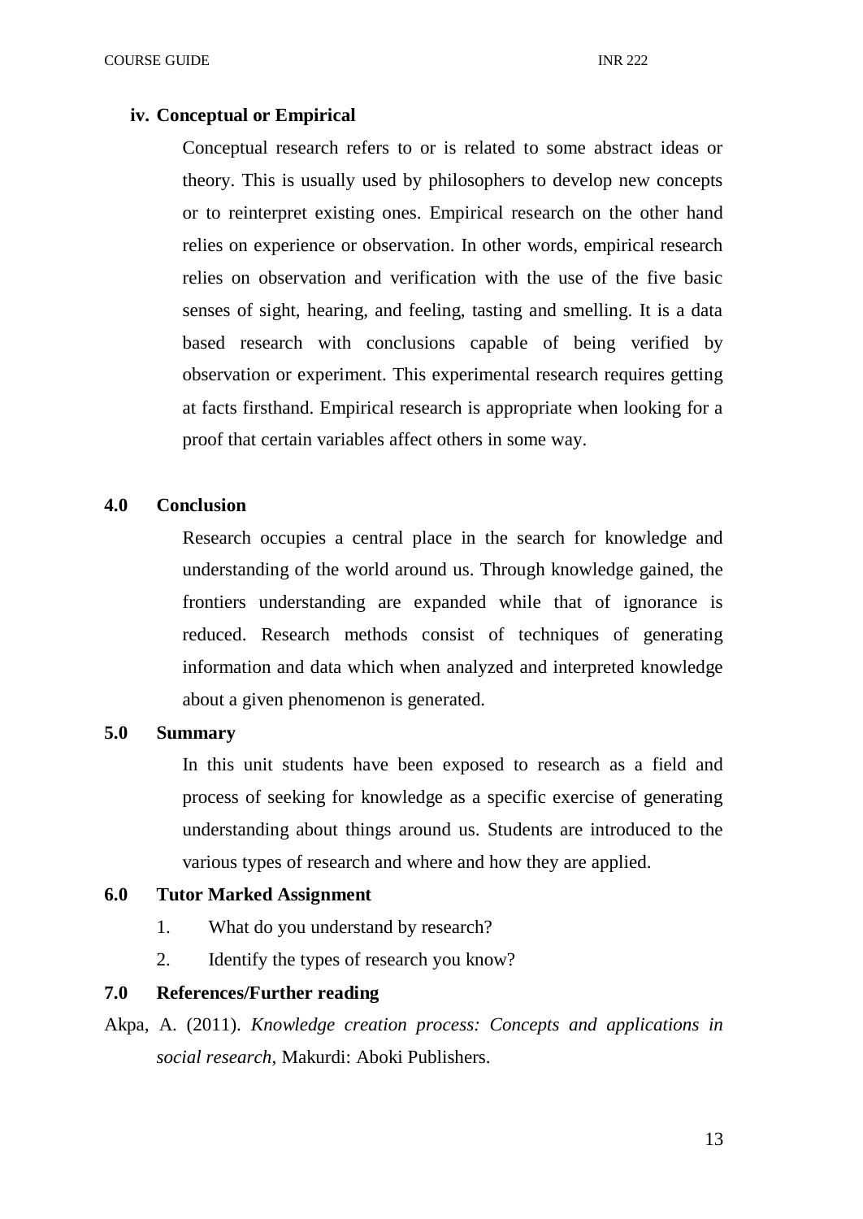#### iv. Conceptual or Empirical

Conceptual research refers to or is related to some abstract ideas or theory. This is usually used by philosophers to develop new concepts or to reinterpret existing ones. Empirical research on the other hand relies on experience or observation. In other words, empirical research relies on observation and verification with the use of the five basic senses of sight, hearing, and feeling, tasting and smelling. It is a data based research with conclusions capable of being verified by observation or experiment. This experimental research requires getting at facts firsthand. Empirical research is appropriate when looking for a proof that certain variables affect others in some way.

## 4.0 Conclusion

Research occupies a central place in the search for knowledge and understanding of the world around us. Through knowledge gained, the frontiers understanding are expanded while that of ignorance is reduced. Research methods consist of techniques of generating information and data which when analyzed and interpreted knowledge about a given phenomenon is generated.

## 5.0 Summary

In this unit students have been exposed to research as a field and process of seeking for knowledge as a specific exercise of generating understanding about things around us. Students are introduced to the various types of research and where and how they are applied.

## 6.0 Tutor Marked Assignment

1. What do you understand by research?
2. Identify the types of research you know?

## 7.0 References/Further reading

Akpa, A. (2011). *Knowledge creation process: Concepts and applications in social research*, Makurdi: Aboki Publishers.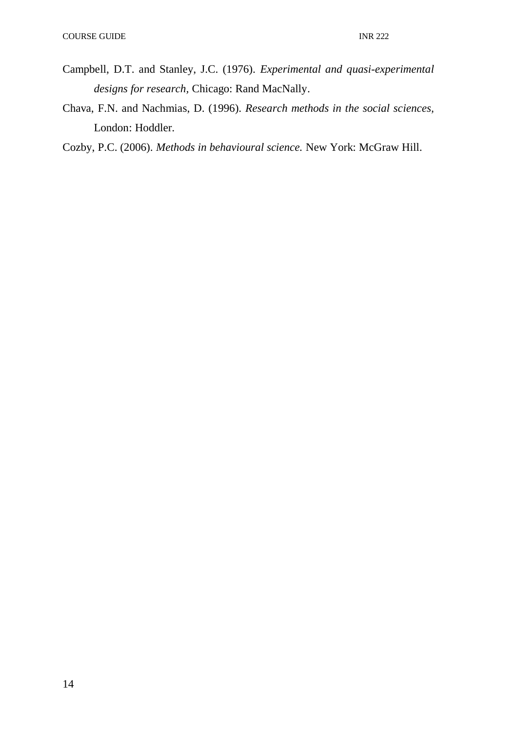Campbell, D.T. and Stanley, J.C. (1976). *Experimental and quasi-experimental designs for research*, Chicago: Rand MacNally.

Chava, F.N. and Nachmias, D. (1996). *Research methods in the social sciences*, London: Hoddler.

Cozby, P.C. (2006). *Methods in behavioural science.* New York: McGraw Hill.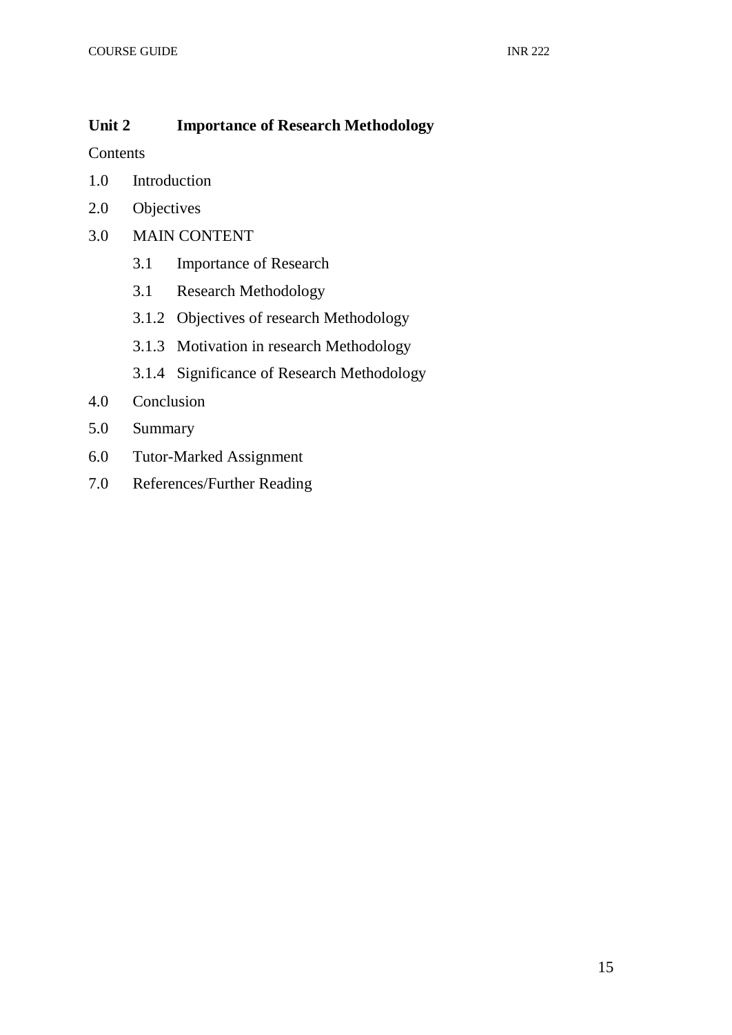## Unit 2 Importance of Research Methodology

Contents

1.0 Introduction

2.0 Objectives

3.0 MAIN CONTENT

 3.1 Importance of Research

 3.1 Research Methodology

 3.1.2 Objectives of research Methodology

 3.1.3 Motivation in research Methodology

 3.1.4 Significance of Research Methodology

4.0 Conclusion

5.0 Summary

6.0 Tutor-Marked Assignment

7.0 References/Further Reading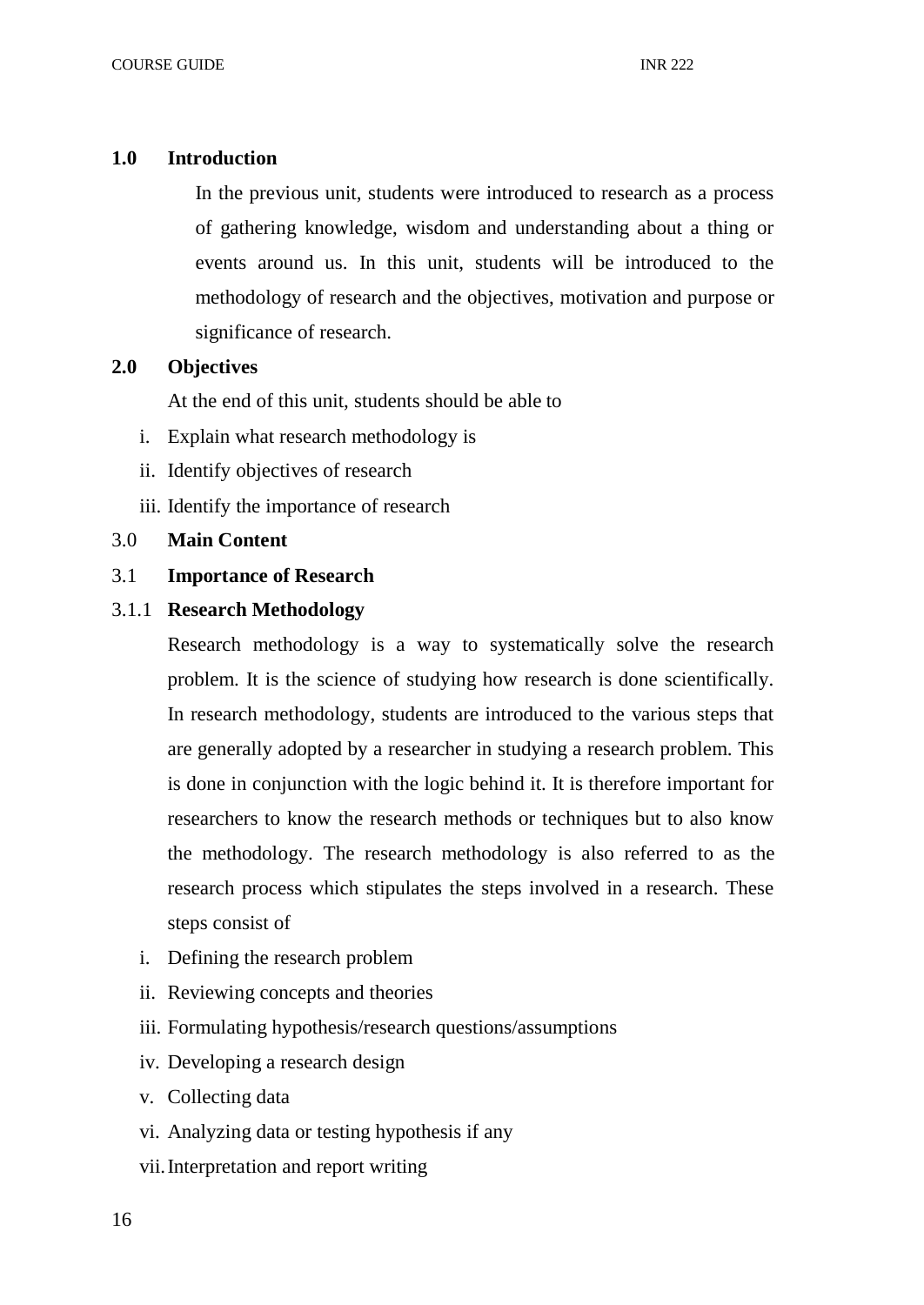## 1.0 Introduction

In the previous unit, students were introduced to research as a process of gathering knowledge, wisdom and understanding about a thing or events around us. In this unit, students will be introduced to the methodology of research and the objectives, motivation and purpose or significance of research.

## 2.0 Objectives

At the end of this unit, students should be able to

i. Explain what research methodology is
ii. Identify objectives of research
iii. Identify the importance of research

## 3.0 Main Content

### 3.1 Importance of Research

#### 3.1.1 Research Methodology

Research methodology is a way to systematically solve the research problem. It is the science of studying how research is done scientifically. In research methodology, students are introduced to the various steps that are generally adopted by a researcher in studying a research problem. This is done in conjunction with the logic behind it. It is therefore important for researchers to know the research methods or techniques but to also know the methodology. The research methodology is also referred to as the research process which stipulates the steps involved in a research. These steps consist of

i. Defining the research problem
ii. Reviewing concepts and theories
iii. Formulating hypothesis/research questions/assumptions
iv. Developing a research design
v. Collecting data
vi. Analyzing data or testing hypothesis if any
vii. Interpretation and report writing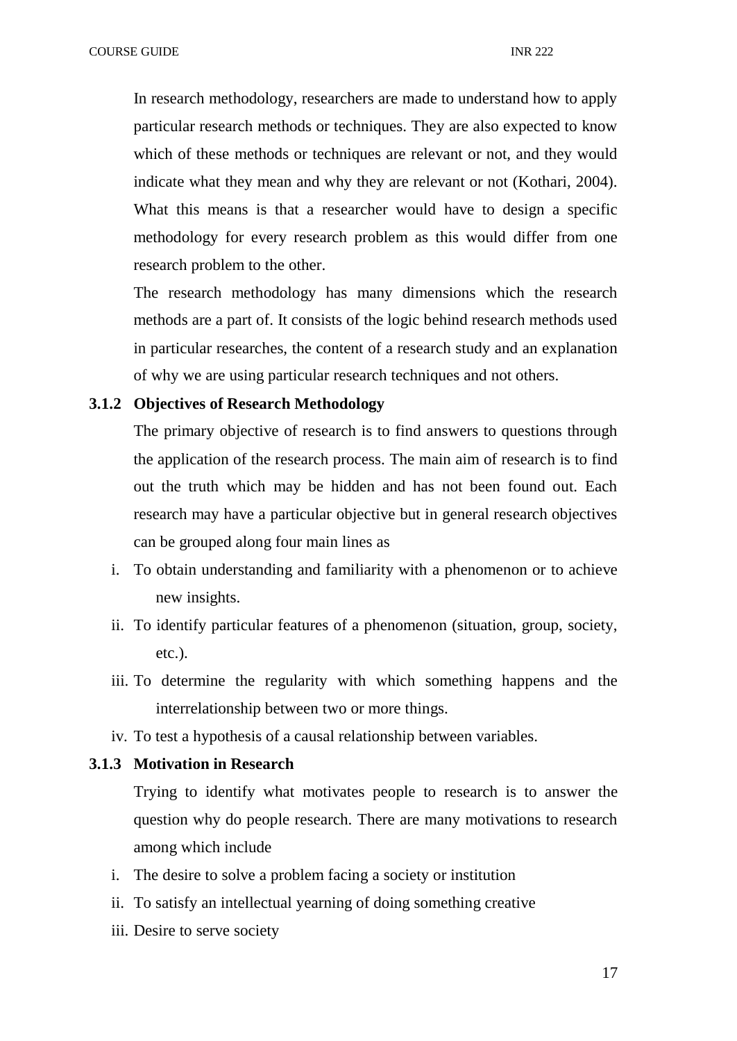In research methodology, researchers are made to understand how to apply particular research methods or techniques. They are also expected to know which of these methods or techniques are relevant or not, and they would indicate what they mean and why they are relevant or not (Kothari, 2004). What this means is that a researcher would have to design a specific methodology for every research problem as this would differ from one research problem to the other.

The research methodology has many dimensions which the research methods are a part of. It consists of the logic behind research methods used in particular researches, the content of a research study and an explanation of why we are using particular research techniques and not others.

### 3.1.2 Objectives of Research Methodology

The primary objective of research is to find answers to questions through the application of the research process. The main aim of research is to find out the truth which may be hidden and has not been found out. Each research may have a particular objective but in general research objectives can be grouped along four main lines as

i. To obtain understanding and familiarity with a phenomenon or to achieve new insights.
ii. To identify particular features of a phenomenon (situation, group, society, etc.).
iii. To determine the regularity with which something happens and the interrelationship between two or more things.
iv. To test a hypothesis of a causal relationship between variables.

### 3.1.3 Motivation in Research

Trying to identify what motivates people to research is to answer the question why do people research. There are many motivations to research among which include

i. The desire to solve a problem facing a society or institution
ii. To satisfy an intellectual yearning of doing something creative
iii. Desire to serve society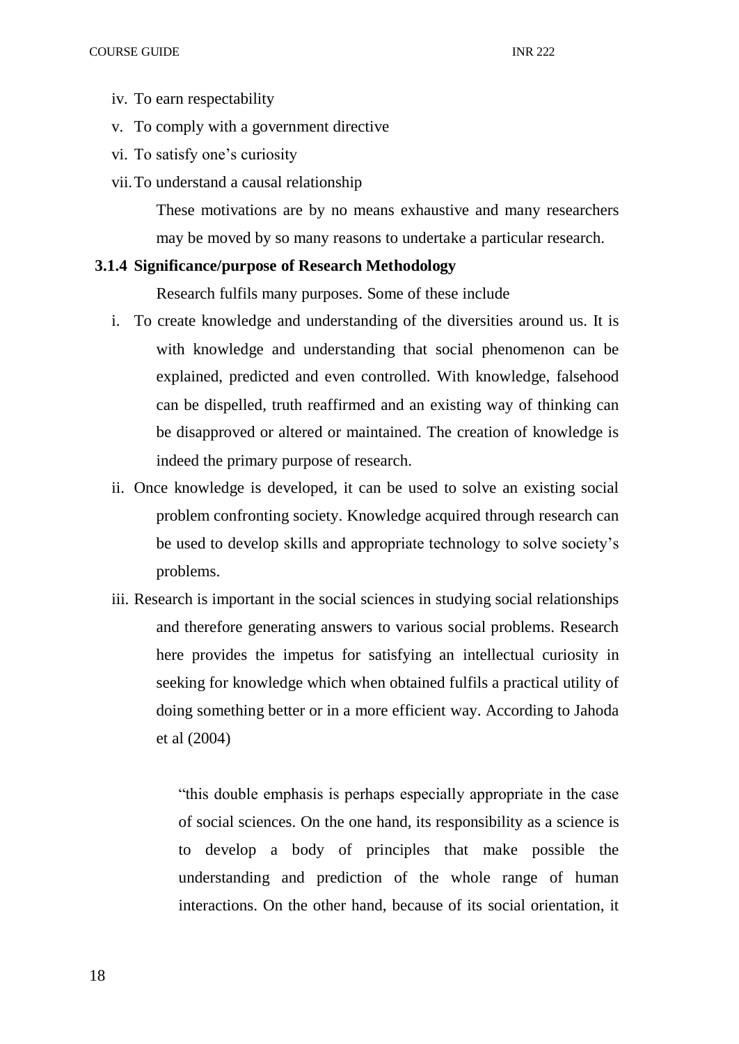iv. To earn respectability

v. To comply with a government directive

vi. To satisfy one's curiosity

vii. To understand a causal relationship

These motivations are by no means exhaustive and many researchers may be moved by so many reasons to undertake a particular research.

### 3.1.4 Significance/purpose of Research Methodology

Research fulfils many purposes. Some of these include

i. To create knowledge and understanding of the diversities around us. It is with knowledge and understanding that social phenomenon can be explained, predicted and even controlled. With knowledge, falsehood can be dispelled, truth reaffirmed and an existing way of thinking can be disapproved or altered or maintained. The creation of knowledge is indeed the primary purpose of research.

ii. Once knowledge is developed, it can be used to solve an existing social problem confronting society. Knowledge acquired through research can be used to develop skills and appropriate technology to solve society's problems.

iii. Research is important in the social sciences in studying social relationships and therefore generating answers to various social problems. Research here provides the impetus for satisfying an intellectual curiosity in seeking for knowledge which when obtained fulfils a practical utility of doing something better or in a more efficient way. According to Jahoda et al (2004)

> "this double emphasis is perhaps especially appropriate in the case of social sciences. On the one hand, its responsibility as a science is to develop a body of principles that make possible the understanding and prediction of the whole range of human interactions. On the other hand, because of its social orientation, it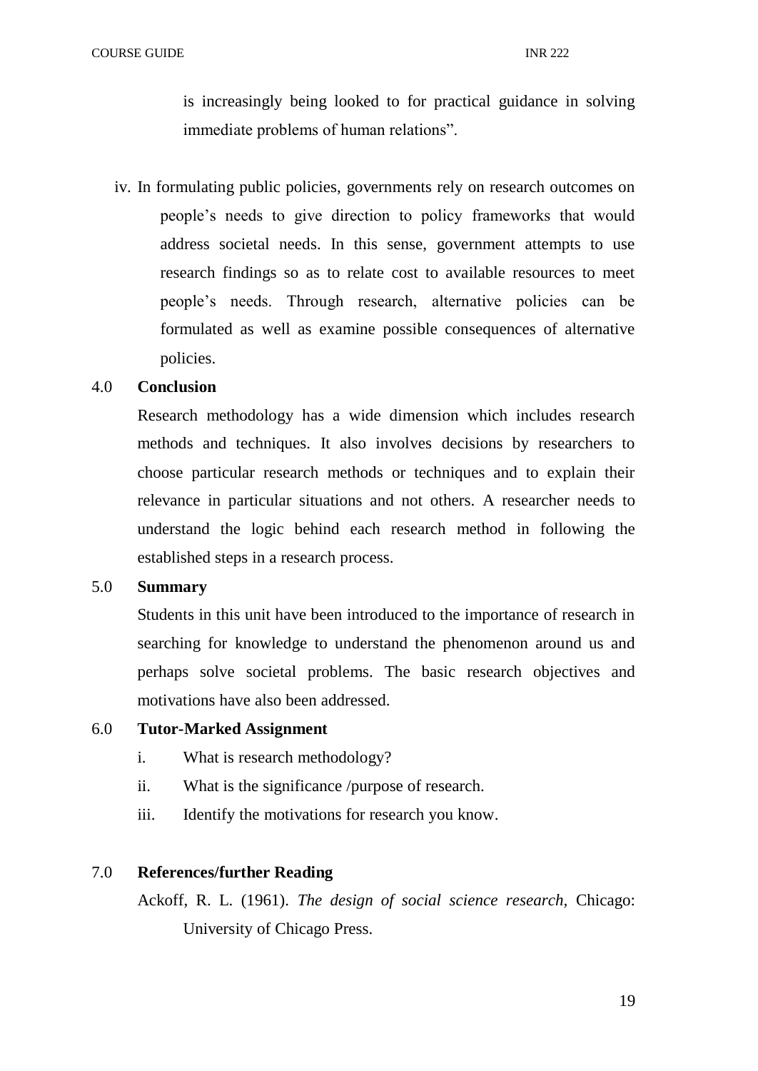is increasingly being looked to for practical guidance in solving immediate problems of human relations".

iv. In formulating public policies, governments rely on research outcomes on people's needs to give direction to policy frameworks that would address societal needs. In this sense, government attempts to use research findings so as to relate cost to available resources to meet people's needs. Through research, alternative policies can be formulated as well as examine possible consequences of alternative policies.

## 4.0 Conclusion

Research methodology has a wide dimension which includes research methods and techniques. It also involves decisions by researchers to choose particular research methods or techniques and to explain their relevance in particular situations and not others. A researcher needs to understand the logic behind each research method in following the established steps in a research process.

## 5.0 Summary

Students in this unit have been introduced to the importance of research in searching for knowledge to understand the phenomenon around us and perhaps solve societal problems. The basic research objectives and motivations have also been addressed.

## 6.0 Tutor-Marked Assignment

i. What is research methodology?

ii. What is the significance /purpose of research.

iii. Identify the motivations for research you know.

## 7.0 References/further Reading

Ackoff, R. L. (1961). *The design of social science research*, Chicago: University of Chicago Press.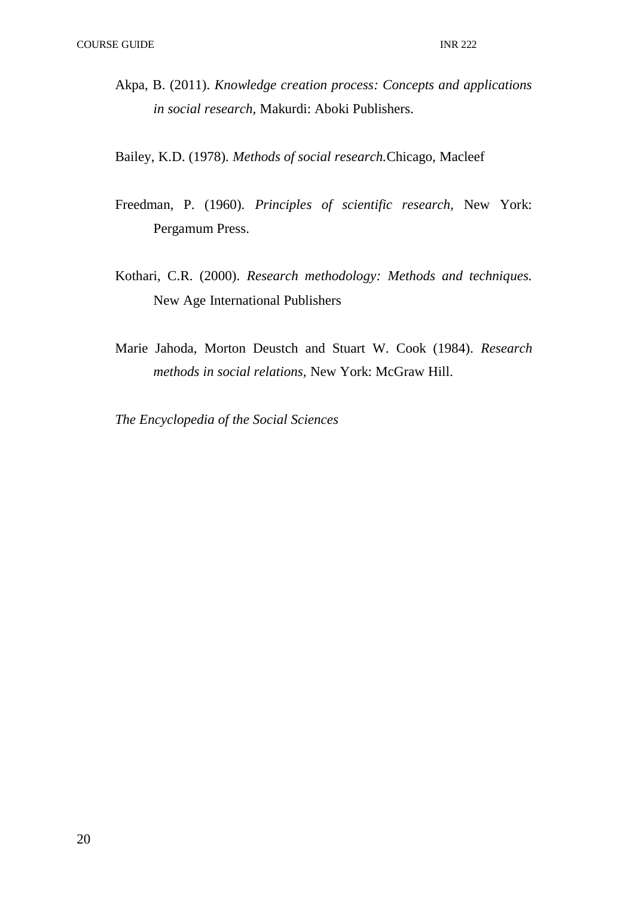Akpa, B. (2011). *Knowledge creation process: Concepts and applications in social research,* Makurdi: Aboki Publishers.

Bailey, K.D. (1978). *Methods of social research.*Chicago, Macleef

Freedman, P. (1960). *Principles of scientific research*, New York: Pergamum Press.

Kothari, C.R. (2000). *Research methodology: Methods and techniques.* New Age International Publishers

Marie Jahoda, Morton Deustch and Stuart W. Cook (1984). *Research methods in social relations,* New York: McGraw Hill.

*The Encyclopedia of the Social Sciences*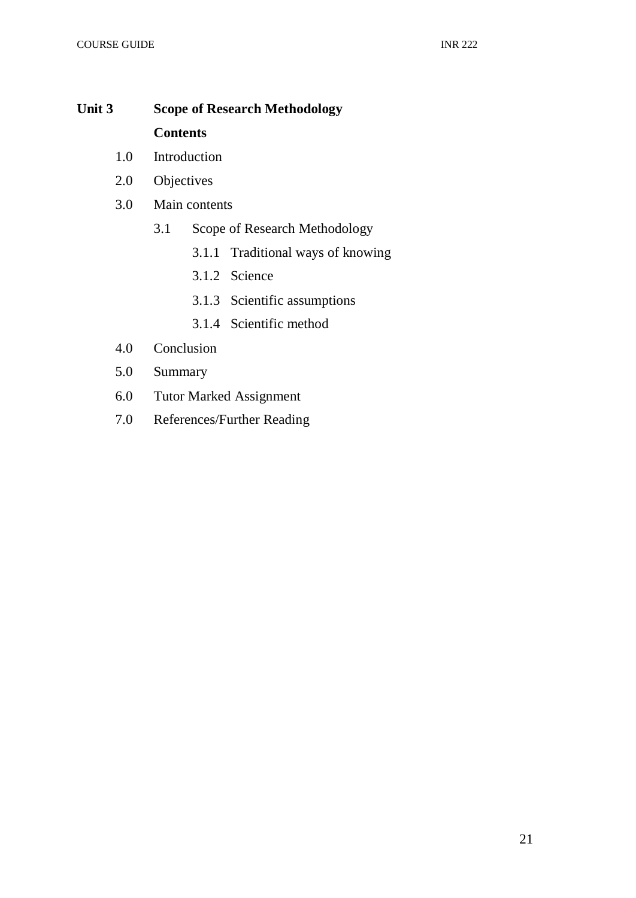## Unit 3 Scope of Research Methodology

**Contents**

1.0 Introduction

2.0 Objectives

3.0 Main contents

- 3.1 Scope of Research Methodology
  - 3.1.1 Traditional ways of knowing
  - 3.1.2 Science
  - 3.1.3 Scientific assumptions
  - 3.1.4 Scientific method

4.0 Conclusion

5.0 Summary

6.0 Tutor Marked Assignment

7.0 References/Further Reading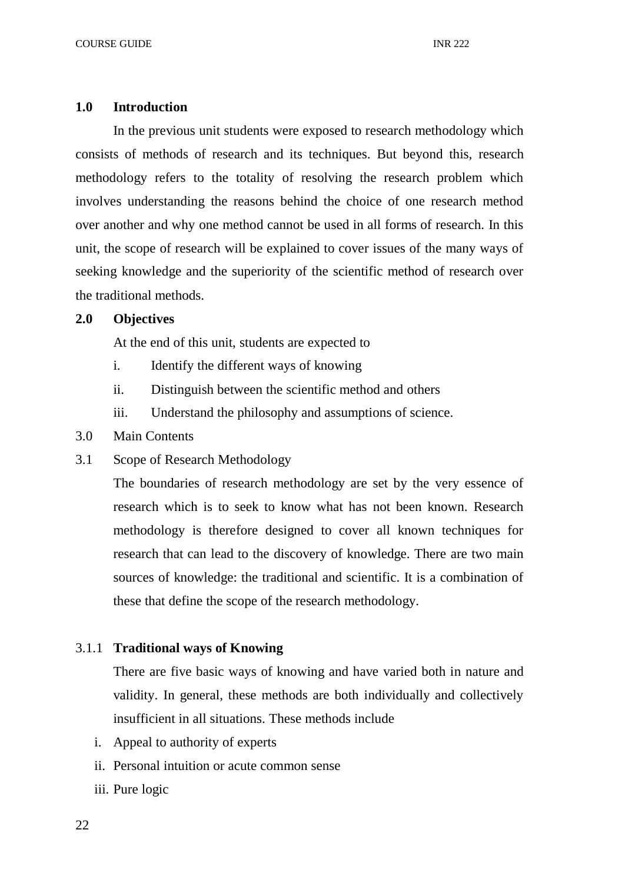## 1.0 Introduction

In the previous unit students were exposed to research methodology which consists of methods of research and its techniques. But beyond this, research methodology refers to the totality of resolving the research problem which involves understanding the reasons behind the choice of one research method over another and why one method cannot be used in all forms of research. In this unit, the scope of research will be explained to cover issues of the many ways of seeking knowledge and the superiority of the scientific method of research over the traditional methods.

## 2.0 Objectives

At the end of this unit, students are expected to

i. Identify the different ways of knowing
ii. Distinguish between the scientific method and others
iii. Understand the philosophy and assumptions of science.

## 3.0 Main Contents

### 3.1 Scope of Research Methodology

The boundaries of research methodology are set by the very essence of research which is to seek to know what has not been known. Research methodology is therefore designed to cover all known techniques for research that can lead to the discovery of knowledge. There are two main sources of knowledge: the traditional and scientific. It is a combination of these that define the scope of the research methodology.

#### 3.1.1 **Traditional ways of Knowing**

There are five basic ways of knowing and have varied both in nature and validity. In general, these methods are both individually and collectively insufficient in all situations. These methods include

i. Appeal to authority of experts
ii. Personal intuition or acute common sense
iii. Pure logic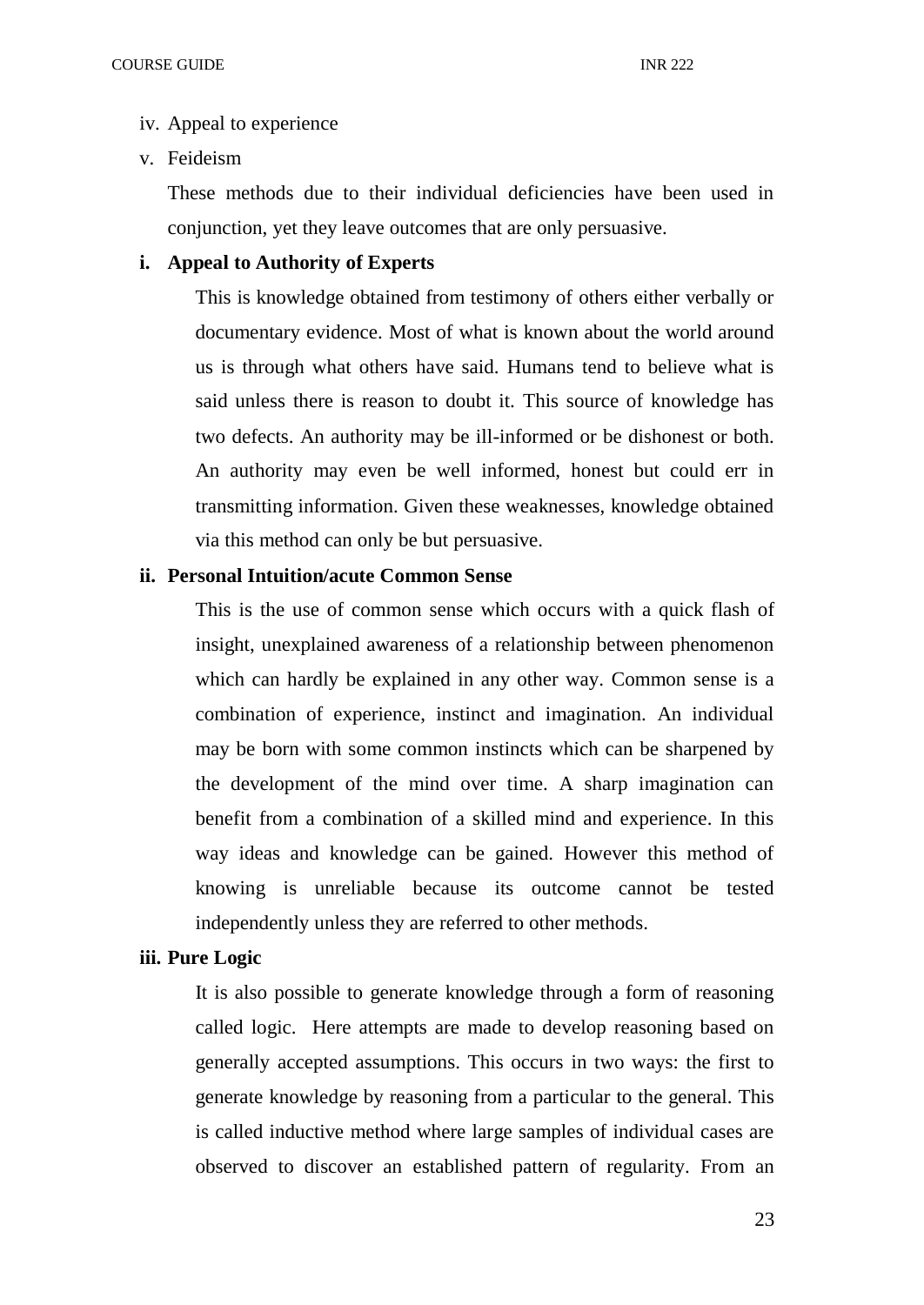iv. Appeal to experience

v. Feideism

These methods due to their individual deficiencies have been used in conjunction, yet they leave outcomes that are only persuasive.

**i. Appeal to Authority of Experts**

This is knowledge obtained from testimony of others either verbally or documentary evidence. Most of what is known about the world around us is through what others have said. Humans tend to believe what is said unless there is reason to doubt it. This source of knowledge has two defects. An authority may be ill-informed or be dishonest or both. An authority may even be well informed, honest but could err in transmitting information. Given these weaknesses, knowledge obtained via this method can only be but persuasive.

**ii. Personal Intuition/acute Common Sense**

This is the use of common sense which occurs with a quick flash of insight, unexplained awareness of a relationship between phenomenon which can hardly be explained in any other way. Common sense is a combination of experience, instinct and imagination. An individual may be born with some common instincts which can be sharpened by the development of the mind over time. A sharp imagination can benefit from a combination of a skilled mind and experience. In this way ideas and knowledge can be gained. However this method of knowing is unreliable because its outcome cannot be tested independently unless they are referred to other methods.

**iii. Pure Logic**

It is also possible to generate knowledge through a form of reasoning called logic. Here attempts are made to develop reasoning based on generally accepted assumptions. This occurs in two ways: the first to generate knowledge by reasoning from a particular to the general. This is called inductive method where large samples of individual cases are observed to discover an established pattern of regularity. From an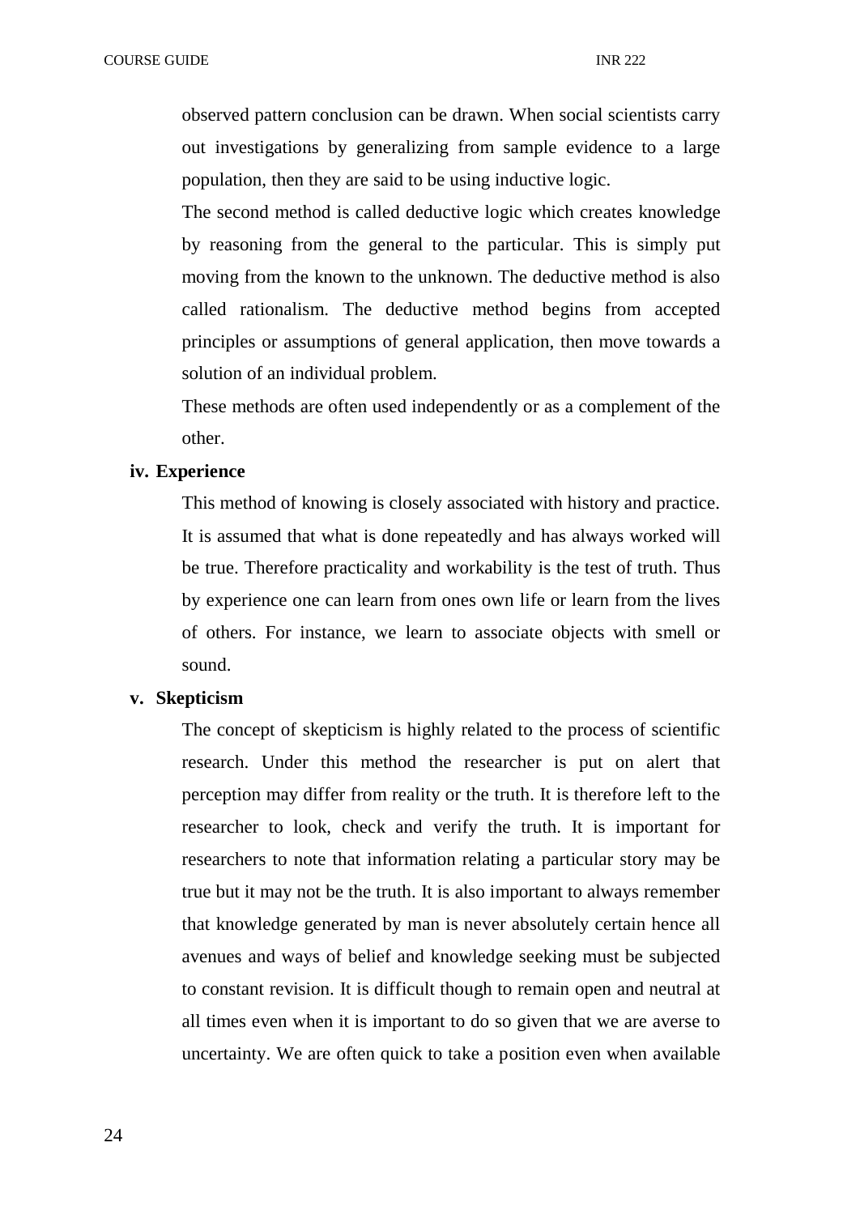observed pattern conclusion can be drawn. When social scientists carry out investigations by generalizing from sample evidence to a large population, then they are said to be using inductive logic.

The second method is called deductive logic which creates knowledge by reasoning from the general to the particular. This is simply put moving from the known to the unknown. The deductive method is also called rationalism. The deductive method begins from accepted principles or assumptions of general application, then move towards a solution of an individual problem.

These methods are often used independently or as a complement of the other.

**iv. Experience**

This method of knowing is closely associated with history and practice. It is assumed that what is done repeatedly and has always worked will be true. Therefore practicality and workability is the test of truth. Thus by experience one can learn from ones own life or learn from the lives of others. For instance, we learn to associate objects with smell or sound.

**v. Skepticism**

The concept of skepticism is highly related to the process of scientific research. Under this method the researcher is put on alert that perception may differ from reality or the truth. It is therefore left to the researcher to look, check and verify the truth. It is important for researchers to note that information relating a particular story may be true but it may not be the truth. It is also important to always remember that knowledge generated by man is never absolutely certain hence all avenues and ways of belief and knowledge seeking must be subjected to constant revision. It is difficult though to remain open and neutral at all times even when it is important to do so given that we are averse to uncertainty. We are often quick to take a position even when available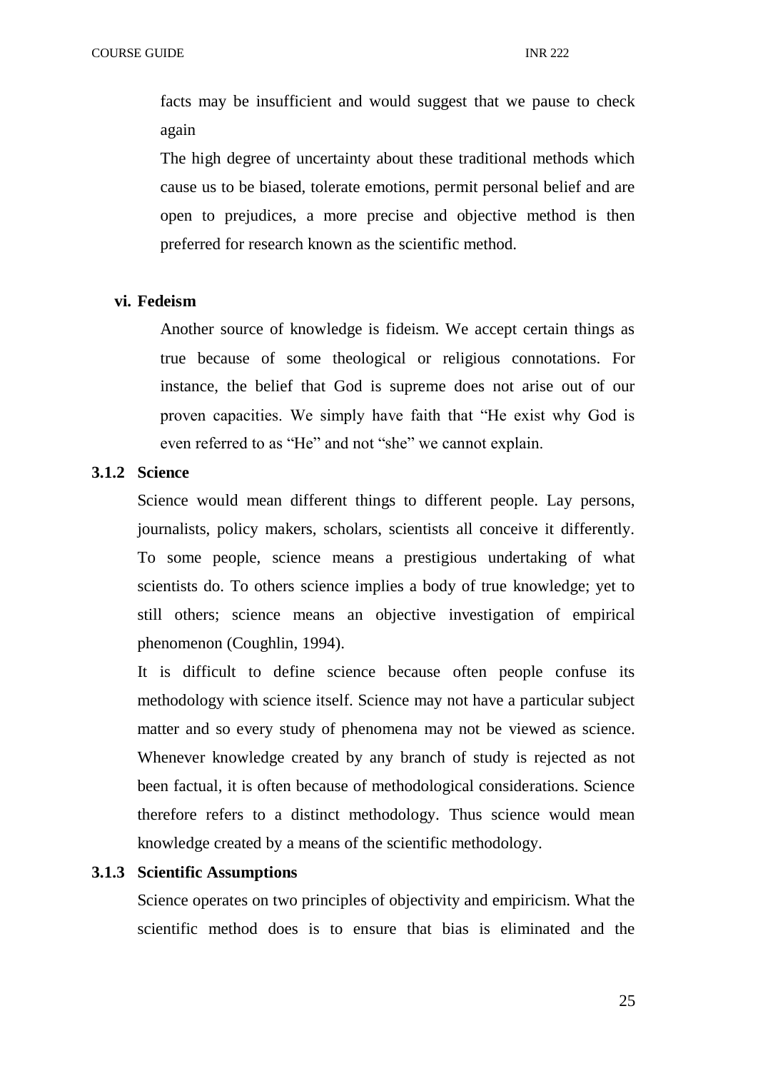facts may be insufficient and would suggest that we pause to check again

The high degree of uncertainty about these traditional methods which cause us to be biased, tolerate emotions, permit personal belief and are open to prejudices, a more precise and objective method is then preferred for research known as the scientific method.

**vi. Fedeism**

Another source of knowledge is fideism. We accept certain things as true because of some theological or religious connotations. For instance, the belief that God is supreme does not arise out of our proven capacities. We simply have faith that "He exist why God is even referred to as "He" and not "she" we cannot explain.

### 3.1.2 Science

Science would mean different things to different people. Lay persons, journalists, policy makers, scholars, scientists all conceive it differently. To some people, science means a prestigious undertaking of what scientists do. To others science implies a body of true knowledge; yet to still others; science means an objective investigation of empirical phenomenon (Coughlin, 1994).

It is difficult to define science because often people confuse its methodology with science itself. Science may not have a particular subject matter and so every study of phenomena may not be viewed as science. Whenever knowledge created by any branch of study is rejected as not been factual, it is often because of methodological considerations. Science therefore refers to a distinct methodology. Thus science would mean knowledge created by a means of the scientific methodology.

### 3.1.3 Scientific Assumptions

Science operates on two principles of objectivity and empiricism. What the scientific method does is to ensure that bias is eliminated and the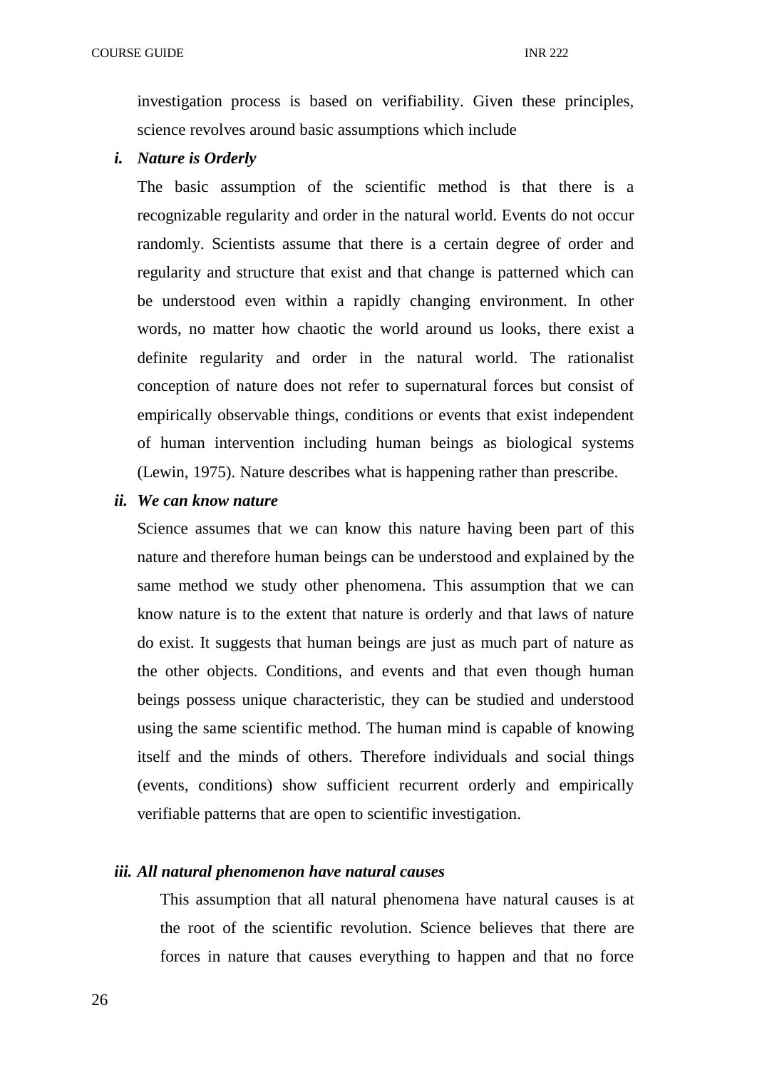investigation process is based on verifiability. Given these principles, science revolves around basic assumptions which include

***i. Nature is Orderly***

The basic assumption of the scientific method is that there is a recognizable regularity and order in the natural world. Events do not occur randomly. Scientists assume that there is a certain degree of order and regularity and structure that exist and that change is patterned which can be understood even within a rapidly changing environment. In other words, no matter how chaotic the world around us looks, there exist a definite regularity and order in the natural world. The rationalist conception of nature does not refer to supernatural forces but consist of empirically observable things, conditions or events that exist independent of human intervention including human beings as biological systems (Lewin, 1975). Nature describes what is happening rather than prescribe.

***ii. We can know nature***

Science assumes that we can know this nature having been part of this nature and therefore human beings can be understood and explained by the same method we study other phenomena. This assumption that we can know nature is to the extent that nature is orderly and that laws of nature do exist. It suggests that human beings are just as much part of nature as the other objects. Conditions, and events and that even though human beings possess unique characteristic, they can be studied and understood using the same scientific method. The human mind is capable of knowing itself and the minds of others. Therefore individuals and social things (events, conditions) show sufficient recurrent orderly and empirically verifiable patterns that are open to scientific investigation.

***iii. All natural phenomenon have natural causes***

This assumption that all natural phenomena have natural causes is at the root of the scientific revolution. Science believes that there are forces in nature that causes everything to happen and that no force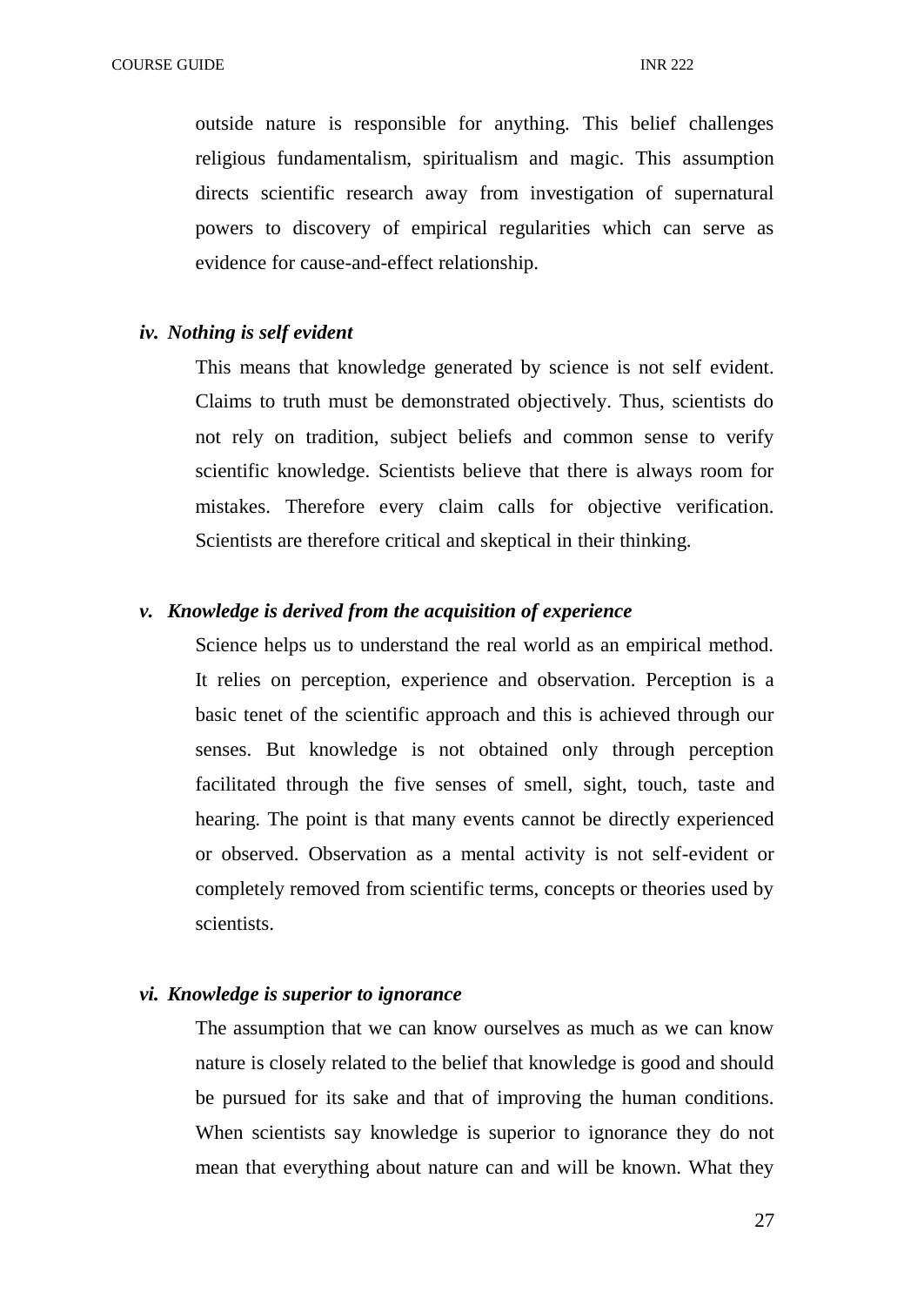outside nature is responsible for anything. This belief challenges religious fundamentalism, spiritualism and magic. This assumption directs scientific research away from investigation of supernatural powers to discovery of empirical regularities which can serve as evidence for cause-and-effect relationship.

***iv. Nothing is self evident***

This means that knowledge generated by science is not self evident. Claims to truth must be demonstrated objectively. Thus, scientists do not rely on tradition, subject beliefs and common sense to verify scientific knowledge. Scientists believe that there is always room for mistakes. Therefore every claim calls for objective verification. Scientists are therefore critical and skeptical in their thinking.

***v. Knowledge is derived from the acquisition of experience***

Science helps us to understand the real world as an empirical method. It relies on perception, experience and observation. Perception is a basic tenet of the scientific approach and this is achieved through our senses. But knowledge is not obtained only through perception facilitated through the five senses of smell, sight, touch, taste and hearing. The point is that many events cannot be directly experienced or observed. Observation as a mental activity is not self-evident or completely removed from scientific terms, concepts or theories used by scientists.

***vi. Knowledge is superior to ignorance***

The assumption that we can know ourselves as much as we can know nature is closely related to the belief that knowledge is good and should be pursued for its sake and that of improving the human conditions. When scientists say knowledge is superior to ignorance they do not mean that everything about nature can and will be known. What they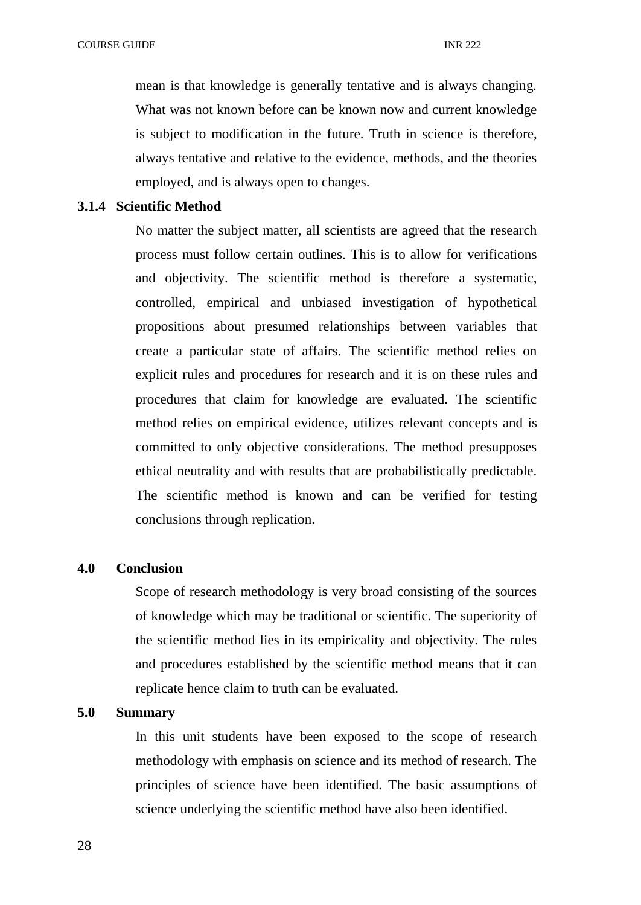mean is that knowledge is generally tentative and is always changing. What was not known before can be known now and current knowledge is subject to modification in the future. Truth in science is therefore, always tentative and relative to the evidence, methods, and the theories employed, and is always open to changes.

### 3.1.4 Scientific Method

No matter the subject matter, all scientists are agreed that the research process must follow certain outlines. This is to allow for verifications and objectivity. The scientific method is therefore a systematic, controlled, empirical and unbiased investigation of hypothetical propositions about presumed relationships between variables that create a particular state of affairs. The scientific method relies on explicit rules and procedures for research and it is on these rules and procedures that claim for knowledge are evaluated. The scientific method relies on empirical evidence, utilizes relevant concepts and is committed to only objective considerations. The method presupposes ethical neutrality and with results that are probabilistically predictable. The scientific method is known and can be verified for testing conclusions through replication.

## 4.0 Conclusion

Scope of research methodology is very broad consisting of the sources of knowledge which may be traditional or scientific. The superiority of the scientific method lies in its empiricality and objectivity. The rules and procedures established by the scientific method means that it can replicate hence claim to truth can be evaluated.

## 5.0 Summary

In this unit students have been exposed to the scope of research methodology with emphasis on science and its method of research. The principles of science have been identified. The basic assumptions of science underlying the scientific method have also been identified.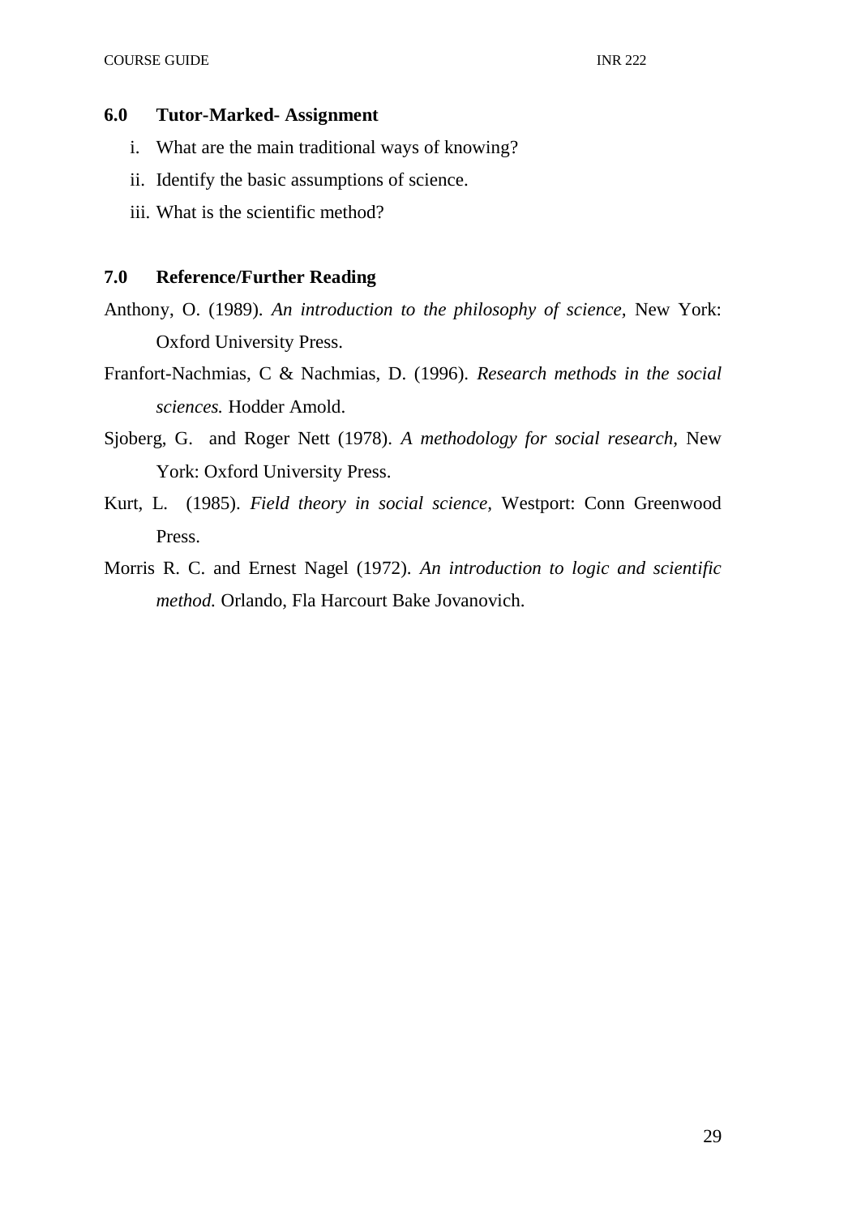## 6.0 Tutor-Marked- Assignment

i. What are the main traditional ways of knowing?

ii. Identify the basic assumptions of science.

iii. What is the scientific method?

## 7.0 Reference/Further Reading

Anthony, O. (1989). *An introduction to the philosophy of science,* New York: Oxford University Press.

Franfort-Nachmias, C & Nachmias, D. (1996). *Research methods in the social sciences.* Hodder Amold.

Sjoberg, G. and Roger Nett (1978). *A methodology for social research,* New York: Oxford University Press.

Kurt, L. (1985). *Field theory in social science*, Westport: Conn Greenwood Press.

Morris R. C. and Ernest Nagel (1972). *An introduction to logic and scientific method.* Orlando, Fla Harcourt Bake Jovanovich.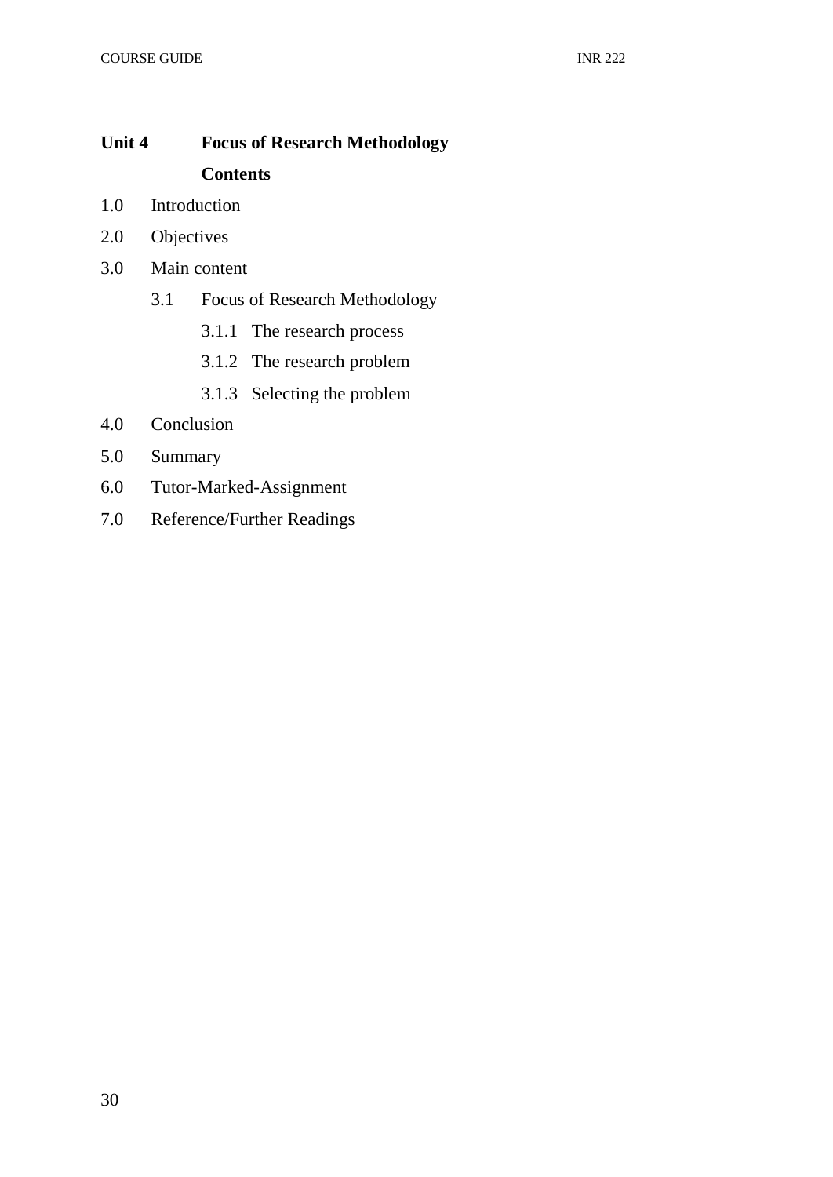## Unit 4 Focus of Research Methodology

### Contents

1.0 Introduction

2.0 Objectives

3.0 Main content

- 3.1 Focus of Research Methodology
  - 3.1.1 The research process
  - 3.1.2 The research problem
  - 3.1.3 Selecting the problem

4.0 Conclusion

5.0 Summary

6.0 Tutor-Marked-Assignment

7.0 Reference/Further Readings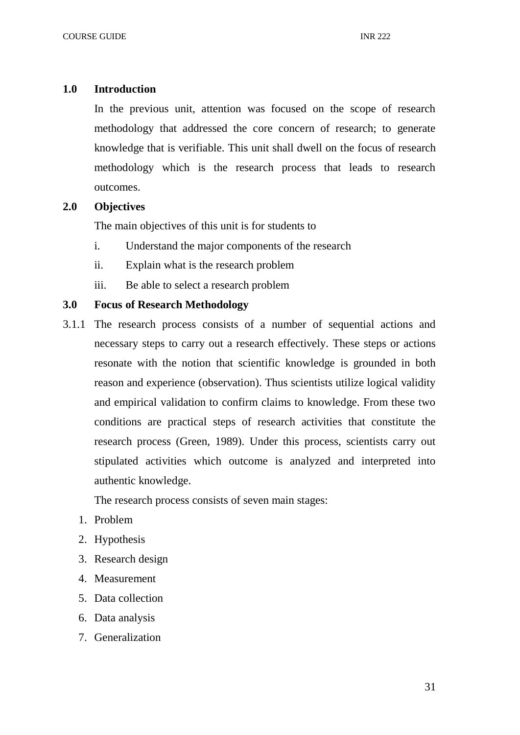## 1.0 Introduction

In the previous unit, attention was focused on the scope of research methodology that addressed the core concern of research; to generate knowledge that is verifiable. This unit shall dwell on the focus of research methodology which is the research process that leads to research outcomes.

## 2.0 Objectives

The main objectives of this unit is for students to

i. Understand the major components of the research

ii. Explain what is the research problem

iii. Be able to select a research problem

## 3.0 Focus of Research Methodology

3.1.1 The research process consists of a number of sequential actions and necessary steps to carry out a research effectively. These steps or actions resonate with the notion that scientific knowledge is grounded in both reason and experience (observation). Thus scientists utilize logical validity and empirical validation to confirm claims to knowledge. From these two conditions are practical steps of research activities that constitute the research process (Green, 1989). Under this process, scientists carry out stipulated activities which outcome is analyzed and interpreted into authentic knowledge.

The research process consists of seven main stages:

1. Problem
2. Hypothesis
3. Research design
4. Measurement
5. Data collection
6. Data analysis
7. Generalization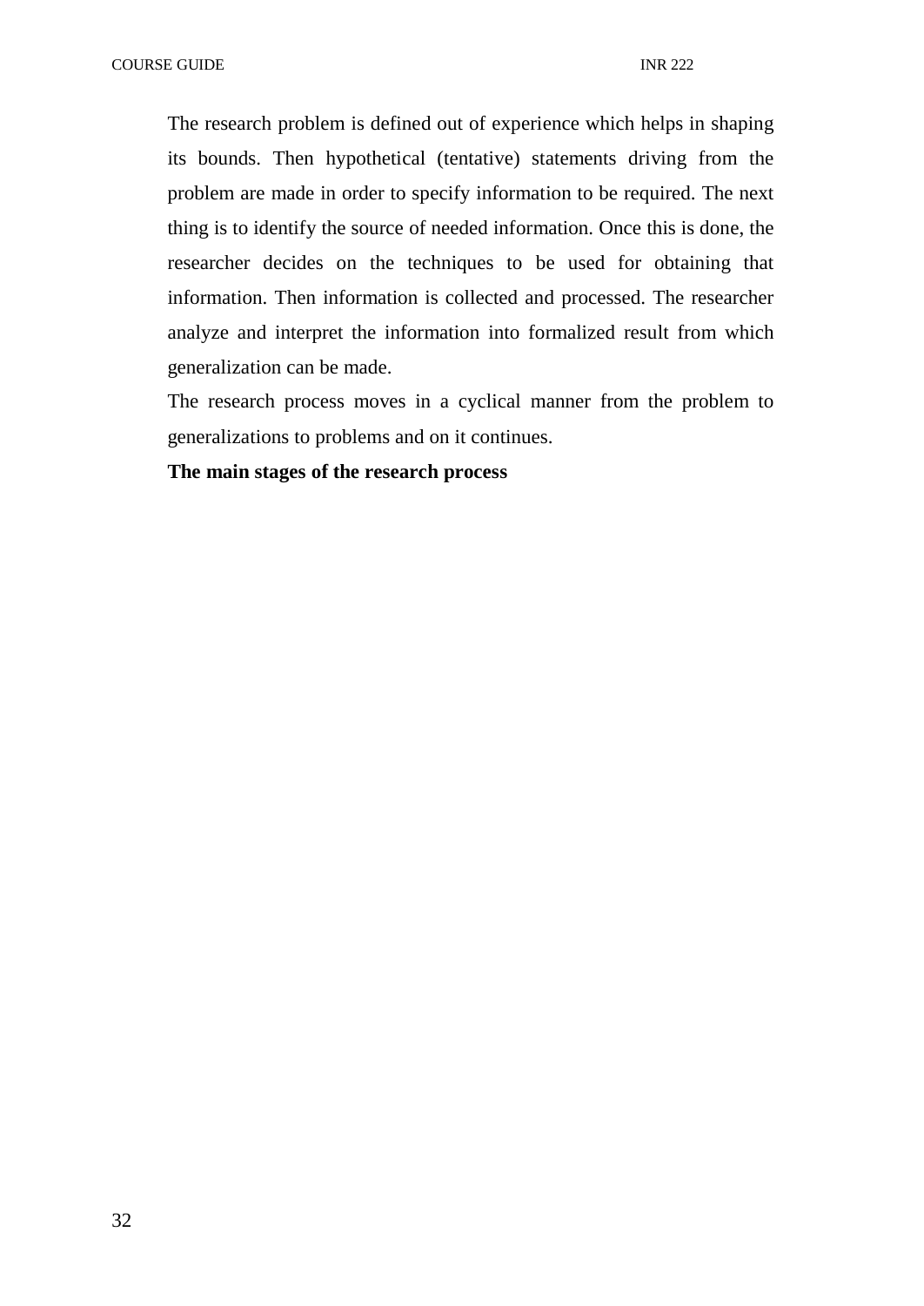The research problem is defined out of experience which helps in shaping its bounds. Then hypothetical (tentative) statements driving from the problem are made in order to specify information to be required. The next thing is to identify the source of needed information. Once this is done, the researcher decides on the techniques to be used for obtaining that information. Then information is collected and processed. The researcher analyze and interpret the information into formalized result from which generalization can be made.

The research process moves in a cyclical manner from the problem to generalizations to problems and on it continues.

**The main stages of the research process**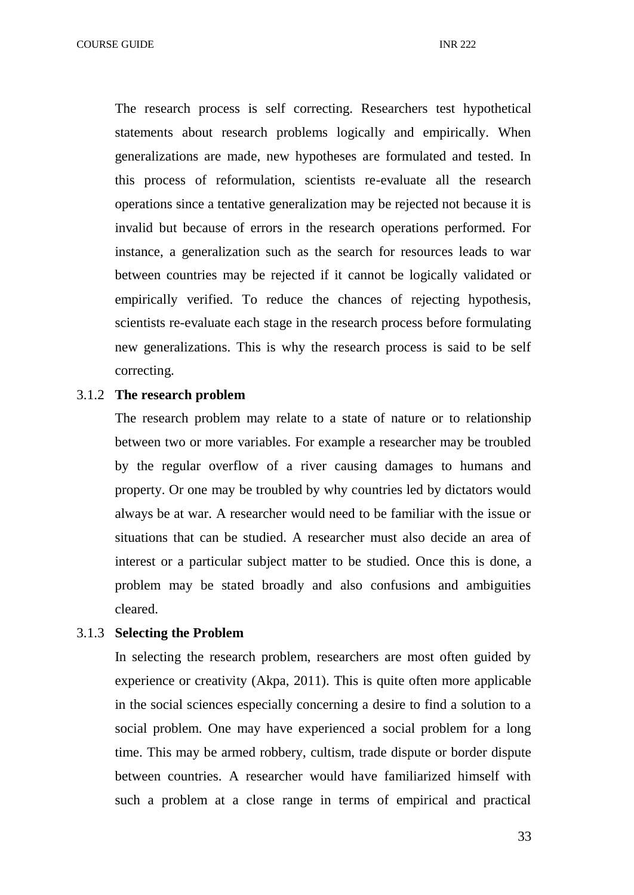The research process is self correcting. Researchers test hypothetical statements about research problems logically and empirically. When generalizations are made, new hypotheses are formulated and tested. In this process of reformulation, scientists re-evaluate all the research operations since a tentative generalization may be rejected not because it is invalid but because of errors in the research operations performed. For instance, a generalization such as the search for resources leads to war between countries may be rejected if it cannot be logically validated or empirically verified. To reduce the chances of rejecting hypothesis, scientists re-evaluate each stage in the research process before formulating new generalizations. This is why the research process is said to be self correcting.

### 3.1.2 The research problem

The research problem may relate to a state of nature or to relationship between two or more variables. For example a researcher may be troubled by the regular overflow of a river causing damages to humans and property. Or one may be troubled by why countries led by dictators would always be at war. A researcher would need to be familiar with the issue or situations that can be studied. A researcher must also decide an area of interest or a particular subject matter to be studied. Once this is done, a problem may be stated broadly and also confusions and ambiguities cleared.

### 3.1.3 Selecting the Problem

In selecting the research problem, researchers are most often guided by experience or creativity (Akpa, 2011). This is quite often more applicable in the social sciences especially concerning a desire to find a solution to a social problem. One may have experienced a social problem for a long time. This may be armed robbery, cultism, trade dispute or border dispute between countries. A researcher would have familiarized himself with such a problem at a close range in terms of empirical and practical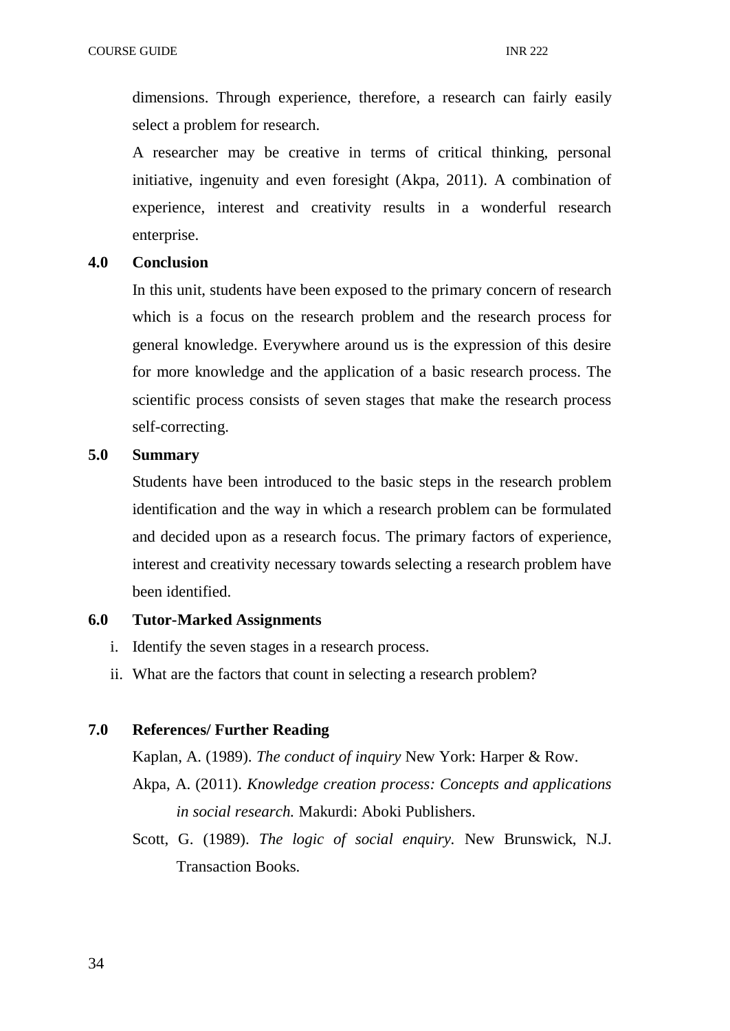dimensions. Through experience, therefore, a research can fairly easily select a problem for research.

A researcher may be creative in terms of critical thinking, personal initiative, ingenuity and even foresight (Akpa, 2011). A combination of experience, interest and creativity results in a wonderful research enterprise.

## 4.0 Conclusion

In this unit, students have been exposed to the primary concern of research which is a focus on the research problem and the research process for general knowledge. Everywhere around us is the expression of this desire for more knowledge and the application of a basic research process. The scientific process consists of seven stages that make the research process self-correcting.

## 5.0 Summary

Students have been introduced to the basic steps in the research problem identification and the way in which a research problem can be formulated and decided upon as a research focus. The primary factors of experience, interest and creativity necessary towards selecting a research problem have been identified.

## 6.0 Tutor-Marked Assignments

i. Identify the seven stages in a research process.
ii. What are the factors that count in selecting a research problem?

## 7.0 References/ Further Reading

Kaplan, A. (1989). *The conduct of inquiry* New York: Harper & Row.

Akpa, A. (2011). *Knowledge creation process: Concepts and applications in social research.* Makurdi: Aboki Publishers.

Scott, G. (1989). *The logic of social enquiry.* New Brunswick, N.J. Transaction Books.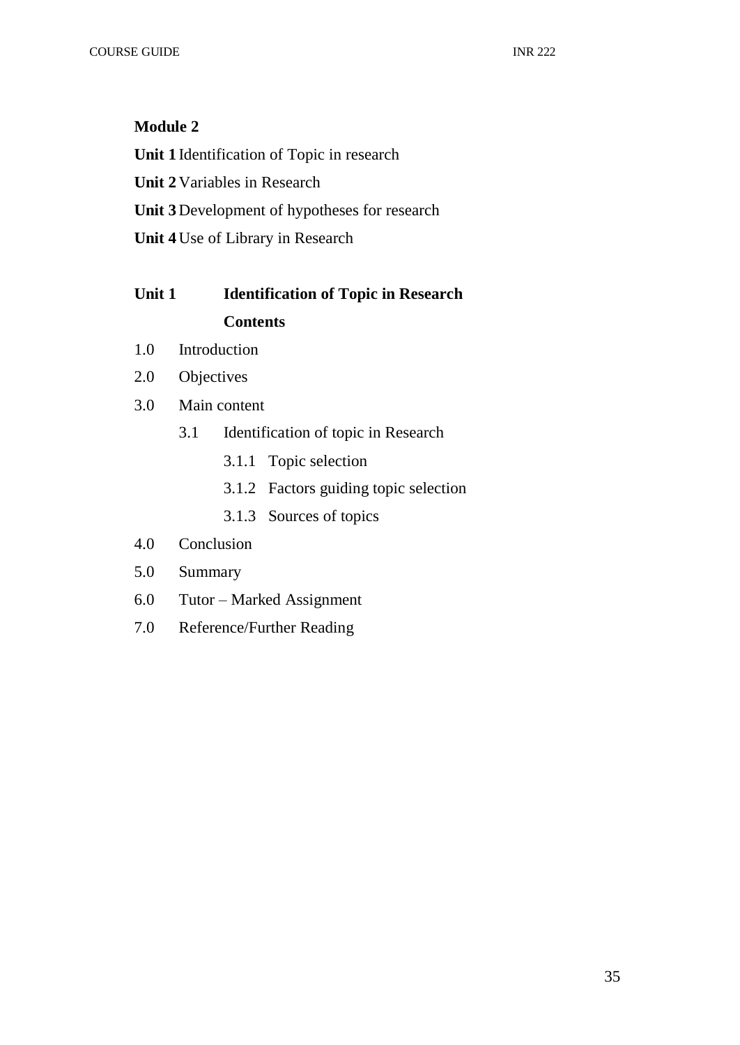**Module 2**

**Unit 1** Identification of Topic in research

**Unit 2** Variables in Research

**Unit 3** Development of hypotheses for research

**Unit 4** Use of Library in Research

## Unit 1 Identification of Topic in Research

**Contents**

1.0 Introduction

2.0 Objectives

3.0 Main content

- 3.1 Identification of topic in Research
  - 3.1.1 Topic selection
  - 3.1.2 Factors guiding topic selection
  - 3.1.3 Sources of topics

4.0 Conclusion

5.0 Summary

6.0 Tutor – Marked Assignment

7.0 Reference/Further Reading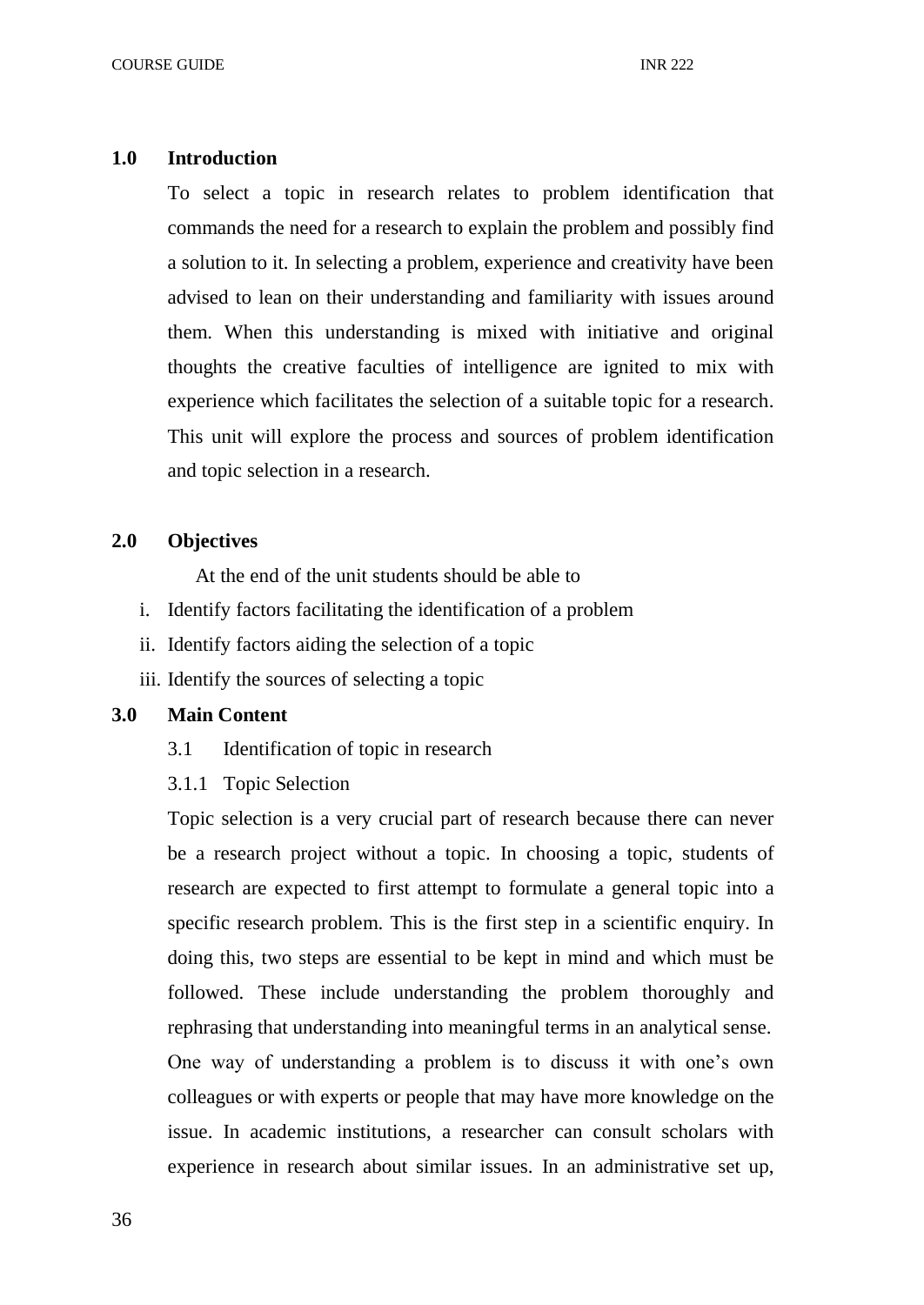## 1.0 Introduction

To select a topic in research relates to problem identification that commands the need for a research to explain the problem and possibly find a solution to it. In selecting a problem, experience and creativity have been advised to lean on their understanding and familiarity with issues around them. When this understanding is mixed with initiative and original thoughts the creative faculties of intelligence are ignited to mix with experience which facilitates the selection of a suitable topic for a research. This unit will explore the process and sources of problem identification and topic selection in a research.

## 2.0 Objectives

At the end of the unit students should be able to

i. Identify factors facilitating the identification of a problem
ii. Identify factors aiding the selection of a topic
iii. Identify the sources of selecting a topic

## 3.0 Main Content

### 3.1 Identification of topic in research

#### 3.1.1 Topic Selection

Topic selection is a very crucial part of research because there can never be a research project without a topic. In choosing a topic, students of research are expected to first attempt to formulate a general topic into a specific research problem. This is the first step in a scientific enquiry. In doing this, two steps are essential to be kept in mind and which must be followed. These include understanding the problem thoroughly and rephrasing that understanding into meaningful terms in an analytical sense. One way of understanding a problem is to discuss it with one's own colleagues or with experts or people that may have more knowledge on the issue. In academic institutions, a researcher can consult scholars with experience in research about similar issues. In an administrative set up,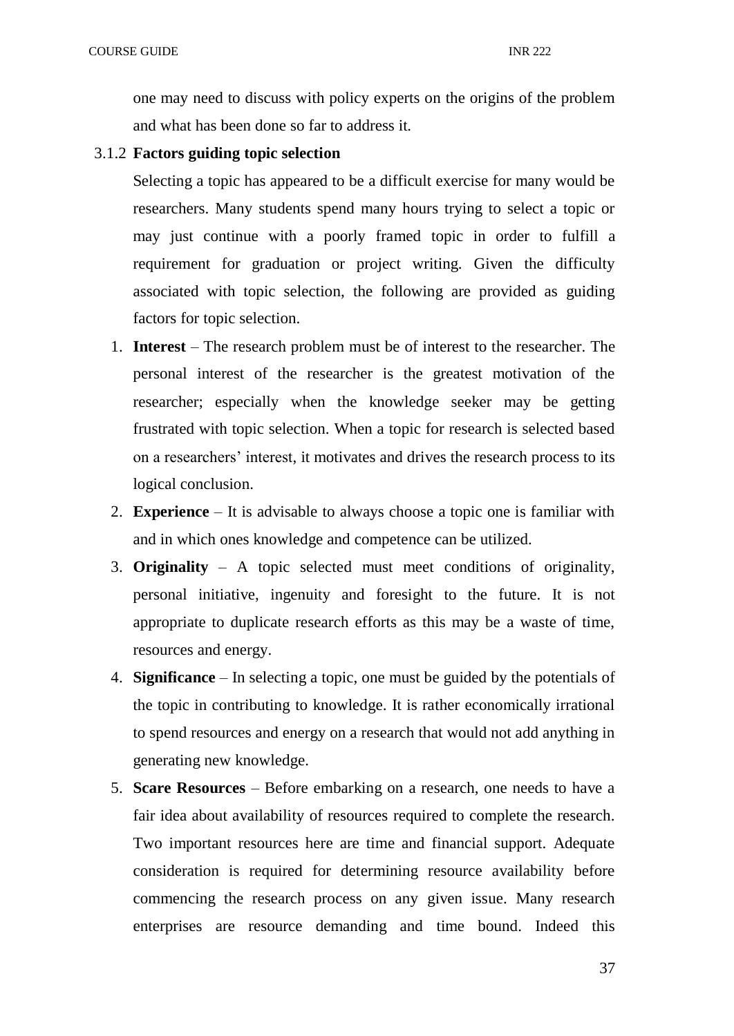one may need to discuss with policy experts on the origins of the problem and what has been done so far to address it.

### 3.1.2 Factors guiding topic selection

Selecting a topic has appeared to be a difficult exercise for many would be researchers. Many students spend many hours trying to select a topic or may just continue with a poorly framed topic in order to fulfill a requirement for graduation or project writing. Given the difficulty associated with topic selection, the following are provided as guiding factors for topic selection.

1. **Interest** – The research problem must be of interest to the researcher. The personal interest of the researcher is the greatest motivation of the researcher; especially when the knowledge seeker may be getting frustrated with topic selection. When a topic for research is selected based on a researchers' interest, it motivates and drives the research process to its logical conclusion.
2. **Experience** – It is advisable to always choose a topic one is familiar with and in which ones knowledge and competence can be utilized.
3. **Originality** – A topic selected must meet conditions of originality, personal initiative, ingenuity and foresight to the future. It is not appropriate to duplicate research efforts as this may be a waste of time, resources and energy.
4. **Significance** – In selecting a topic, one must be guided by the potentials of the topic in contributing to knowledge. It is rather economically irrational to spend resources and energy on a research that would not add anything in generating new knowledge.
5. **Scare Resources** – Before embarking on a research, one needs to have a fair idea about availability of resources required to complete the research. Two important resources here are time and financial support. Adequate consideration is required for determining resource availability before commencing the research process on any given issue. Many research enterprises are resource demanding and time bound. Indeed this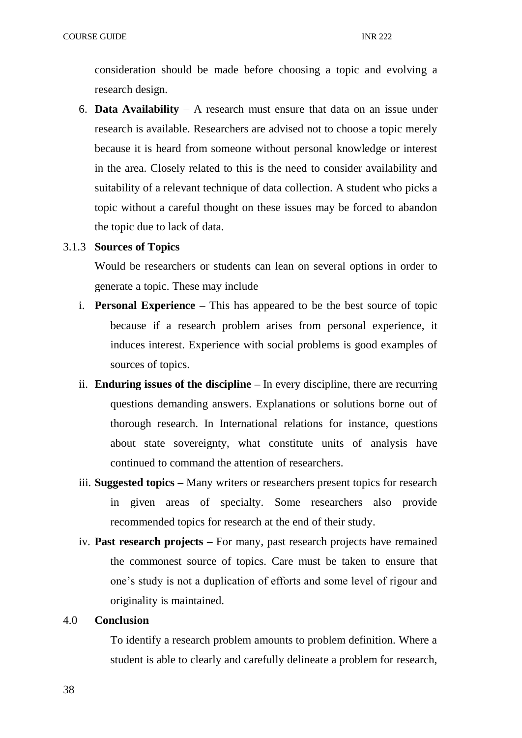consideration should be made before choosing a topic and evolving a research design.

6. **Data Availability** – A research must ensure that data on an issue under research is available. Researchers are advised not to choose a topic merely because it is heard from someone without personal knowledge or interest in the area. Closely related to this is the need to consider availability and suitability of a relevant technique of data collection. A student who picks a topic without a careful thought on these issues may be forced to abandon the topic due to lack of data.

### 3.1.3 Sources of Topics

Would be researchers or students can lean on several options in order to generate a topic. These may include

i. **Personal Experience –** This has appeared to be the best source of topic because if a research problem arises from personal experience, it induces interest. Experience with social problems is good examples of sources of topics.

ii. **Enduring issues of the discipline –** In every discipline, there are recurring questions demanding answers. Explanations or solutions borne out of thorough research. In International relations for instance, questions about state sovereignty, what constitute units of analysis have continued to command the attention of researchers.

iii. **Suggested topics –** Many writers or researchers present topics for research in given areas of specialty. Some researchers also provide recommended topics for research at the end of their study.

iv. **Past research projects –** For many, past research projects have remained the commonest source of topics. Care must be taken to ensure that one's study is not a duplication of efforts and some level of rigour and originality is maintained.

## 4.0 Conclusion

To identify a research problem amounts to problem definition. Where a student is able to clearly and carefully delineate a problem for research,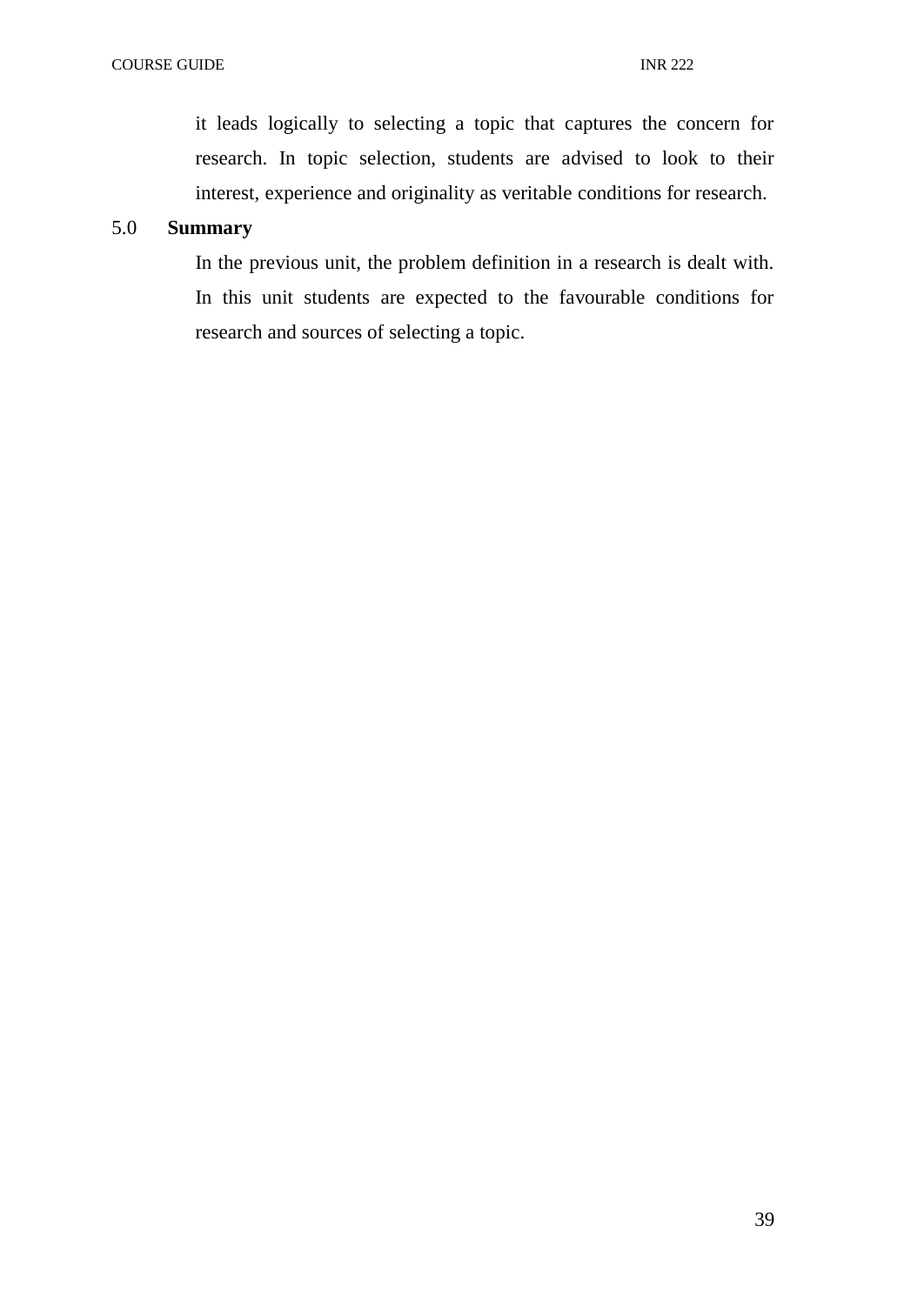it leads logically to selecting a topic that captures the concern for research. In topic selection, students are advised to look to their interest, experience and originality as veritable conditions for research.

## 5.0 Summary

In the previous unit, the problem definition in a research is dealt with. In this unit students are expected to the favourable conditions for research and sources of selecting a topic.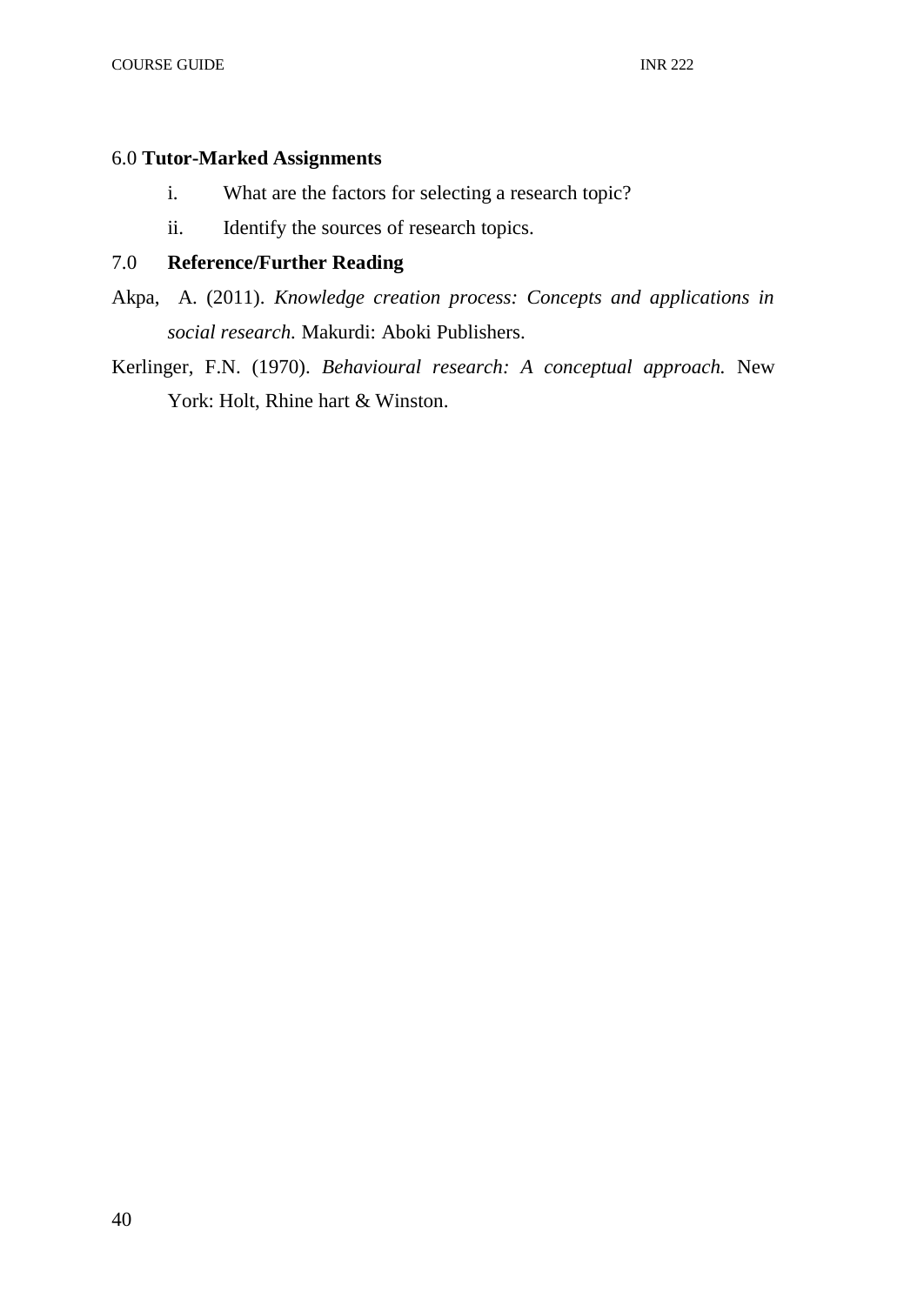## 6.0 Tutor-Marked Assignments

i. What are the factors for selecting a research topic?

ii. Identify the sources of research topics.

## 7.0 Reference/Further Reading

Akpa, A. (2011). *Knowledge creation process: Concepts and applications in social research.* Makurdi: Aboki Publishers.

Kerlinger, F.N. (1970). *Behavioural research: A conceptual approach.* New York: Holt, Rhine hart & Winston.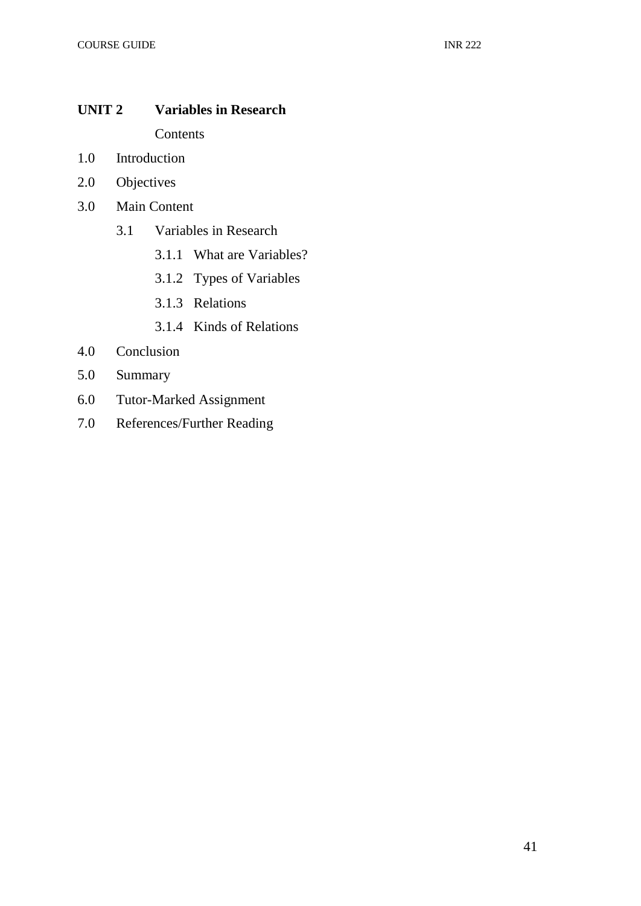## UNIT 2 Variables in Research

Contents

1.0 Introduction
2.0 Objectives
3.0 Main Content
   3.1 Variables in Research
      3.1.1 What are Variables?
      3.1.2 Types of Variables
      3.1.3 Relations
      3.1.4 Kinds of Relations
4.0 Conclusion
5.0 Summary
6.0 Tutor-Marked Assignment
7.0 References/Further Reading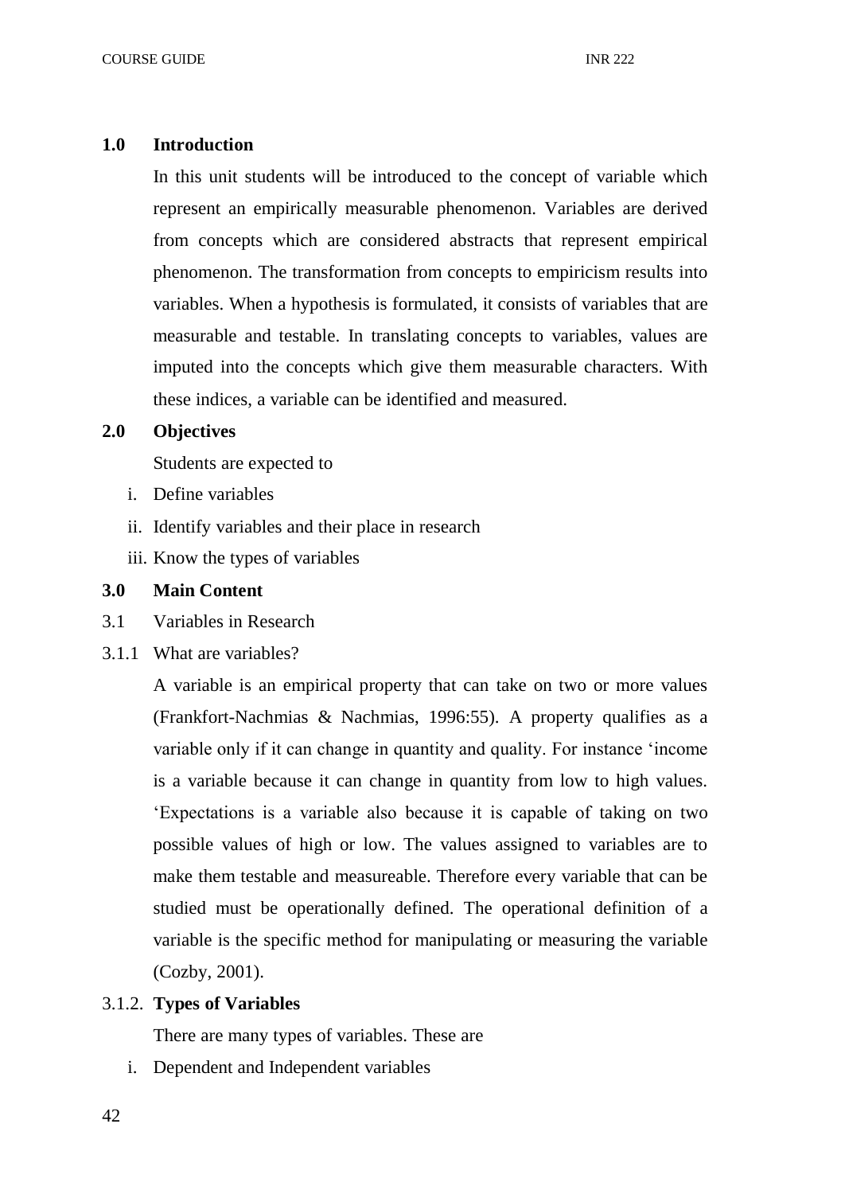## 1.0 Introduction

In this unit students will be introduced to the concept of variable which represent an empirically measurable phenomenon. Variables are derived from concepts which are considered abstracts that represent empirical phenomenon. The transformation from concepts to empiricism results into variables. When a hypothesis is formulated, it consists of variables that are measurable and testable. In translating concepts to variables, values are imputed into the concepts which give them measurable characters. With these indices, a variable can be identified and measured.

## 2.0 Objectives

Students are expected to

i. Define variables
ii. Identify variables and their place in research
iii. Know the types of variables

## 3.0 Main Content

3.1 Variables in Research

3.1.1 What are variables?

A variable is an empirical property that can take on two or more values (Frankfort-Nachmias & Nachmias, 1996:55). A property qualifies as a variable only if it can change in quantity and quality. For instance 'income is a variable because it can change in quantity from low to high values. 'Expectations is a variable also because it is capable of taking on two possible values of high or low. The values assigned to variables are to make them testable and measureable. Therefore every variable that can be studied must be operationally defined. The operational definition of a variable is the specific method for manipulating or measuring the variable (Cozby, 2001).

3.1.2. **Types of Variables**

There are many types of variables. These are

i. Dependent and Independent variables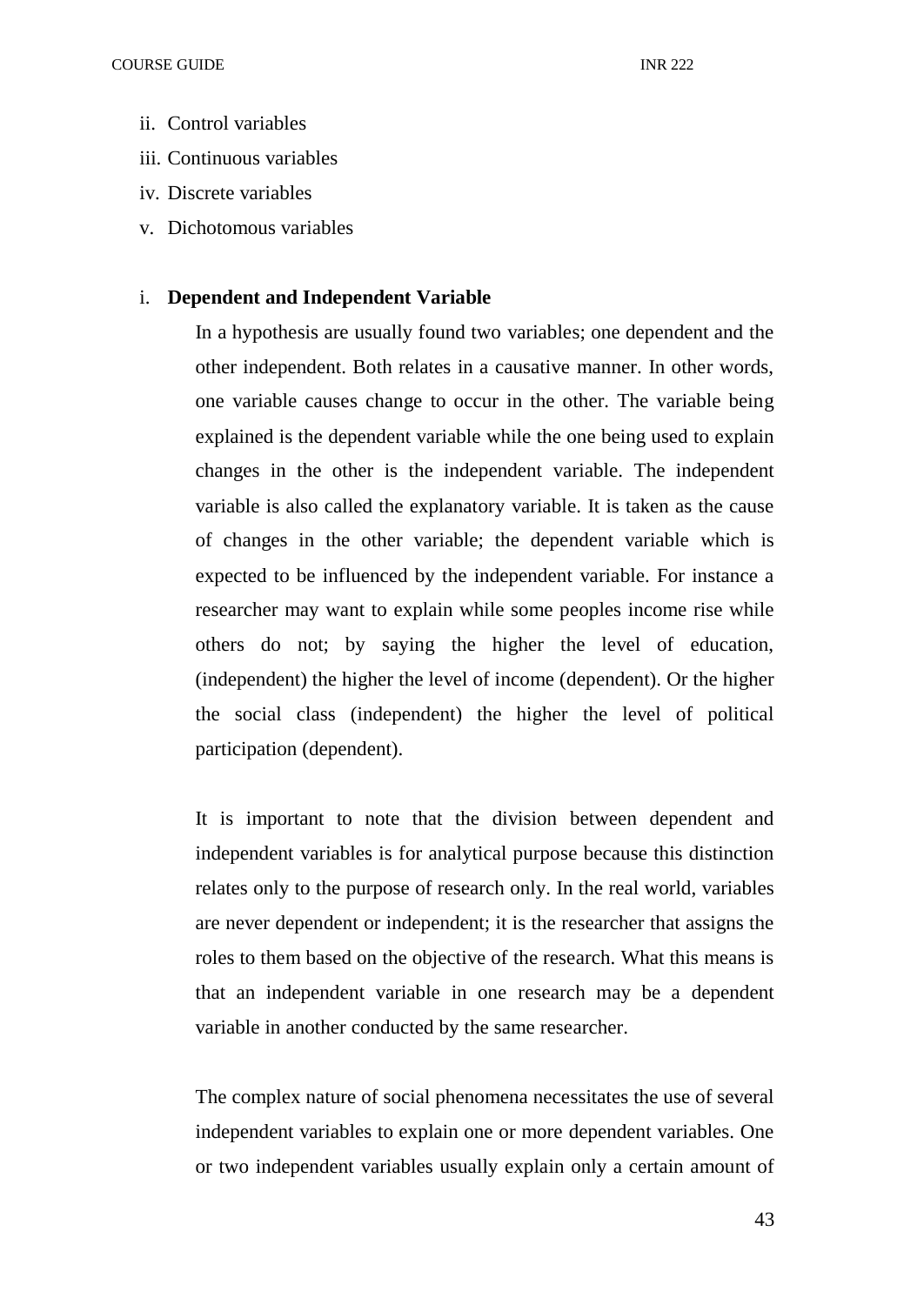ii. Control variables
iii. Continuous variables
iv. Discrete variables
v. Dichotomous variables

i. **Dependent and Independent Variable**

In a hypothesis are usually found two variables; one dependent and the other independent. Both relates in a causative manner. In other words, one variable causes change to occur in the other. The variable being explained is the dependent variable while the one being used to explain changes in the other is the independent variable. The independent variable is also called the explanatory variable. It is taken as the cause of changes in the other variable; the dependent variable which is expected to be influenced by the independent variable. For instance a researcher may want to explain while some peoples income rise while others do not; by saying the higher the level of education, (independent) the higher the level of income (dependent). Or the higher the social class (independent) the higher the level of political participation (dependent).

It is important to note that the division between dependent and independent variables is for analytical purpose because this distinction relates only to the purpose of research only. In the real world, variables are never dependent or independent; it is the researcher that assigns the roles to them based on the objective of the research. What this means is that an independent variable in one research may be a dependent variable in another conducted by the same researcher.

The complex nature of social phenomena necessitates the use of several independent variables to explain one or more dependent variables. One or two independent variables usually explain only a certain amount of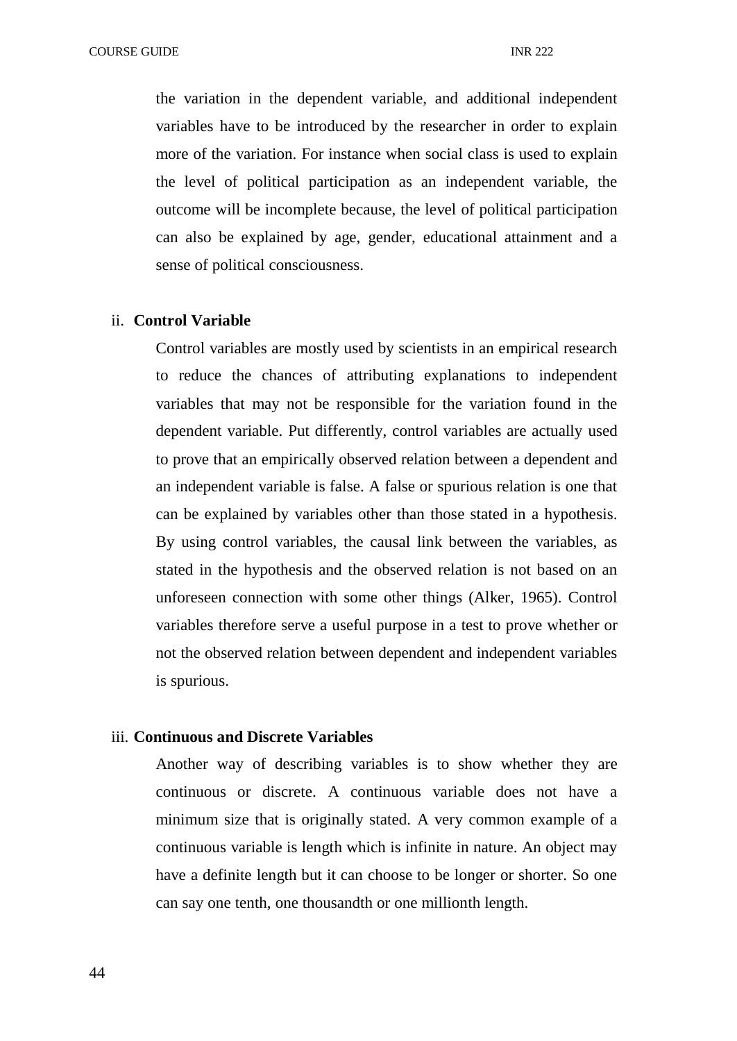the variation in the dependent variable, and additional independent variables have to be introduced by the researcher in order to explain more of the variation. For instance when social class is used to explain the level of political participation as an independent variable, the outcome will be incomplete because, the level of political participation can also be explained by age, gender, educational attainment and a sense of political consciousness.

ii. **Control Variable**

Control variables are mostly used by scientists in an empirical research to reduce the chances of attributing explanations to independent variables that may not be responsible for the variation found in the dependent variable. Put differently, control variables are actually used to prove that an empirically observed relation between a dependent and an independent variable is false. A false or spurious relation is one that can be explained by variables other than those stated in a hypothesis. By using control variables, the causal link between the variables, as stated in the hypothesis and the observed relation is not based on an unforeseen connection with some other things (Alker, 1965). Control variables therefore serve a useful purpose in a test to prove whether or not the observed relation between dependent and independent variables is spurious.

iii. **Continuous and Discrete Variables**

Another way of describing variables is to show whether they are continuous or discrete. A continuous variable does not have a minimum size that is originally stated. A very common example of a continuous variable is length which is infinite in nature. An object may have a definite length but it can choose to be longer or shorter. So one can say one tenth, one thousandth or one millionth length.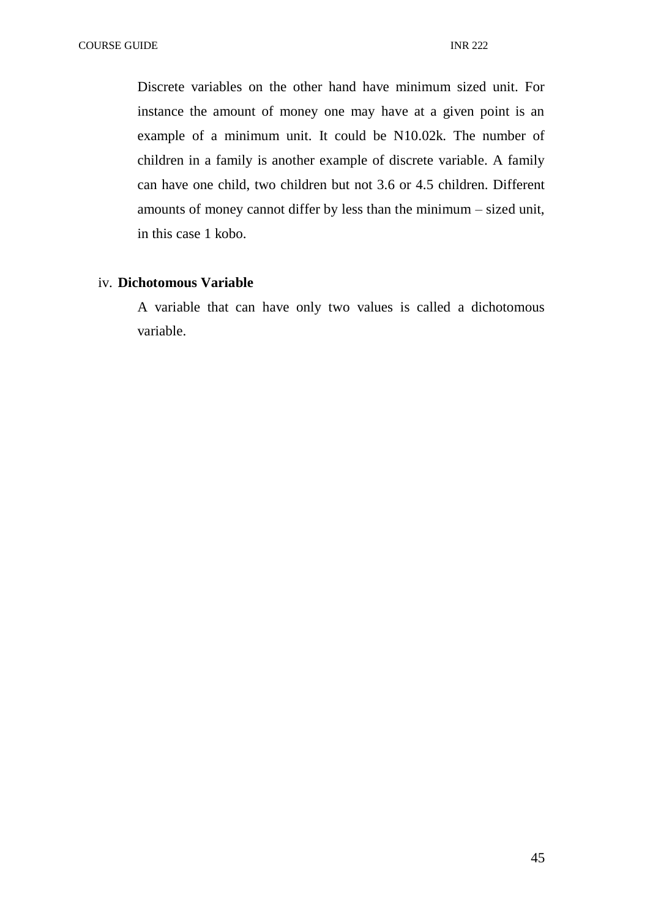Discrete variables on the other hand have minimum sized unit. For instance the amount of money one may have at a given point is an example of a minimum unit. It could be N10.02k. The number of children in a family is another example of discrete variable. A family can have one child, two children but not 3.6 or 4.5 children. Different amounts of money cannot differ by less than the minimum – sized unit, in this case 1 kobo.

iv. **Dichotomous Variable**

A variable that can have only two values is called a dichotomous variable.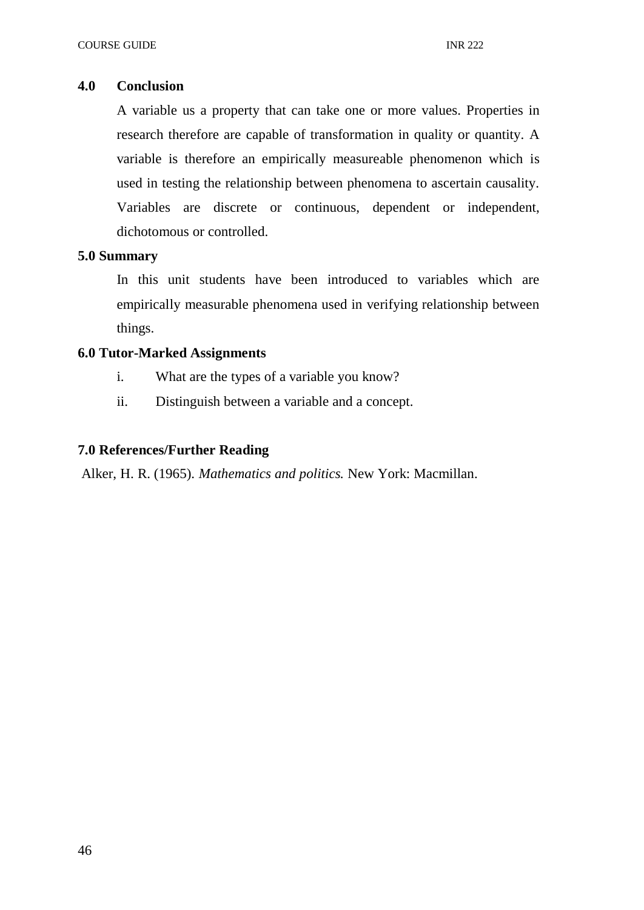## 4.0 Conclusion

A variable us a property that can take one or more values. Properties in research therefore are capable of transformation in quality or quantity. A variable is therefore an empirically measureable phenomenon which is used in testing the relationship between phenomena to ascertain causality. Variables are discrete or continuous, dependent or independent, dichotomous or controlled.

## 5.0 Summary

In this unit students have been introduced to variables which are empirically measurable phenomena used in verifying relationship between things.

## 6.0 Tutor-Marked Assignments

i. What are the types of a variable you know?

ii. Distinguish between a variable and a concept.

## 7.0 References/Further Reading

Alker, H. R. (1965). *Mathematics and politics.* New York: Macmillan.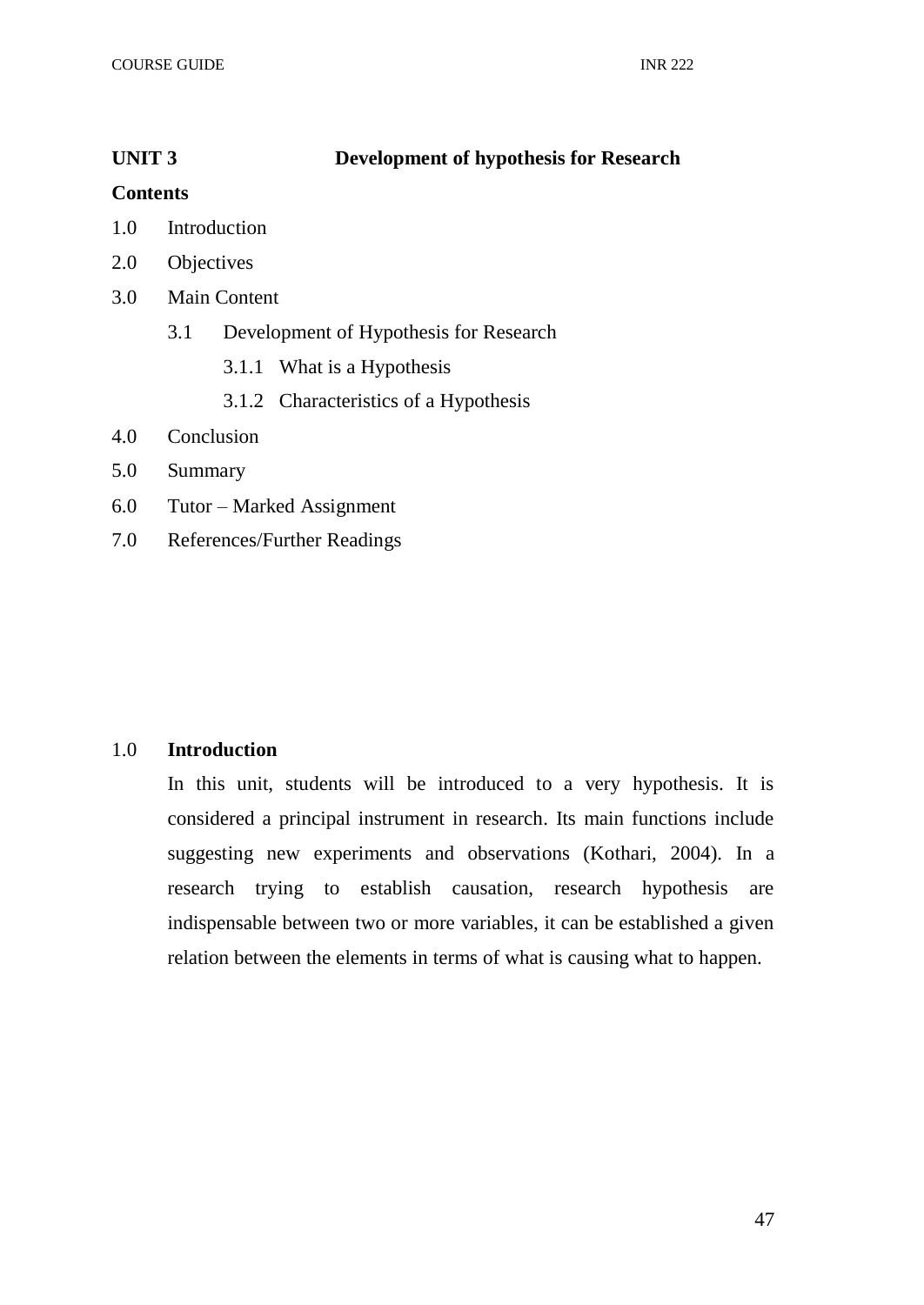## UNIT 3 Development of hypothesis for Research

**Contents**

1.0 Introduction

2.0 Objectives

3.0 Main Content

  3.1 Development of Hypothesis for Research

    3.1.1 What is a Hypothesis

    3.1.2 Characteristics of a Hypothesis

4.0 Conclusion

5.0 Summary

6.0 Tutor – Marked Assignment

7.0 References/Further Readings

### 1.0 Introduction

In this unit, students will be introduced to a very hypothesis. It is considered a principal instrument in research. Its main functions include suggesting new experiments and observations (Kothari, 2004). In a research trying to establish causation, research hypothesis are indispensable between two or more variables, it can be established a given relation between the elements in terms of what is causing what to happen.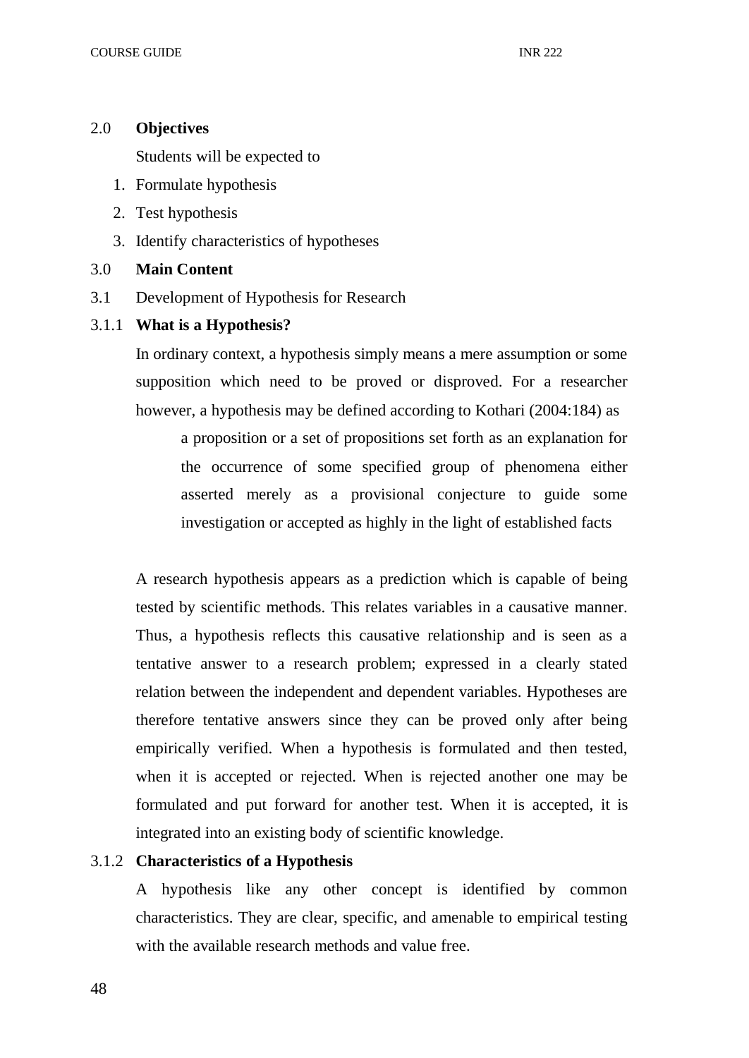## 2.0 **Objectives**

Students will be expected to

1. Formulate hypothesis
2. Test hypothesis
3. Identify characteristics of hypotheses

## 3.0 **Main Content**

### 3.1 Development of Hypothesis for Research

#### 3.1.1 **What is a Hypothesis?**

In ordinary context, a hypothesis simply means a mere assumption or some supposition which need to be proved or disproved. For a researcher however, a hypothesis may be defined according to Kothari (2004:184) as

> a proposition or a set of propositions set forth as an explanation for the occurrence of some specified group of phenomena either asserted merely as a provisional conjecture to guide some investigation or accepted as highly in the light of established facts

A research hypothesis appears as a prediction which is capable of being tested by scientific methods. This relates variables in a causative manner. Thus, a hypothesis reflects this causative relationship and is seen as a tentative answer to a research problem; expressed in a clearly stated relation between the independent and dependent variables. Hypotheses are therefore tentative answers since they can be proved only after being empirically verified. When a hypothesis is formulated and then tested, when it is accepted or rejected. When is rejected another one may be formulated and put forward for another test. When it is accepted, it is integrated into an existing body of scientific knowledge.

#### 3.1.2 **Characteristics of a Hypothesis**

A hypothesis like any other concept is identified by common characteristics. They are clear, specific, and amenable to empirical testing with the available research methods and value free.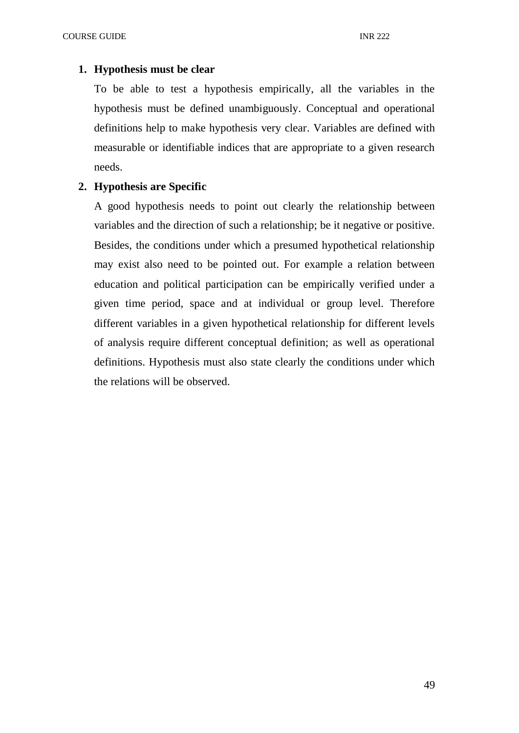1. **Hypothesis must be clear**

   To be able to test a hypothesis empirically, all the variables in the hypothesis must be defined unambiguously. Conceptual and operational definitions help to make hypothesis very clear. Variables are defined with measurable or identifiable indices that are appropriate to a given research needs.

2. **Hypothesis are Specific**

   A good hypothesis needs to point out clearly the relationship between variables and the direction of such a relationship; be it negative or positive. Besides, the conditions under which a presumed hypothetical relationship may exist also need to be pointed out. For example a relation between education and political participation can be empirically verified under a given time period, space and at individual or group level. Therefore different variables in a given hypothetical relationship for different levels of analysis require different conceptual definition; as well as operational definitions. Hypothesis must also state clearly the conditions under which the relations will be observed.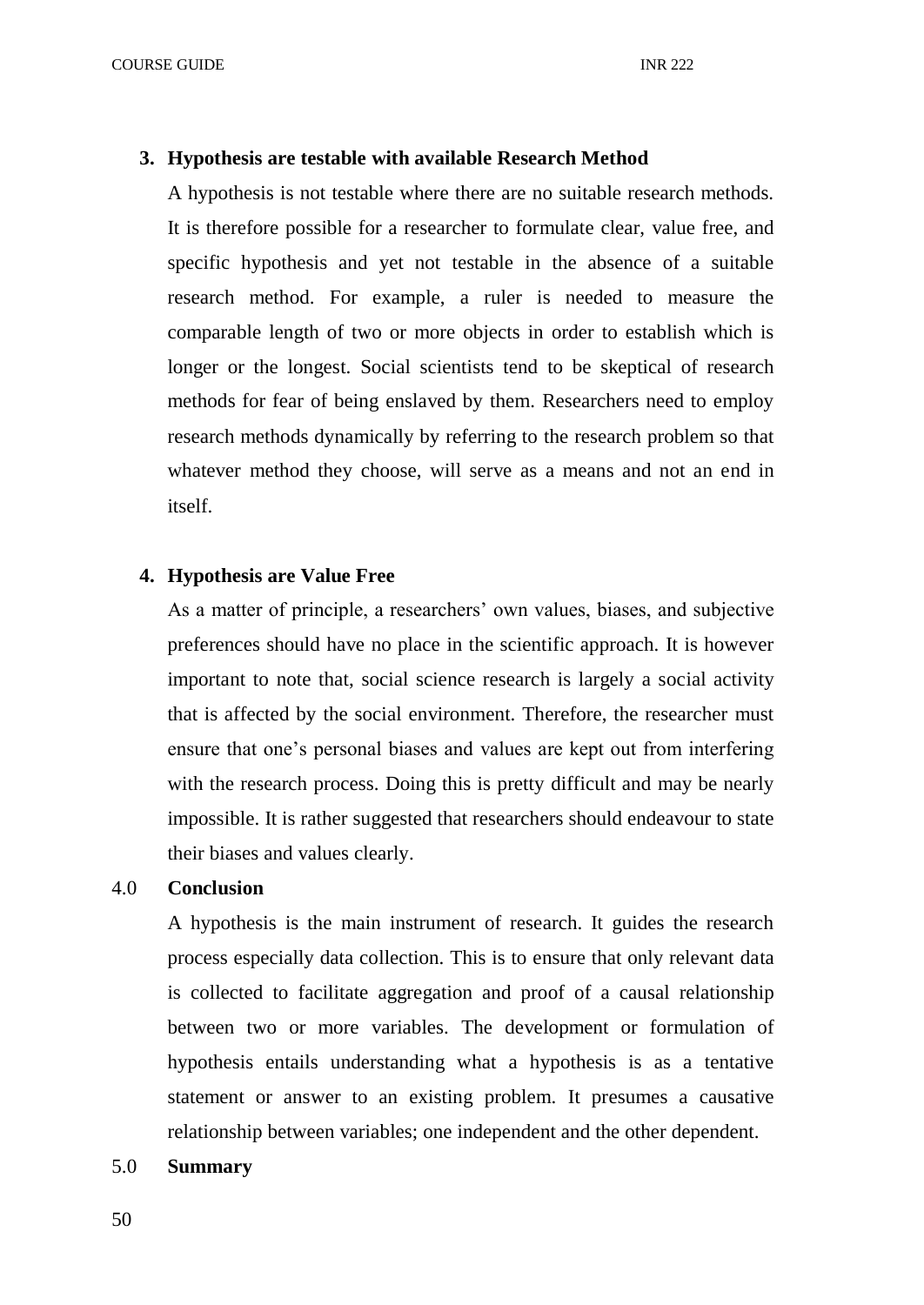**3. Hypothesis are testable with available Research Method**

A hypothesis is not testable where there are no suitable research methods. It is therefore possible for a researcher to formulate clear, value free, and specific hypothesis and yet not testable in the absence of a suitable research method. For example, a ruler is needed to measure the comparable length of two or more objects in order to establish which is longer or the longest. Social scientists tend to be skeptical of research methods for fear of being enslaved by them. Researchers need to employ research methods dynamically by referring to the research problem so that whatever method they choose, will serve as a means and not an end in itself.

**4. Hypothesis are Value Free**

As a matter of principle, a researchers' own values, biases, and subjective preferences should have no place in the scientific approach. It is however important to note that, social science research is largely a social activity that is affected by the social environment. Therefore, the researcher must ensure that one's personal biases and values are kept out from interfering with the research process. Doing this is pretty difficult and may be nearly impossible. It is rather suggested that researchers should endeavour to state their biases and values clearly.

## 4.0 Conclusion

A hypothesis is the main instrument of research. It guides the research process especially data collection. This is to ensure that only relevant data is collected to facilitate aggregation and proof of a causal relationship between two or more variables. The development or formulation of hypothesis entails understanding what a hypothesis is as a tentative statement or answer to an existing problem. It presumes a causative relationship between variables; one independent and the other dependent.

## 5.0 Summary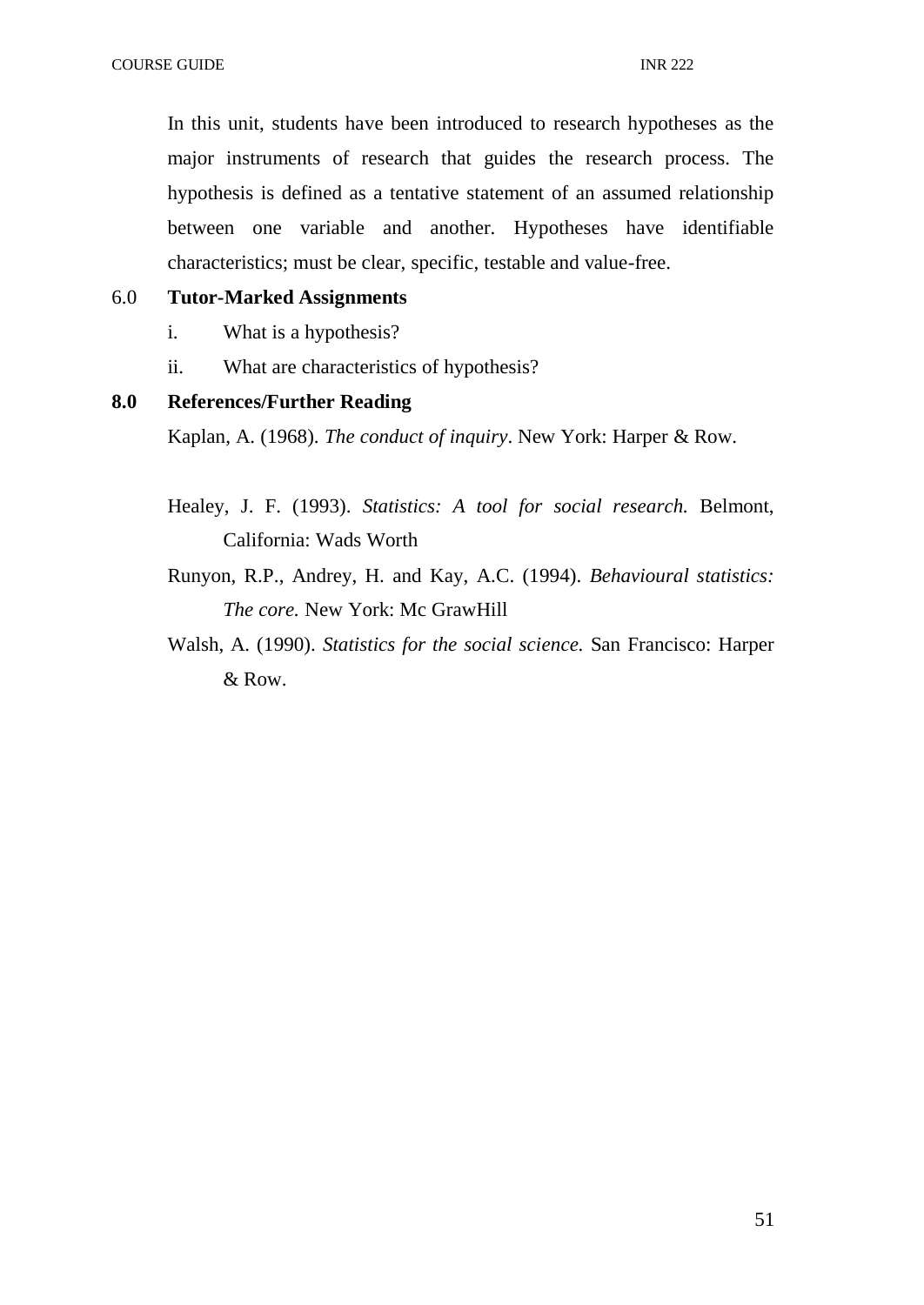In this unit, students have been introduced to research hypotheses as the major instruments of research that guides the research process. The hypothesis is defined as a tentative statement of an assumed relationship between one variable and another. Hypotheses have identifiable characteristics; must be clear, specific, testable and value-free.

## 6.0 **Tutor-Marked Assignments**

i. What is a hypothesis?

ii. What are characteristics of hypothesis?

## **8.0 References/Further Reading**

Kaplan, A. (1968). *The conduct of inquiry*. New York: Harper & Row.

Healey, J. F. (1993). *Statistics: A tool for social research.* Belmont, California: Wads Worth

Runyon, R.P., Andrey, H. and Kay, A.C. (1994). *Behavioural statistics: The core.* New York: Mc GrawHill

Walsh, A. (1990). *Statistics for the social science.* San Francisco: Harper & Row.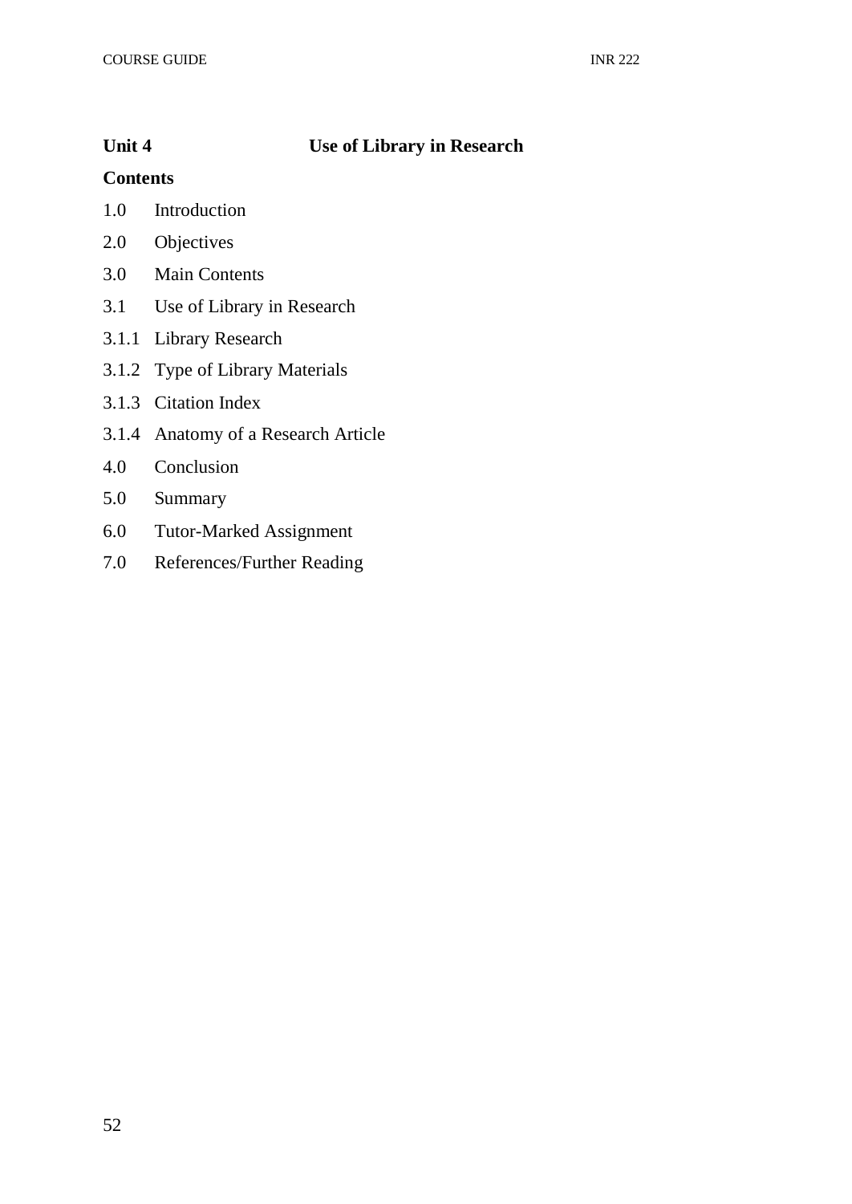## Unit 4 Use of Library in Research

**Contents**

1.0 Introduction

2.0 Objectives

3.0 Main Contents

3.1 Use of Library in Research

3.1.1 Library Research

3.1.2 Type of Library Materials

3.1.3 Citation Index

3.1.4 Anatomy of a Research Article

4.0 Conclusion

5.0 Summary

6.0 Tutor-Marked Assignment

7.0 References/Further Reading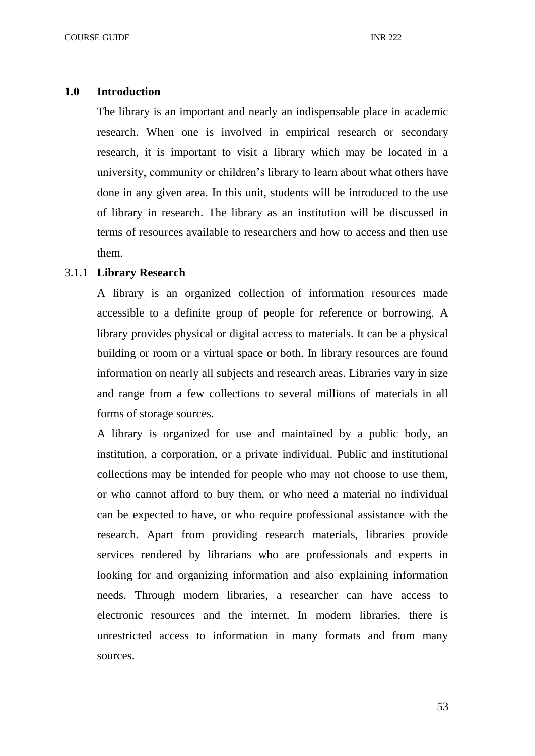## 1.0 Introduction

The library is an important and nearly an indispensable place in academic research. When one is involved in empirical research or secondary research, it is important to visit a library which may be located in a university, community or children's library to learn about what others have done in any given area. In this unit, students will be introduced to the use of library in research. The library as an institution will be discussed in terms of resources available to researchers and how to access and then use them.

### 3.1.1 Library Research

A library is an organized collection of information resources made accessible to a definite group of people for reference or borrowing. A library provides physical or digital access to materials. It can be a physical building or room or a virtual space or both. In library resources are found information on nearly all subjects and research areas. Libraries vary in size and range from a few collections to several millions of materials in all forms of storage sources.

A library is organized for use and maintained by a public body, an institution, a corporation, or a private individual. Public and institutional collections may be intended for people who may not choose to use them, or who cannot afford to buy them, or who need a material no individual can be expected to have, or who require professional assistance with the research. Apart from providing research materials, libraries provide services rendered by librarians who are professionals and experts in looking for and organizing information and also explaining information needs. Through modern libraries, a researcher can have access to electronic resources and the internet. In modern libraries, there is unrestricted access to information in many formats and from many sources.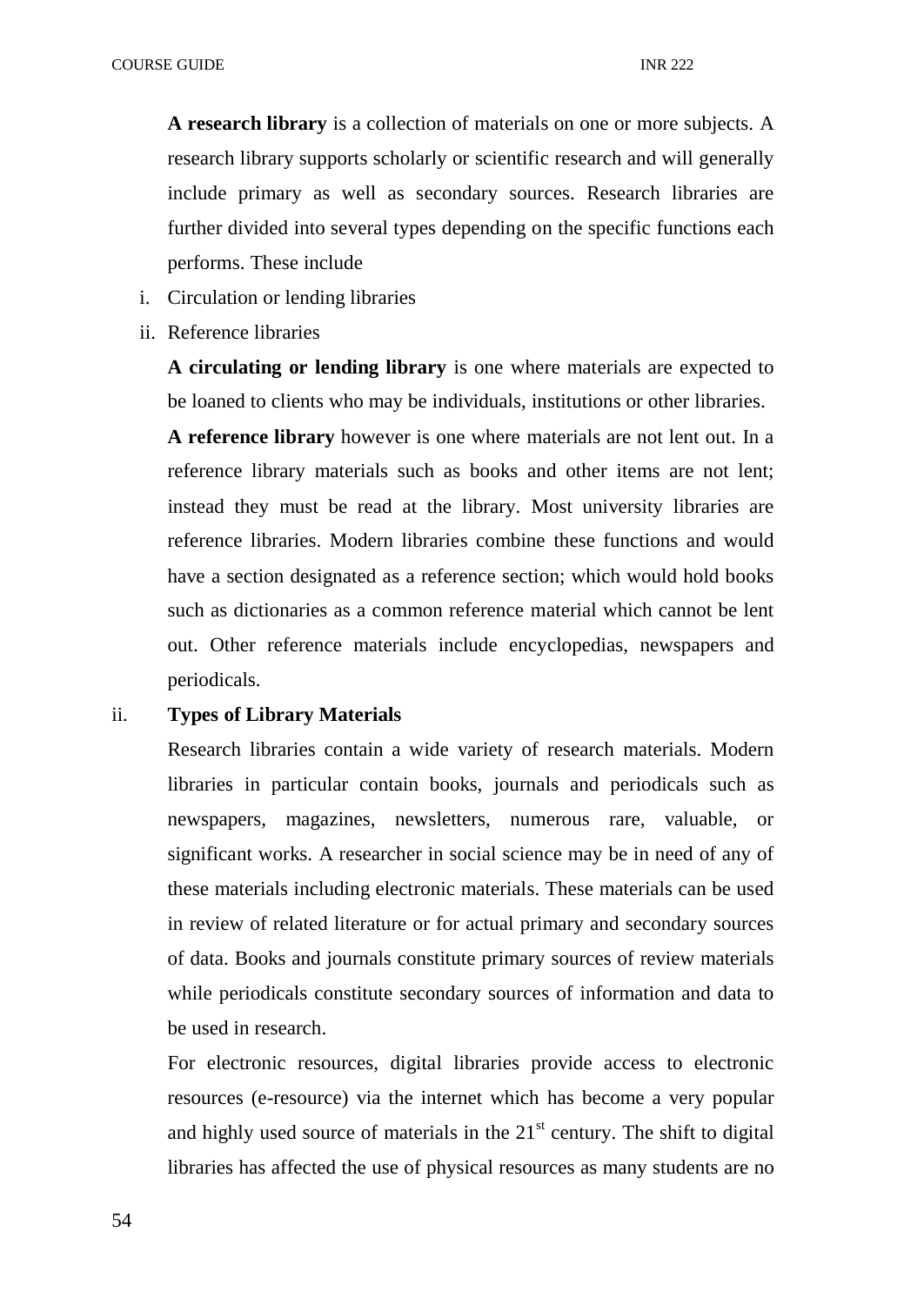**A research library** is a collection of materials on one or more subjects. A research library supports scholarly or scientific research and will generally include primary as well as secondary sources. Research libraries are further divided into several types depending on the specific functions each performs. These include

i. Circulation or lending libraries
ii. Reference libraries

**A circulating or lending library** is one where materials are expected to be loaned to clients who may be individuals, institutions or other libraries.

**A reference library** however is one where materials are not lent out. In a reference library materials such as books and other items are not lent; instead they must be read at the library. Most university libraries are reference libraries. Modern libraries combine these functions and would have a section designated as a reference section; which would hold books such as dictionaries as a common reference material which cannot be lent out. Other reference materials include encyclopedias, newspapers and periodicals.

ii. **Types of Library Materials**

Research libraries contain a wide variety of research materials. Modern libraries in particular contain books, journals and periodicals such as newspapers, magazines, newsletters, numerous rare, valuable, or significant works. A researcher in social science may be in need of any of these materials including electronic materials. These materials can be used in review of related literature or for actual primary and secondary sources of data. Books and journals constitute primary sources of review materials while periodicals constitute secondary sources of information and data to be used in research.

For electronic resources, digital libraries provide access to electronic resources (e-resource) via the internet which has become a very popular and highly used source of materials in the 21st century. The shift to digital libraries has affected the use of physical resources as many students are no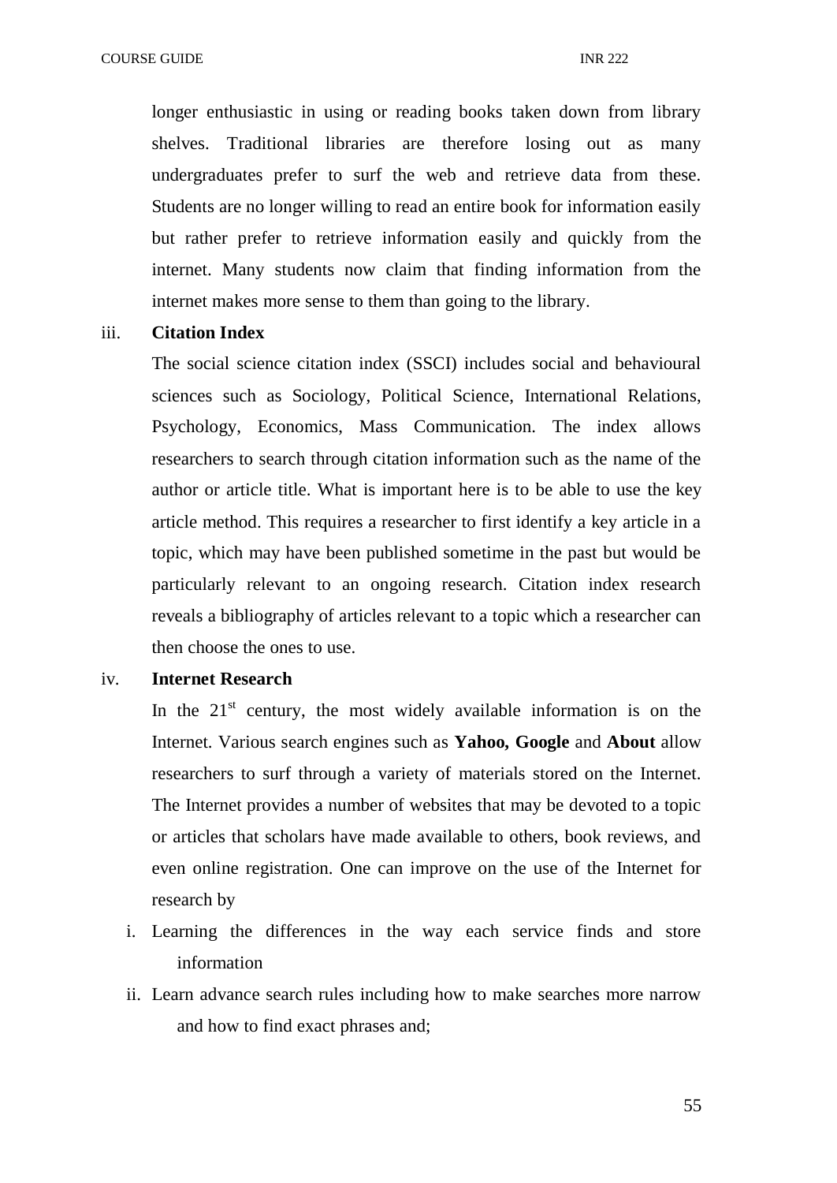longer enthusiastic in using or reading books taken down from library shelves. Traditional libraries are therefore losing out as many undergraduates prefer to surf the web and retrieve data from these. Students are no longer willing to read an entire book for information easily but rather prefer to retrieve information easily and quickly from the internet. Many students now claim that finding information from the internet makes more sense to them than going to the library.

iii. **Citation Index**

The social science citation index (SSCI) includes social and behavioural sciences such as Sociology, Political Science, International Relations, Psychology, Economics, Mass Communication. The index allows researchers to search through citation information such as the name of the author or article title. What is important here is to be able to use the key article method. This requires a researcher to first identify a key article in a topic, which may have been published sometime in the past but would be particularly relevant to an ongoing research. Citation index research reveals a bibliography of articles relevant to a topic which a researcher can then choose the ones to use.

iv. **Internet Research**

In the 21st century, the most widely available information is on the Internet. Various search engines such as **Yahoo, Google** and **About** allow researchers to surf through a variety of materials stored on the Internet. The Internet provides a number of websites that may be devoted to a topic or articles that scholars have made available to others, book reviews, and even online registration. One can improve on the use of the Internet for research by

i. Learning the differences in the way each service finds and store information
ii. Learn advance search rules including how to make searches more narrow and how to find exact phrases and;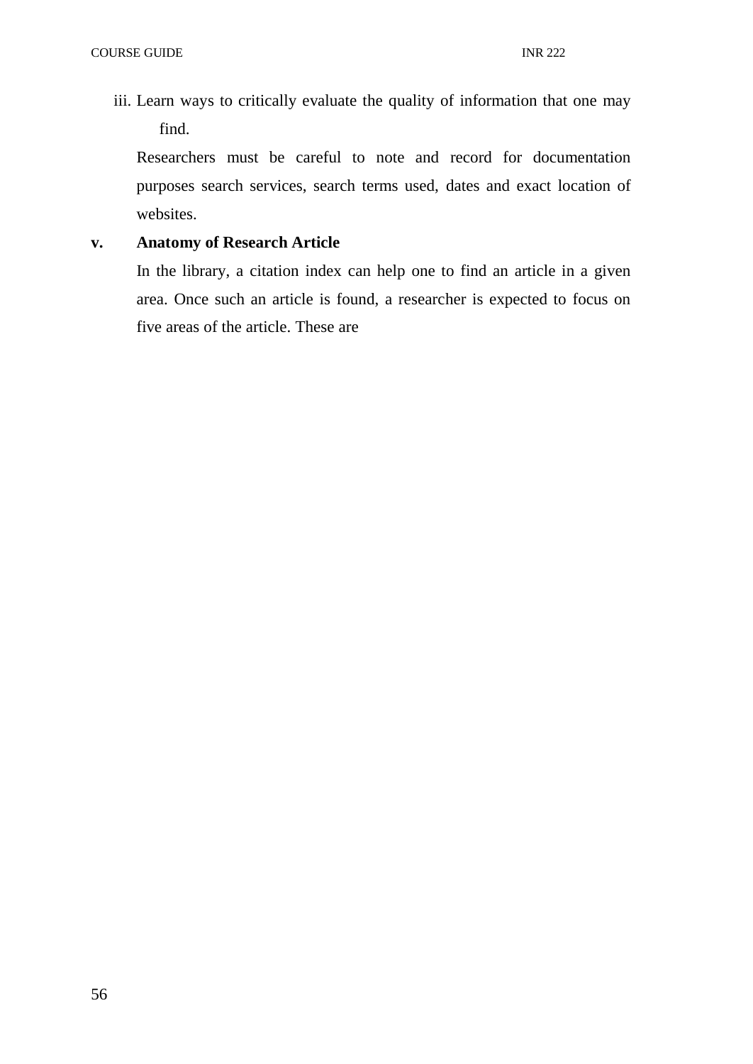iii. Learn ways to critically evaluate the quality of information that one may find.

Researchers must be careful to note and record for documentation purposes search services, search terms used, dates and exact location of websites.

**v. Anatomy of Research Article**

In the library, a citation index can help one to find an article in a given area. Once such an article is found, a researcher is expected to focus on five areas of the article. These are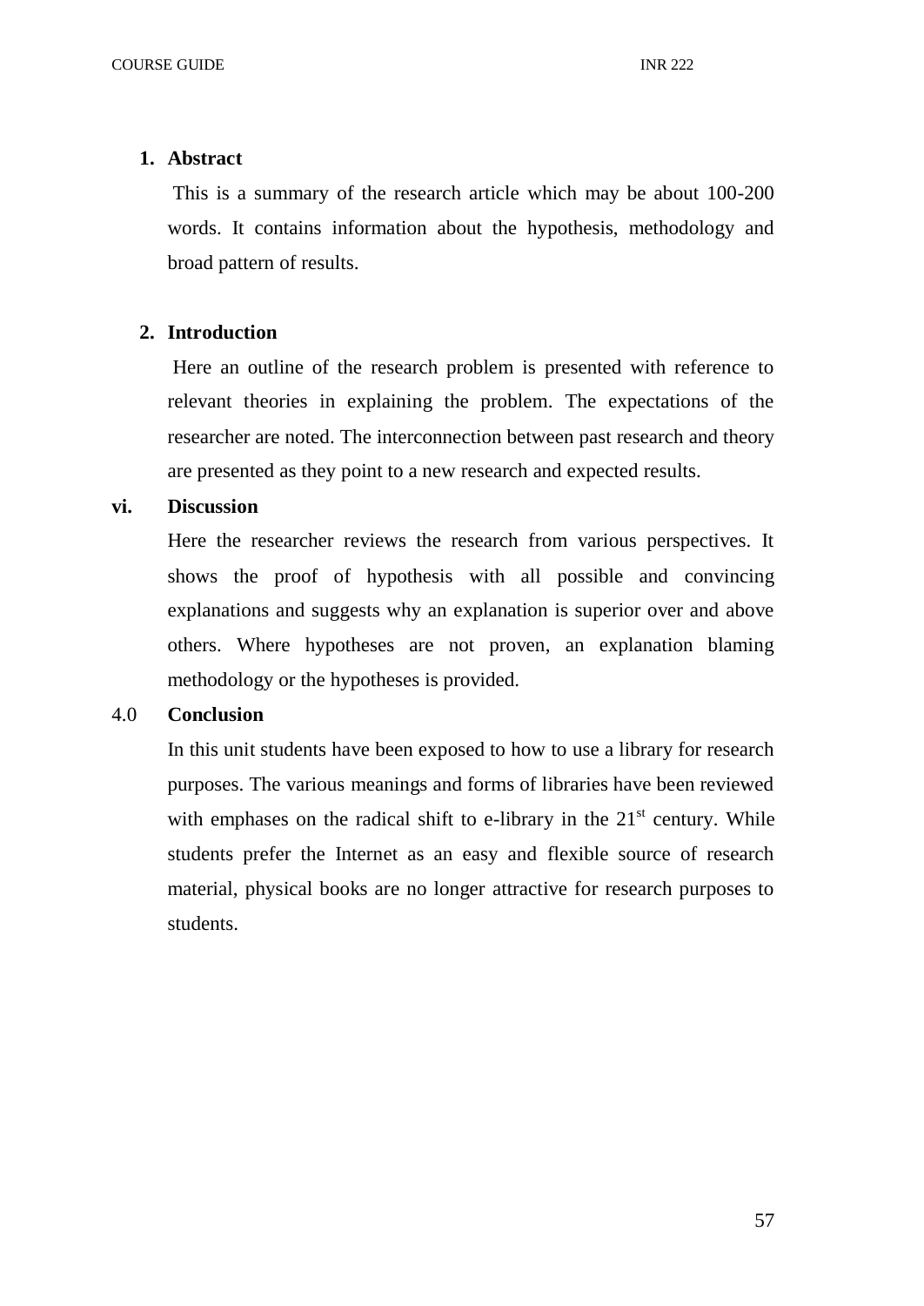1. **Abstract**

   This is a summary of the research article which may be about 100-200 words. It contains information about the hypothesis, methodology and broad pattern of results.

2. **Introduction**

   Here an outline of the research problem is presented with reference to relevant theories in explaining the problem. The expectations of the researcher are noted. The interconnection between past research and theory are presented as they point to a new research and expected results.

**vi. Discussion**

Here the researcher reviews the research from various perspectives. It shows the proof of hypothesis with all possible and convincing explanations and suggests why an explanation is superior over and above others. Where hypotheses are not proven, an explanation blaming methodology or the hypotheses is provided.

## 4.0 Conclusion

In this unit students have been exposed to how to use a library for research purposes. The various meanings and forms of libraries have been reviewed with emphases on the radical shift to e-library in the 21st century. While students prefer the Internet as an easy and flexible source of research material, physical books are no longer attractive for research purposes to students.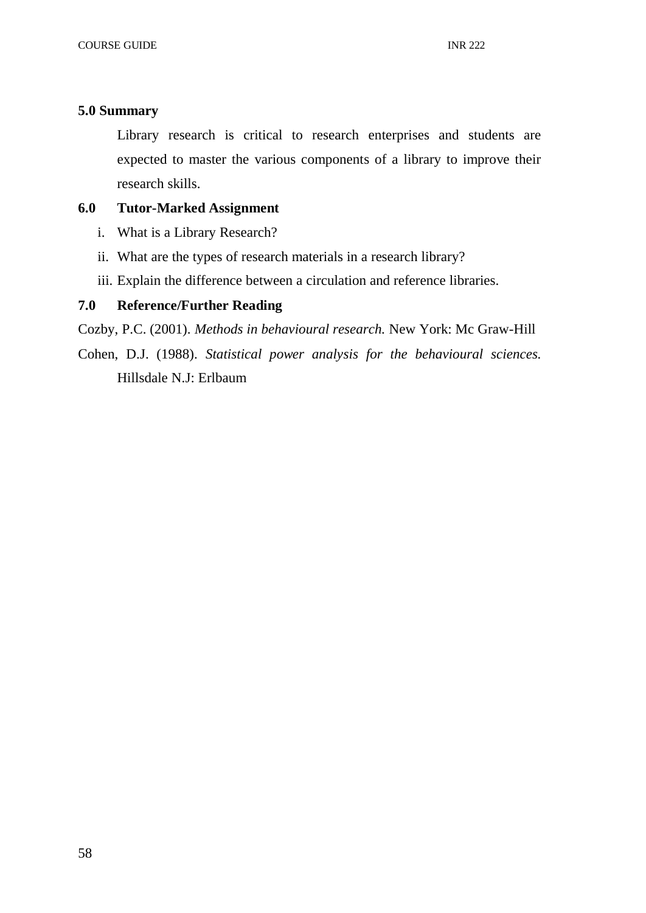## 5.0 Summary

Library research is critical to research enterprises and students are expected to master the various components of a library to improve their research skills.

## 6.0 Tutor-Marked Assignment

i. What is a Library Research?

ii. What are the types of research materials in a research library?

iii. Explain the difference between a circulation and reference libraries.

## 7.0 Reference/Further Reading

Cozby, P.C. (2001). *Methods in behavioural research.* New York: Mc Graw-Hill

Cohen, D.J. (1988). *Statistical power analysis for the behavioural sciences.* Hillsdale N.J: Erlbaum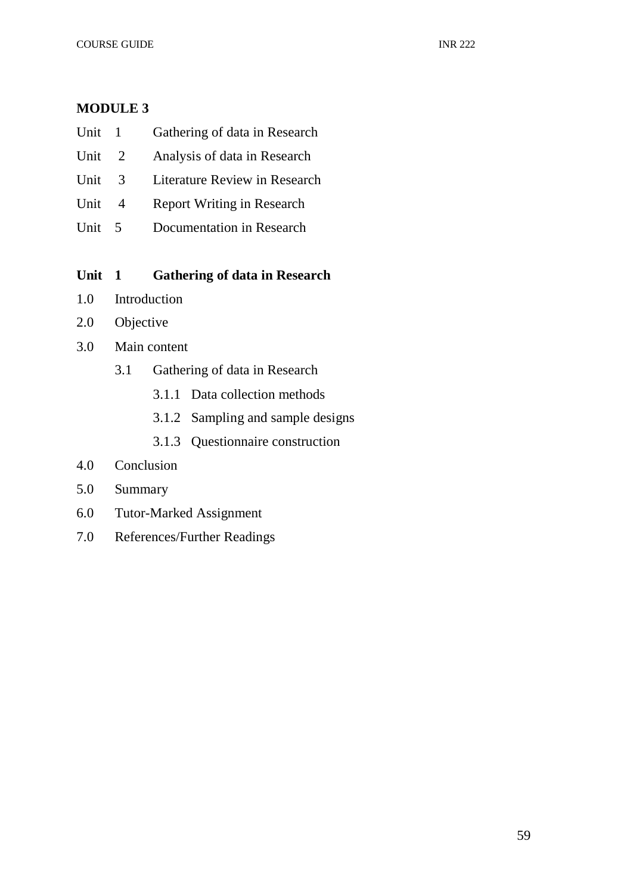## MODULE 3

Unit 1 Gathering of data in Research

Unit 2 Analysis of data in Research

Unit 3 Literature Review in Research

Unit 4 Report Writing in Research

Unit 5 Documentation in Research

### Unit 1 Gathering of data in Research

1.0 Introduction

2.0 Objective

3.0 Main content

- 3.1 Gathering of data in Research
  - 3.1.1 Data collection methods
  - 3.1.2 Sampling and sample designs
  - 3.1.3 Questionnaire construction

4.0 Conclusion

5.0 Summary

6.0 Tutor-Marked Assignment

7.0 References/Further Readings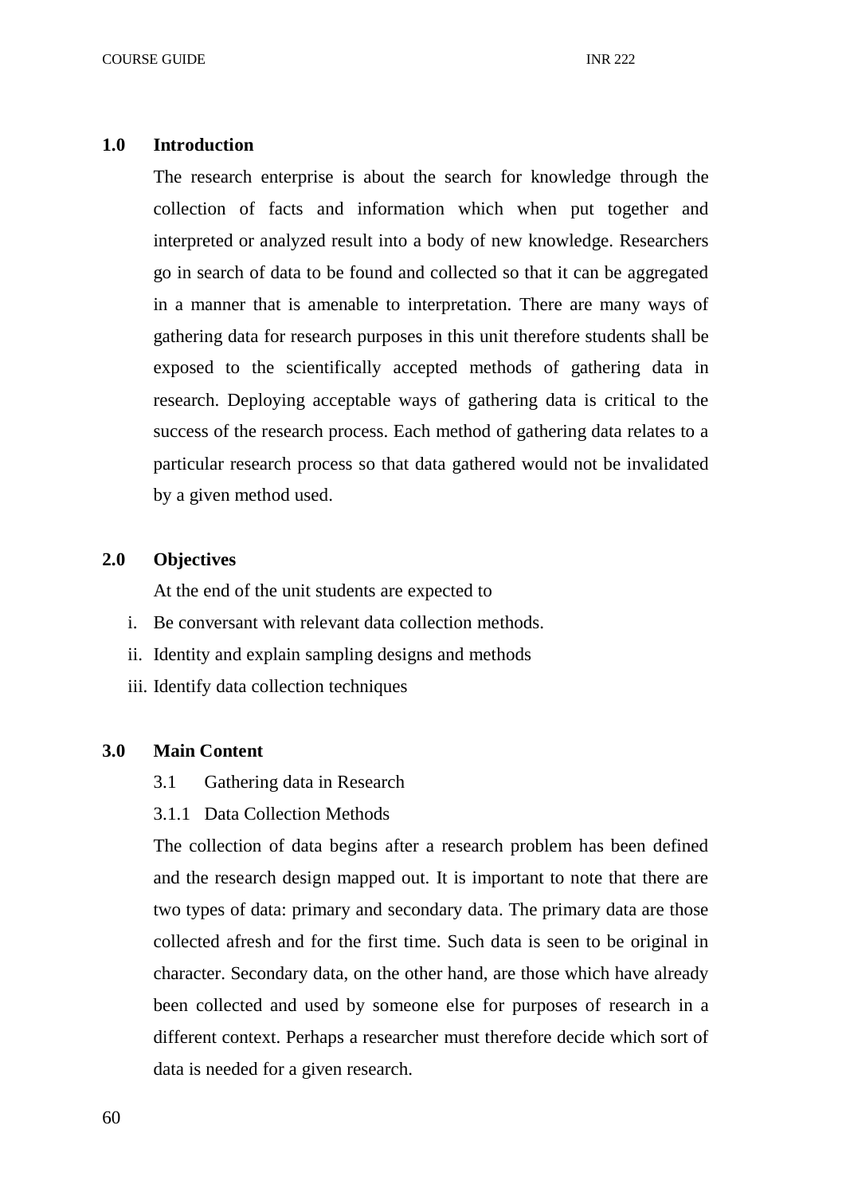## 1.0 Introduction

The research enterprise is about the search for knowledge through the collection of facts and information which when put together and interpreted or analyzed result into a body of new knowledge. Researchers go in search of data to be found and collected so that it can be aggregated in a manner that is amenable to interpretation. There are many ways of gathering data for research purposes in this unit therefore students shall be exposed to the scientifically accepted methods of gathering data in research. Deploying acceptable ways of gathering data is critical to the success of the research process. Each method of gathering data relates to a particular research process so that data gathered would not be invalidated by a given method used.

## 2.0 Objectives

At the end of the unit students are expected to

i. Be conversant with relevant data collection methods.
ii. Identity and explain sampling designs and methods
iii. Identify data collection techniques

## 3.0 Main Content

### 3.1 Gathering data in Research

#### 3.1.1 Data Collection Methods

The collection of data begins after a research problem has been defined and the research design mapped out. It is important to note that there are two types of data: primary and secondary data. The primary data are those collected afresh and for the first time. Such data is seen to be original in character. Secondary data, on the other hand, are those which have already been collected and used by someone else for purposes of research in a different context. Perhaps a researcher must therefore decide which sort of data is needed for a given research.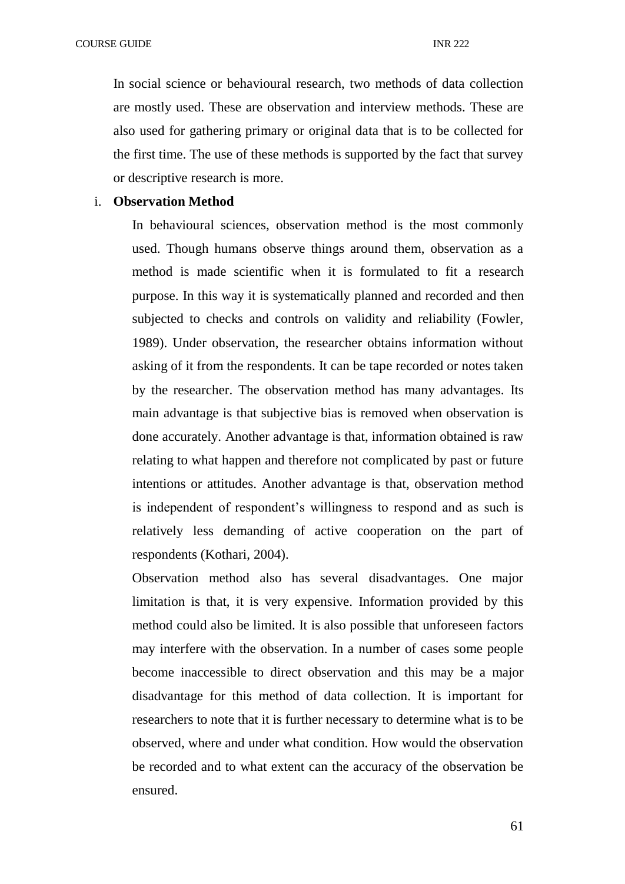In social science or behavioural research, two methods of data collection are mostly used. These are observation and interview methods. These are also used for gathering primary or original data that is to be collected for the first time. The use of these methods is supported by the fact that survey or descriptive research is more.

i. **Observation Method**

In behavioural sciences, observation method is the most commonly used. Though humans observe things around them, observation as a method is made scientific when it is formulated to fit a research purpose. In this way it is systematically planned and recorded and then subjected to checks and controls on validity and reliability (Fowler, 1989). Under observation, the researcher obtains information without asking of it from the respondents. It can be tape recorded or notes taken by the researcher. The observation method has many advantages. Its main advantage is that subjective bias is removed when observation is done accurately. Another advantage is that, information obtained is raw relating to what happen and therefore not complicated by past or future intentions or attitudes. Another advantage is that, observation method is independent of respondent's willingness to respond and as such is relatively less demanding of active cooperation on the part of respondents (Kothari, 2004).

Observation method also has several disadvantages. One major limitation is that, it is very expensive. Information provided by this method could also be limited. It is also possible that unforeseen factors may interfere with the observation. In a number of cases some people become inaccessible to direct observation and this may be a major disadvantage for this method of data collection. It is important for researchers to note that it is further necessary to determine what is to be observed, where and under what condition. How would the observation be recorded and to what extent can the accuracy of the observation be ensured.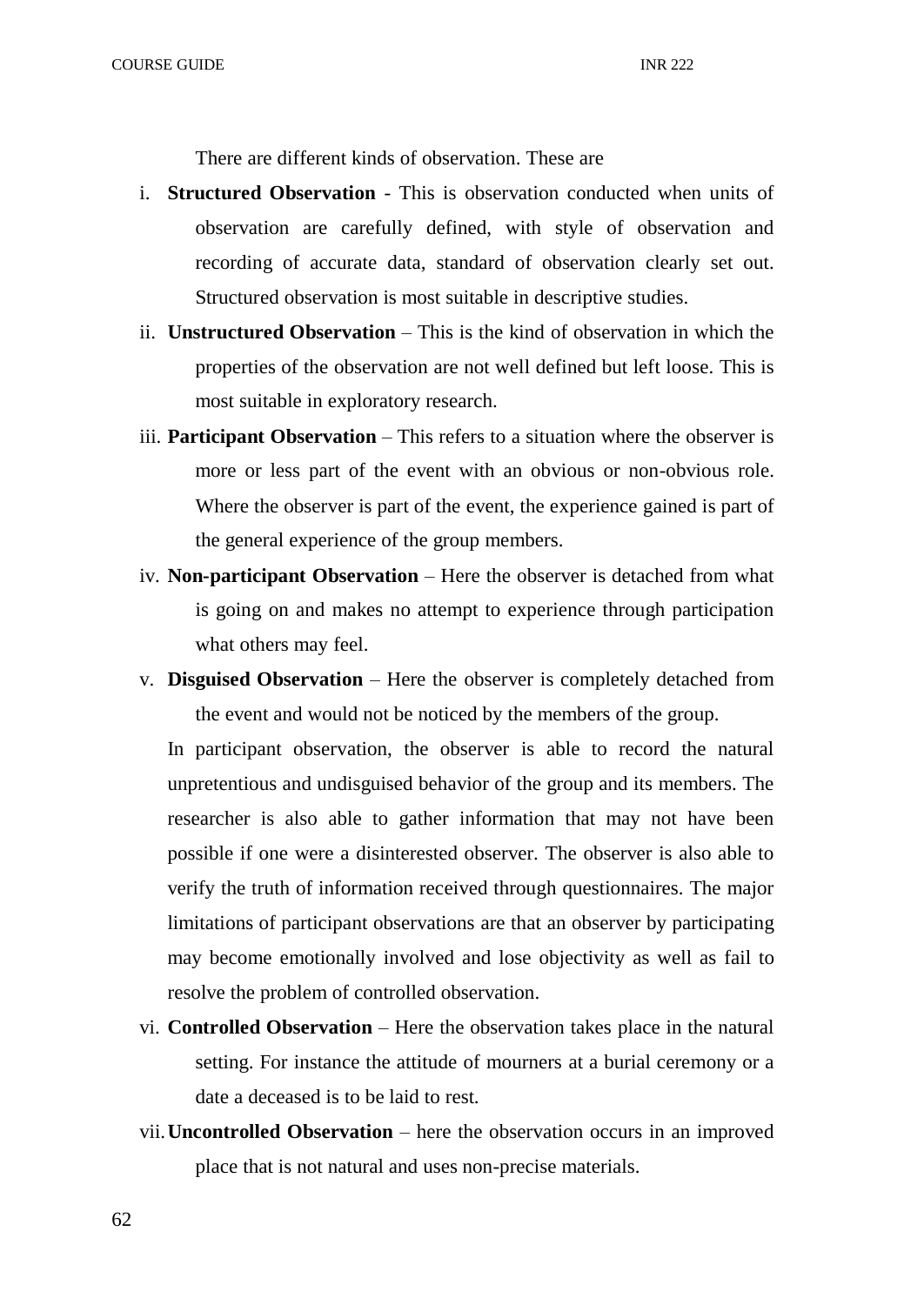There are different kinds of observation. These are

i. **Structured Observation** - This is observation conducted when units of observation are carefully defined, with style of observation and recording of accurate data, standard of observation clearly set out. Structured observation is most suitable in descriptive studies.

ii. **Unstructured Observation** – This is the kind of observation in which the properties of the observation are not well defined but left loose. This is most suitable in exploratory research.

iii. **Participant Observation** – This refers to a situation where the observer is more or less part of the event with an obvious or non-obvious role. Where the observer is part of the event, the experience gained is part of the general experience of the group members.

iv. **Non-participant Observation** – Here the observer is detached from what is going on and makes no attempt to experience through participation what others may feel.

v. **Disguised Observation** – Here the observer is completely detached from the event and would not be noticed by the members of the group.

In participant observation, the observer is able to record the natural unpretentious and undisguised behavior of the group and its members. The researcher is also able to gather information that may not have been possible if one were a disinterested observer. The observer is also able to verify the truth of information received through questionnaires. The major limitations of participant observations are that an observer by participating may become emotionally involved and lose objectivity as well as fail to resolve the problem of controlled observation.

vi. **Controlled Observation** – Here the observation takes place in the natural setting. For instance the attitude of mourners at a burial ceremony or a date a deceased is to be laid to rest.

vii. **Uncontrolled Observation** – here the observation occurs in an improved place that is not natural and uses non-precise materials.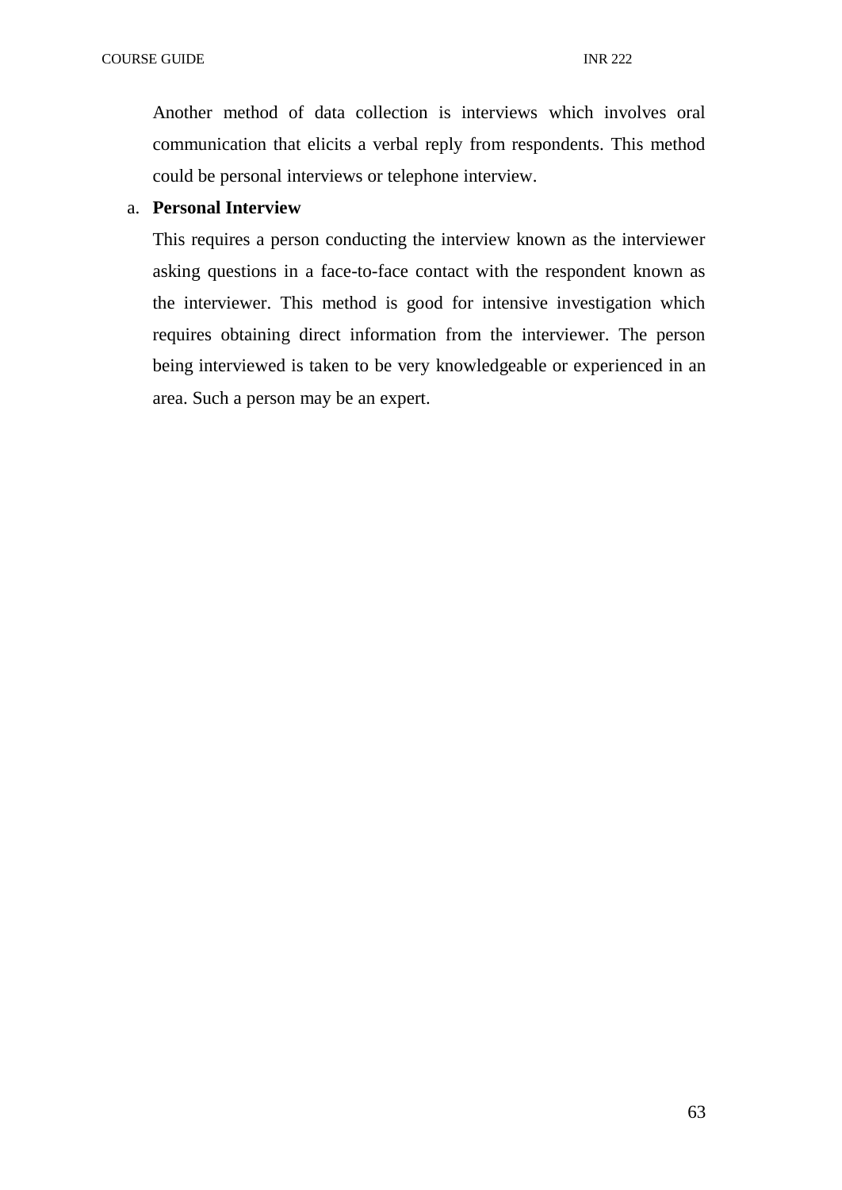Another method of data collection is interviews which involves oral communication that elicits a verbal reply from respondents. This method could be personal interviews or telephone interview.

a. **Personal Interview**

This requires a person conducting the interview known as the interviewer asking questions in a face-to-face contact with the respondent known as the interviewer. This method is good for intensive investigation which requires obtaining direct information from the interviewer. The person being interviewed is taken to be very knowledgeable or experienced in an area. Such a person may be an expert.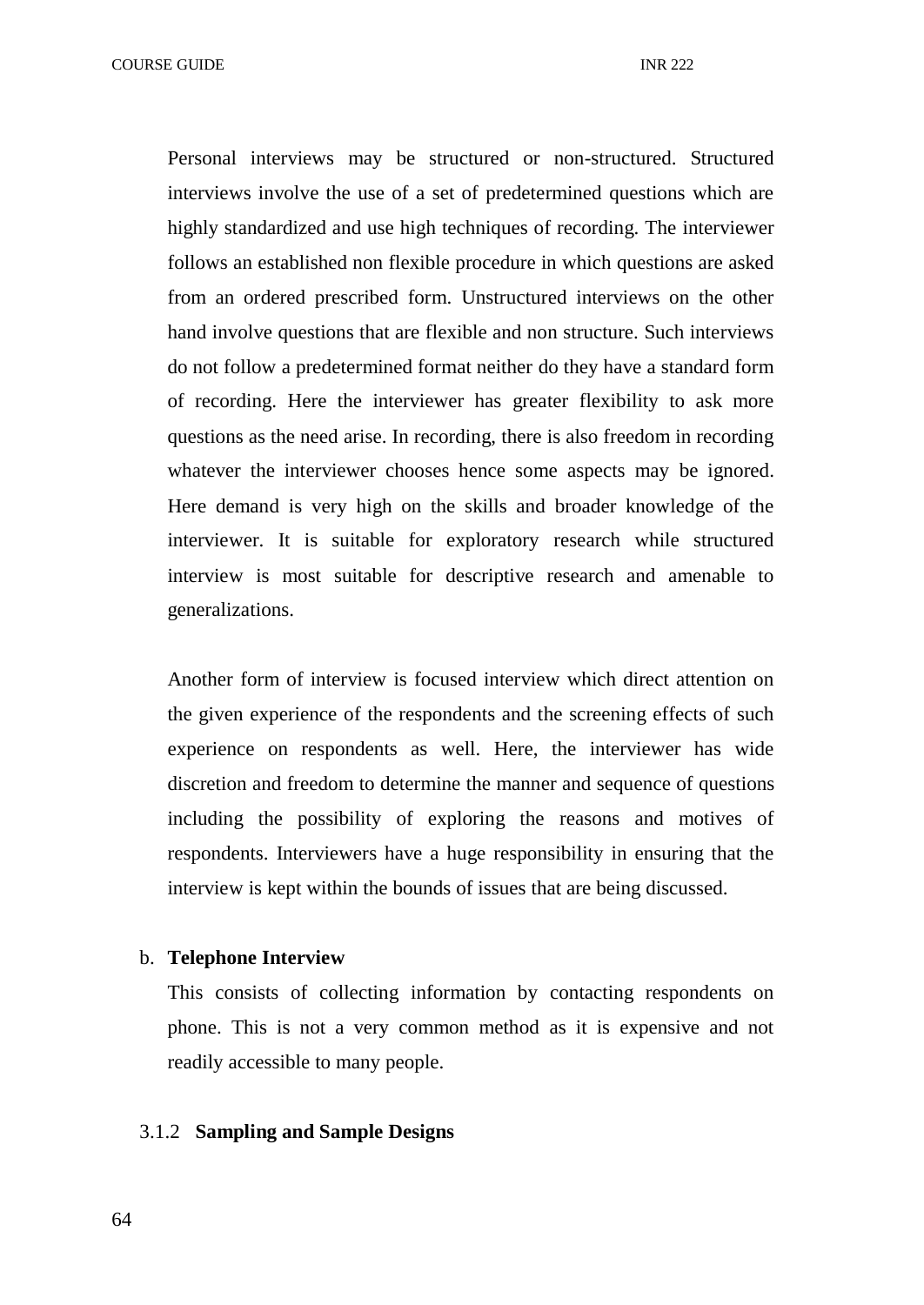Personal interviews may be structured or non-structured. Structured interviews involve the use of a set of predetermined questions which are highly standardized and use high techniques of recording. The interviewer follows an established non flexible procedure in which questions are asked from an ordered prescribed form. Unstructured interviews on the other hand involve questions that are flexible and non structure. Such interviews do not follow a predetermined format neither do they have a standard form of recording. Here the interviewer has greater flexibility to ask more questions as the need arise. In recording, there is also freedom in recording whatever the interviewer chooses hence some aspects may be ignored. Here demand is very high on the skills and broader knowledge of the interviewer. It is suitable for exploratory research while structured interview is most suitable for descriptive research and amenable to generalizations.

Another form of interview is focused interview which direct attention on the given experience of the respondents and the screening effects of such experience on respondents as well. Here, the interviewer has wide discretion and freedom to determine the manner and sequence of questions including the possibility of exploring the reasons and motives of respondents. Interviewers have a huge responsibility in ensuring that the interview is kept within the bounds of issues that are being discussed.

b. **Telephone Interview**

This consists of collecting information by contacting respondents on phone. This is not a very common method as it is expensive and not readily accessible to many people.

### 3.1.2 Sampling and Sample Designs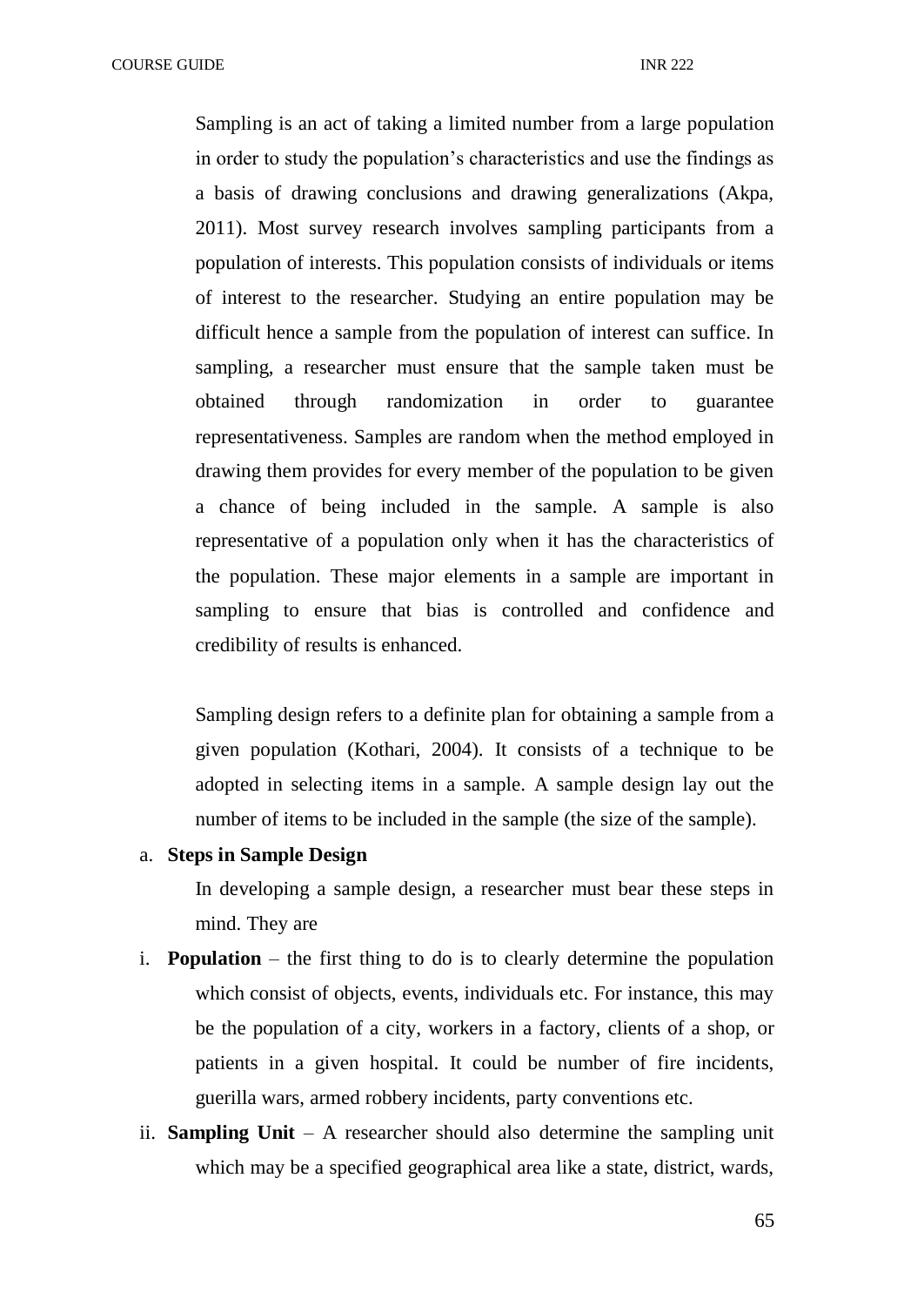Sampling is an act of taking a limited number from a large population in order to study the population's characteristics and use the findings as a basis of drawing conclusions and drawing generalizations (Akpa, 2011). Most survey research involves sampling participants from a population of interests. This population consists of individuals or items of interest to the researcher. Studying an entire population may be difficult hence a sample from the population of interest can suffice. In sampling, a researcher must ensure that the sample taken must be obtained through randomization in order to guarantee representativeness. Samples are random when the method employed in drawing them provides for every member of the population to be given a chance of being included in the sample. A sample is also representative of a population only when it has the characteristics of the population. These major elements in a sample are important in sampling to ensure that bias is controlled and confidence and credibility of results is enhanced.

Sampling design refers to a definite plan for obtaining a sample from a given population (Kothari, 2004). It consists of a technique to be adopted in selecting items in a sample. A sample design lay out the number of items to be included in the sample (the size of the sample).

a. **Steps in Sample Design**

In developing a sample design, a researcher must bear these steps in mind. They are

i. **Population** – the first thing to do is to clearly determine the population which consist of objects, events, individuals etc. For instance, this may be the population of a city, workers in a factory, clients of a shop, or patients in a given hospital. It could be number of fire incidents, guerilla wars, armed robbery incidents, party conventions etc.

ii. **Sampling Unit** – A researcher should also determine the sampling unit which may be a specified geographical area like a state, district, wards,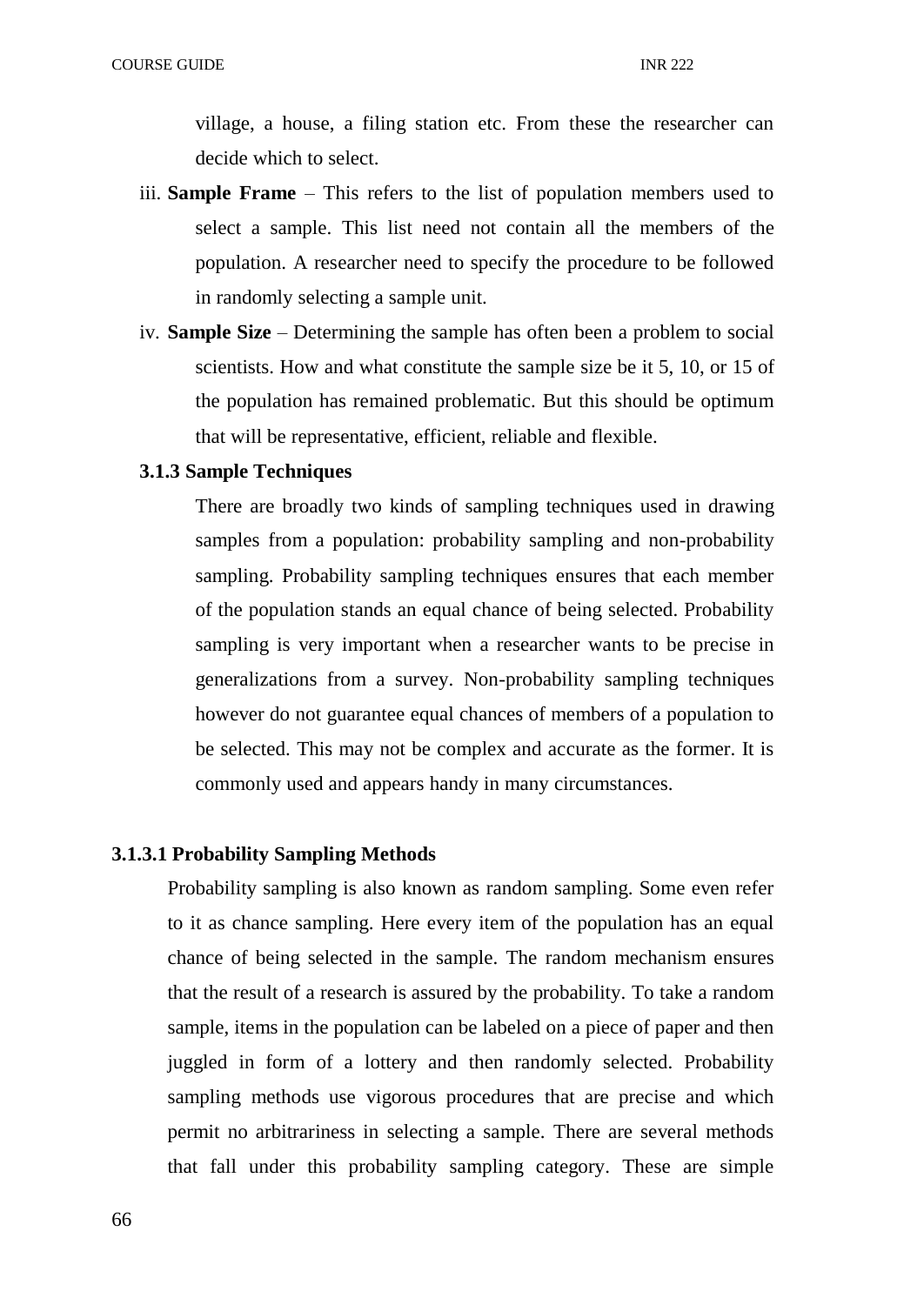village, a house, a filing station etc. From these the researcher can decide which to select.

iii. **Sample Frame** – This refers to the list of population members used to select a sample. This list need not contain all the members of the population. A researcher need to specify the procedure to be followed in randomly selecting a sample unit.

iv. **Sample Size** – Determining the sample has often been a problem to social scientists. How and what constitute the sample size be it 5, 10, or 15 of the population has remained problematic. But this should be optimum that will be representative, efficient, reliable and flexible.

### 3.1.3 Sample Techniques

There are broadly two kinds of sampling techniques used in drawing samples from a population: probability sampling and non-probability sampling. Probability sampling techniques ensures that each member of the population stands an equal chance of being selected. Probability sampling is very important when a researcher wants to be precise in generalizations from a survey. Non-probability sampling techniques however do not guarantee equal chances of members of a population to be selected. This may not be complex and accurate as the former. It is commonly used and appears handy in many circumstances.

#### 3.1.3.1 Probability Sampling Methods

Probability sampling is also known as random sampling. Some even refer to it as chance sampling. Here every item of the population has an equal chance of being selected in the sample. The random mechanism ensures that the result of a research is assured by the probability. To take a random sample, items in the population can be labeled on a piece of paper and then juggled in form of a lottery and then randomly selected. Probability sampling methods use vigorous procedures that are precise and which permit no arbitrariness in selecting a sample. There are several methods that fall under this probability sampling category. These are simple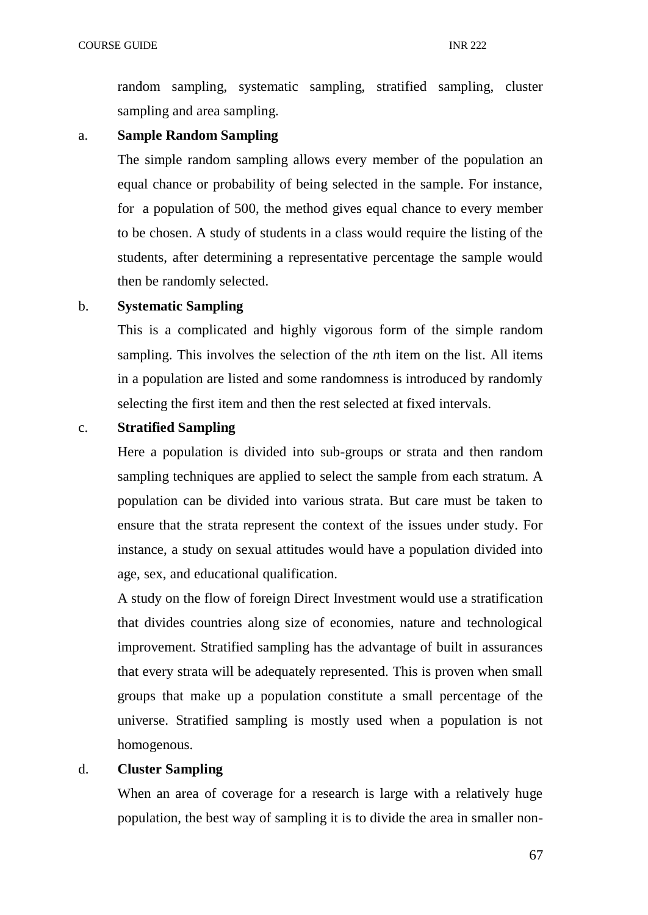random sampling, systematic sampling, stratified sampling, cluster sampling and area sampling.

a. **Sample Random Sampling**

The simple random sampling allows every member of the population an equal chance or probability of being selected in the sample. For instance, for a population of 500, the method gives equal chance to every member to be chosen. A study of students in a class would require the listing of the students, after determining a representative percentage the sample would then be randomly selected.

b. **Systematic Sampling**

This is a complicated and highly vigorous form of the simple random sampling. This involves the selection of the *n*th item on the list. All items in a population are listed and some randomness is introduced by randomly selecting the first item and then the rest selected at fixed intervals.

c. **Stratified Sampling**

Here a population is divided into sub-groups or strata and then random sampling techniques are applied to select the sample from each stratum. A population can be divided into various strata. But care must be taken to ensure that the strata represent the context of the issues under study. For instance, a study on sexual attitudes would have a population divided into age, sex, and educational qualification.

A study on the flow of foreign Direct Investment would use a stratification that divides countries along size of economies, nature and technological improvement. Stratified sampling has the advantage of built in assurances that every strata will be adequately represented. This is proven when small groups that make up a population constitute a small percentage of the universe. Stratified sampling is mostly used when a population is not homogenous.

d. **Cluster Sampling**

When an area of coverage for a research is large with a relatively huge population, the best way of sampling it is to divide the area in smaller non-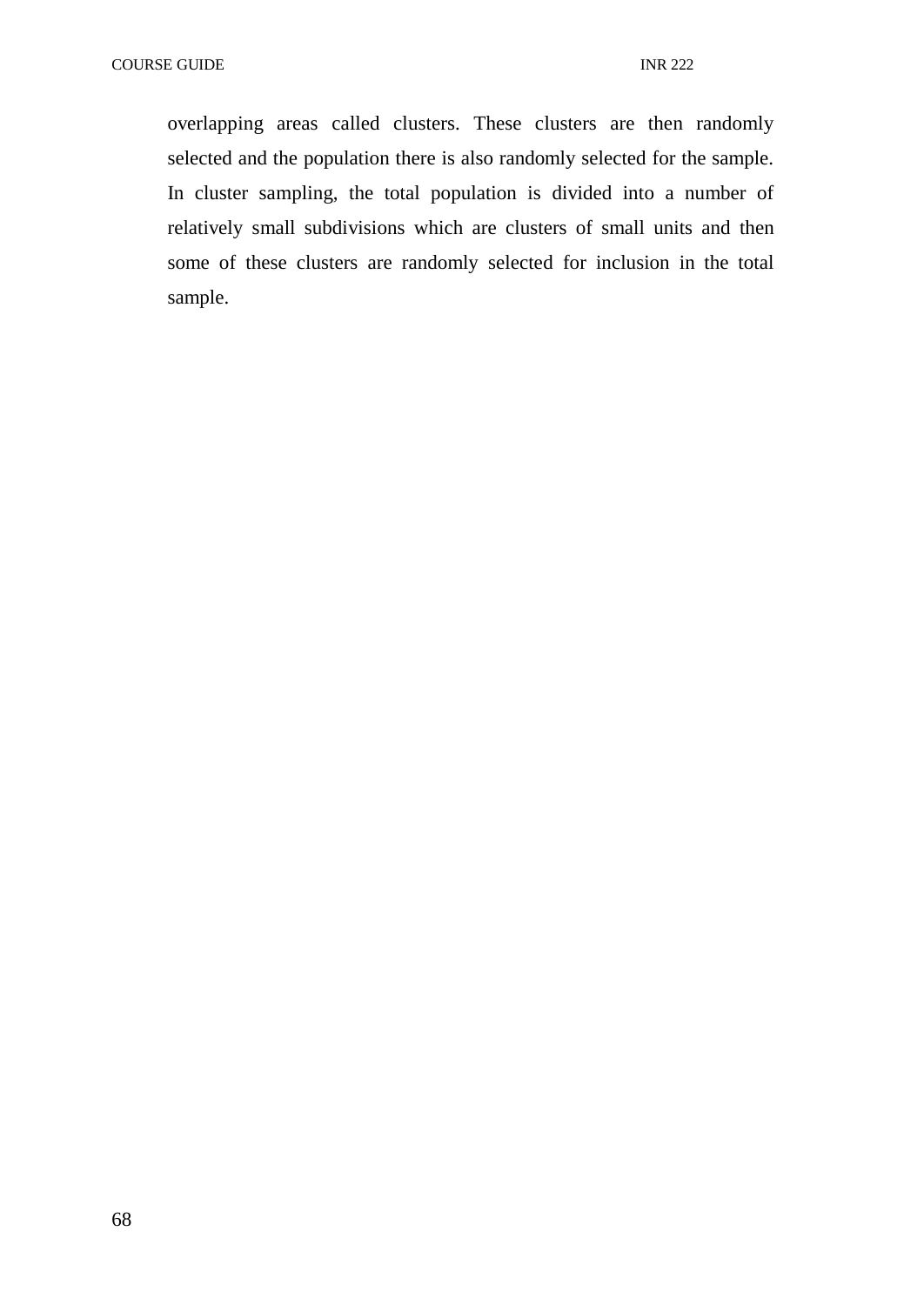overlapping areas called clusters. These clusters are then randomly selected and the population there is also randomly selected for the sample. In cluster sampling, the total population is divided into a number of relatively small subdivisions which are clusters of small units and then some of these clusters are randomly selected for inclusion in the total sample.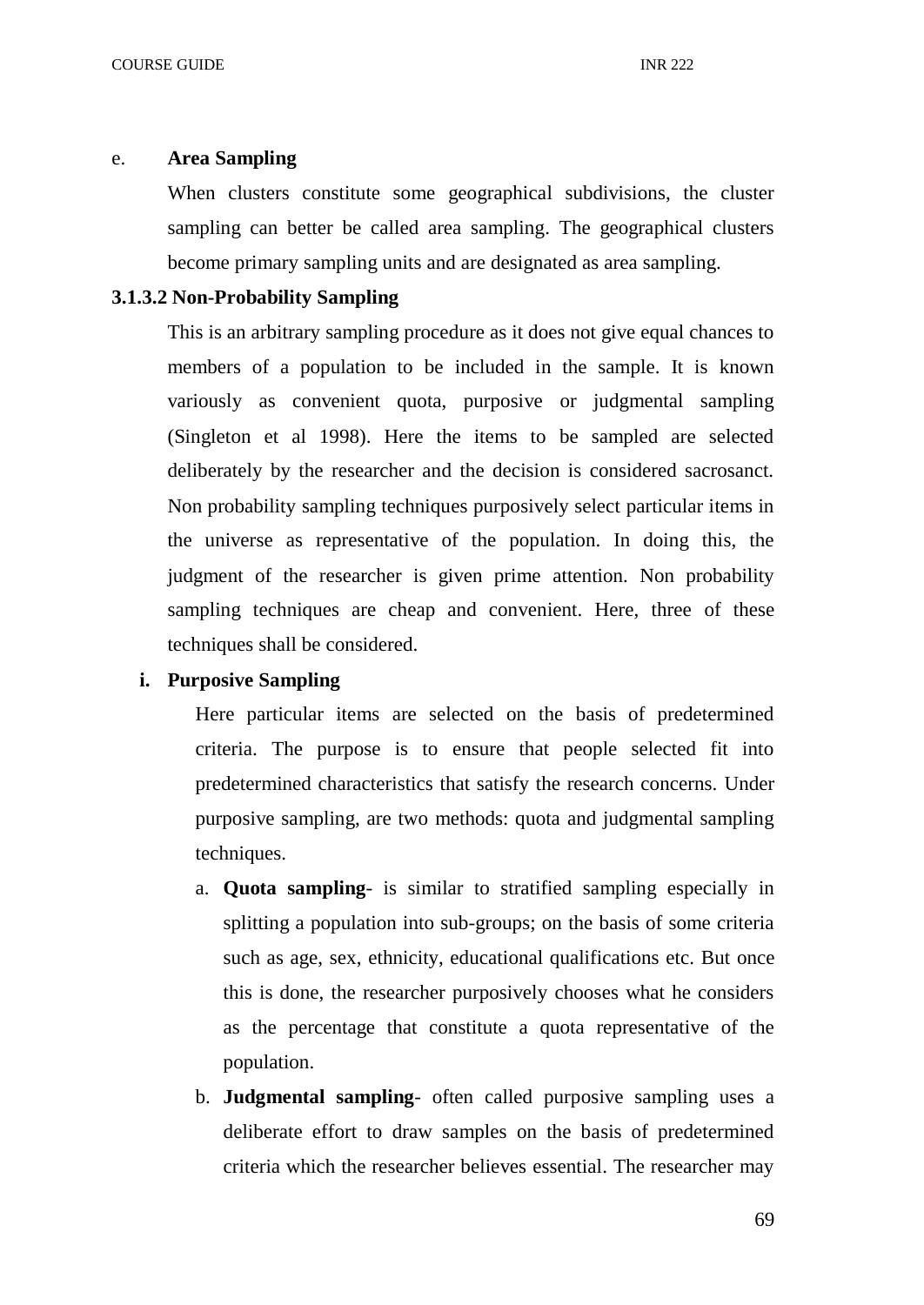e. **Area Sampling**

When clusters constitute some geographical subdivisions, the cluster sampling can better be called area sampling. The geographical clusters become primary sampling units and are designated as area sampling.

**3.1.3.2 Non-Probability Sampling**

This is an arbitrary sampling procedure as it does not give equal chances to members of a population to be included in the sample. It is known variously as convenient quota, purposive or judgmental sampling (Singleton et al 1998). Here the items to be sampled are selected deliberately by the researcher and the decision is considered sacrosanct. Non probability sampling techniques purposively select particular items in the universe as representative of the population. In doing this, the judgment of the researcher is given prime attention. Non probability sampling techniques are cheap and convenient. Here, three of these techniques shall be considered.

**i. Purposive Sampling**

Here particular items are selected on the basis of predetermined criteria. The purpose is to ensure that people selected fit into predetermined characteristics that satisfy the research concerns. Under purposive sampling, are two methods: quota and judgmental sampling techniques.

a. **Quota sampling**- is similar to stratified sampling especially in splitting a population into sub-groups; on the basis of some criteria such as age, sex, ethnicity, educational qualifications etc. But once this is done, the researcher purposively chooses what he considers as the percentage that constitute a quota representative of the population.

b. **Judgmental sampling**- often called purposive sampling uses a deliberate effort to draw samples on the basis of predetermined criteria which the researcher believes essential. The researcher may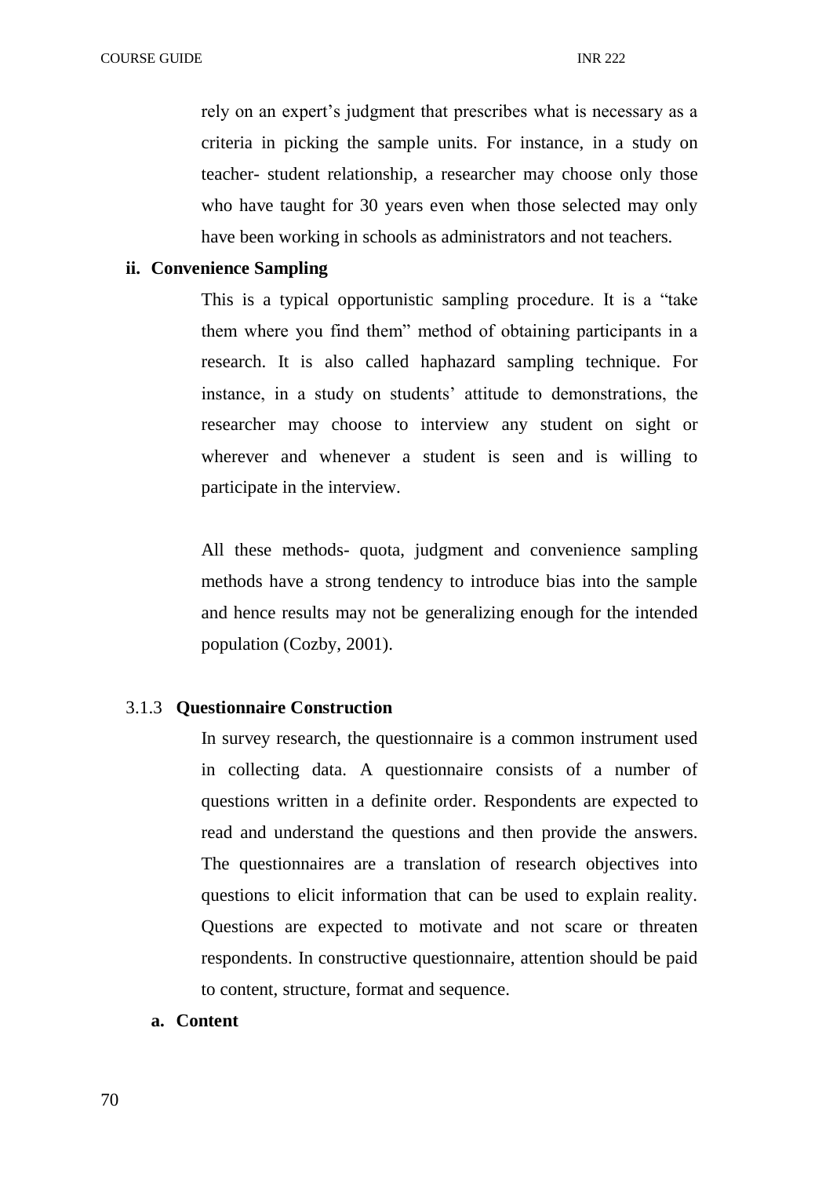rely on an expert's judgment that prescribes what is necessary as a criteria in picking the sample units. For instance, in a study on teacher- student relationship, a researcher may choose only those who have taught for 30 years even when those selected may only have been working in schools as administrators and not teachers.

**ii. Convenience Sampling**

This is a typical opportunistic sampling procedure. It is a "take them where you find them" method of obtaining participants in a research. It is also called haphazard sampling technique. For instance, in a study on students' attitude to demonstrations, the researcher may choose to interview any student on sight or wherever and whenever a student is seen and is willing to participate in the interview.

All these methods- quota, judgment and convenience sampling methods have a strong tendency to introduce bias into the sample and hence results may not be generalizing enough for the intended population (Cozby, 2001).

### 3.1.3 Questionnaire Construction

In survey research, the questionnaire is a common instrument used in collecting data. A questionnaire consists of a number of questions written in a definite order. Respondents are expected to read and understand the questions and then provide the answers. The questionnaires are a translation of research objectives into questions to elicit information that can be used to explain reality. Questions are expected to motivate and not scare or threaten respondents. In constructive questionnaire, attention should be paid to content, structure, format and sequence.

**a. Content**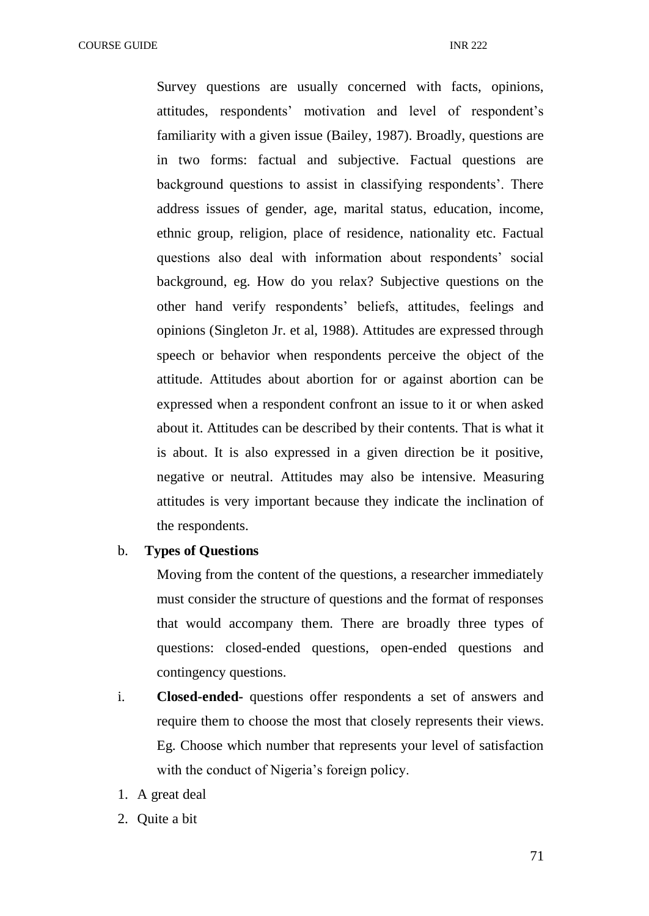Survey questions are usually concerned with facts, opinions, attitudes, respondents' motivation and level of respondent's familiarity with a given issue (Bailey, 1987). Broadly, questions are in two forms: factual and subjective. Factual questions are background questions to assist in classifying respondents'. There address issues of gender, age, marital status, education, income, ethnic group, religion, place of residence, nationality etc. Factual questions also deal with information about respondents' social background, eg. How do you relax? Subjective questions on the other hand verify respondents' beliefs, attitudes, feelings and opinions (Singleton Jr. et al, 1988). Attitudes are expressed through speech or behavior when respondents perceive the object of the attitude. Attitudes about abortion for or against abortion can be expressed when a respondent confront an issue to it or when asked about it. Attitudes can be described by their contents. That is what it is about. It is also expressed in a given direction be it positive, negative or neutral. Attitudes may also be intensive. Measuring attitudes is very important because they indicate the inclination of the respondents.

b. **Types of Questions**

Moving from the content of the questions, a researcher immediately must consider the structure of questions and the format of responses that would accompany them. There are broadly three types of questions: closed-ended questions, open-ended questions and contingency questions.

i. **Closed-ended-** questions offer respondents a set of answers and require them to choose the most that closely represents their views. Eg. Choose which number that represents your level of satisfaction with the conduct of Nigeria's foreign policy.

1. A great deal
2. Quite a bit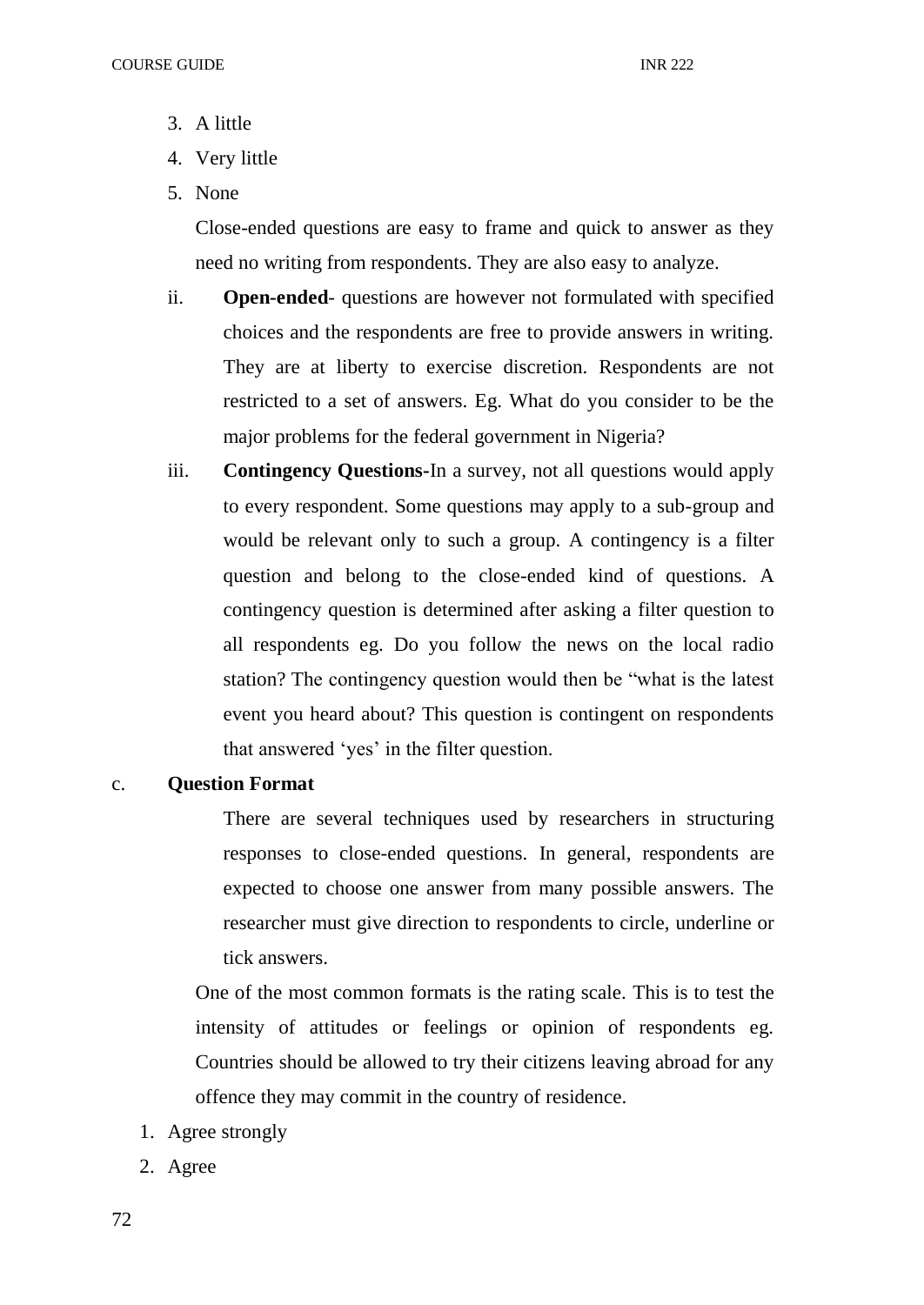3. A little
4. Very little
5. None

Close-ended questions are easy to frame and quick to answer as they need no writing from respondents. They are also easy to analyze.

ii. **Open-ended**- questions are however not formulated with specified choices and the respondents are free to provide answers in writing. They are at liberty to exercise discretion. Respondents are not restricted to a set of answers. Eg. What do you consider to be the major problems for the federal government in Nigeria?

iii. **Contingency Questions**-In a survey, not all questions would apply to every respondent. Some questions may apply to a sub-group and would be relevant only to such a group. A contingency is a filter question and belong to the close-ended kind of questions. A contingency question is determined after asking a filter question to all respondents eg. Do you follow the news on the local radio station? The contingency question would then be "what is the latest event you heard about? This question is contingent on respondents that answered 'yes' in the filter question.

c. **Question Format**

There are several techniques used by researchers in structuring responses to close-ended questions. In general, respondents are expected to choose one answer from many possible answers. The researcher must give direction to respondents to circle, underline or tick answers.

One of the most common formats is the rating scale. This is to test the intensity of attitudes or feelings or opinion of respondents eg. Countries should be allowed to try their citizens leaving abroad for any offence they may commit in the country of residence.

1. Agree strongly
2. Agree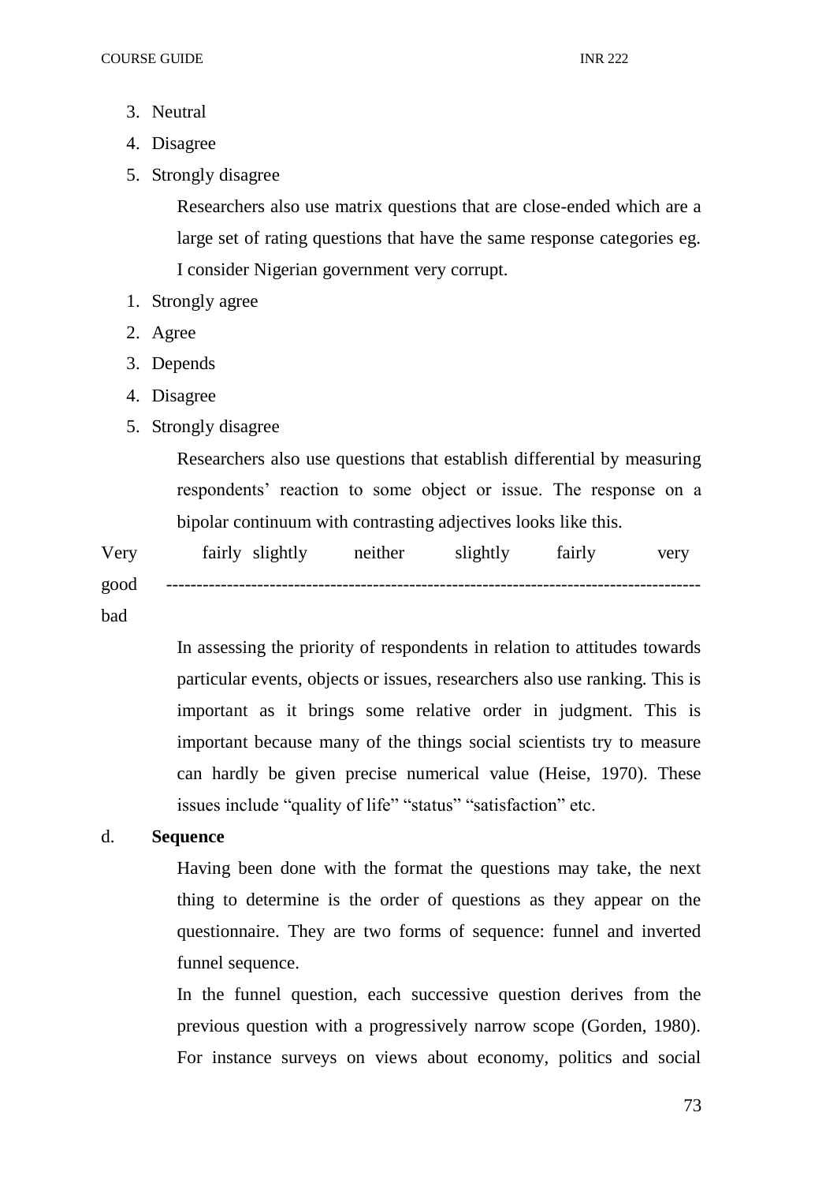3. Neutral
4. Disagree
5. Strongly disagree

Researchers also use matrix questions that are close-ended which are a large set of rating questions that have the same response categories eg. I consider Nigerian government very corrupt.

1. Strongly agree
2. Agree
3. Depends
4. Disagree
5. Strongly disagree

Researchers also use questions that establish differential by measuring respondents' reaction to some object or issue. The response on a bipolar continuum with contrasting adjectives looks like this.

Very fairly slightly neither slightly fairly very
good ---------------------------------------------------------------------------------------
bad

In assessing the priority of respondents in relation to attitudes towards particular events, objects or issues, researchers also use ranking. This is important as it brings some relative order in judgment. This is important because many of the things social scientists try to measure can hardly be given precise numerical value (Heise, 1970). These issues include "quality of life" "status" "satisfaction" etc.

d. **Sequence**

Having been done with the format the questions may take, the next thing to determine is the order of questions as they appear on the questionnaire. They are two forms of sequence: funnel and inverted funnel sequence.

In the funnel question, each successive question derives from the previous question with a progressively narrow scope (Gorden, 1980). For instance surveys on views about economy, politics and social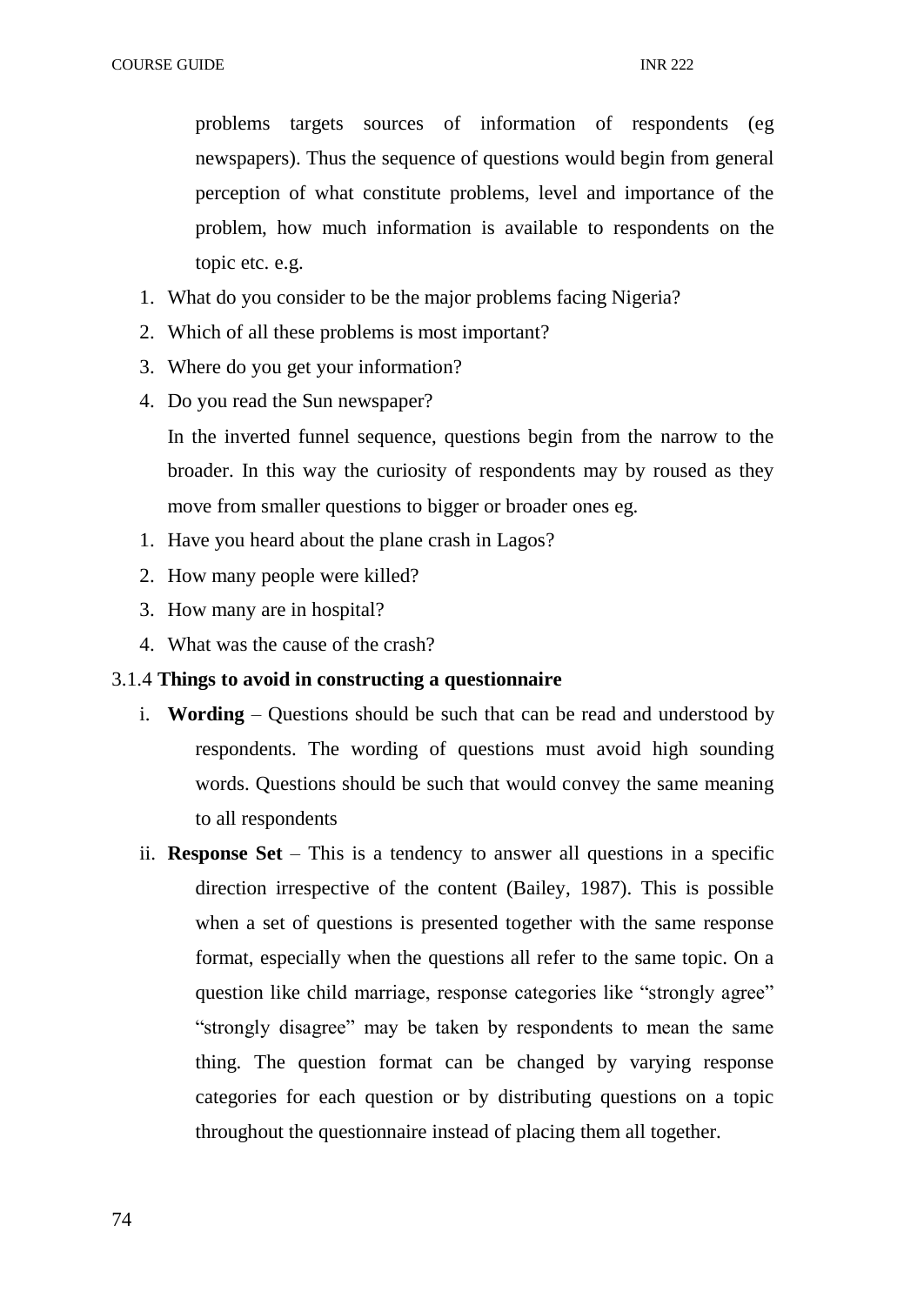problems targets sources of information of respondents (eg newspapers). Thus the sequence of questions would begin from general perception of what constitute problems, level and importance of the problem, how much information is available to respondents on the topic etc. e.g.

1. What do you consider to be the major problems facing Nigeria?
2. Which of all these problems is most important?
3. Where do you get your information?
4. Do you read the Sun newspaper?

In the inverted funnel sequence, questions begin from the narrow to the broader. In this way the curiosity of respondents may by roused as they move from smaller questions to bigger or broader ones eg.

1. Have you heard about the plane crash in Lagos?
2. How many people were killed?
3. How many are in hospital?
4. What was the cause of the crash?

3.1.4 **Things to avoid in constructing a questionnaire**

i. **Wording** – Questions should be such that can be read and understood by respondents. The wording of questions must avoid high sounding words. Questions should be such that would convey the same meaning to all respondents

ii. **Response Set** – This is a tendency to answer all questions in a specific direction irrespective of the content (Bailey, 1987). This is possible when a set of questions is presented together with the same response format, especially when the questions all refer to the same topic. On a question like child marriage, response categories like "strongly agree" "strongly disagree" may be taken by respondents to mean the same thing. The question format can be changed by varying response categories for each question or by distributing questions on a topic throughout the questionnaire instead of placing them all together.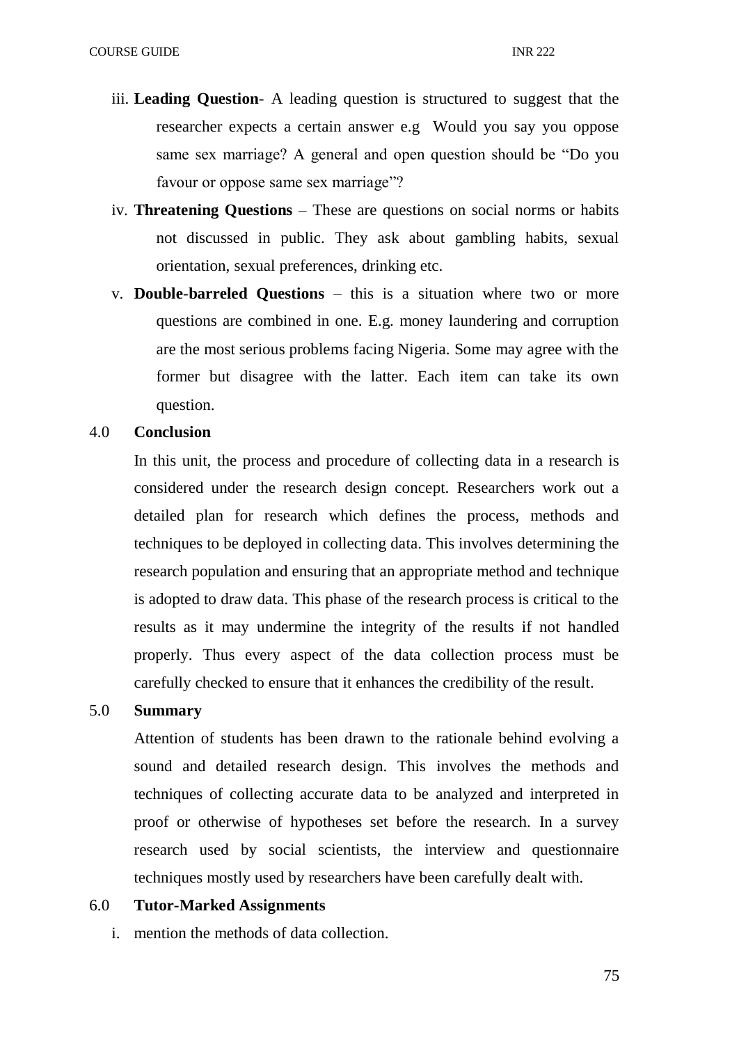iii. **Leading Question**- A leading question is structured to suggest that the researcher expects a certain answer e.g Would you say you oppose same sex marriage? A general and open question should be "Do you favour or oppose same sex marriage"?

iv. **Threatening Questions** – These are questions on social norms or habits not discussed in public. They ask about gambling habits, sexual orientation, sexual preferences, drinking etc.

v. **Double-barreled Questions** – this is a situation where two or more questions are combined in one. E.g. money laundering and corruption are the most serious problems facing Nigeria. Some may agree with the former but disagree with the latter. Each item can take its own question.

## 4.0 Conclusion

In this unit, the process and procedure of collecting data in a research is considered under the research design concept. Researchers work out a detailed plan for research which defines the process, methods and techniques to be deployed in collecting data. This involves determining the research population and ensuring that an appropriate method and technique is adopted to draw data. This phase of the research process is critical to the results as it may undermine the integrity of the results if not handled properly. Thus every aspect of the data collection process must be carefully checked to ensure that it enhances the credibility of the result.

## 5.0 Summary

Attention of students has been drawn to the rationale behind evolving a sound and detailed research design. This involves the methods and techniques of collecting accurate data to be analyzed and interpreted in proof or otherwise of hypotheses set before the research. In a survey research used by social scientists, the interview and questionnaire techniques mostly used by researchers have been carefully dealt with.

## 6.0 Tutor-Marked Assignments

i. mention the methods of data collection.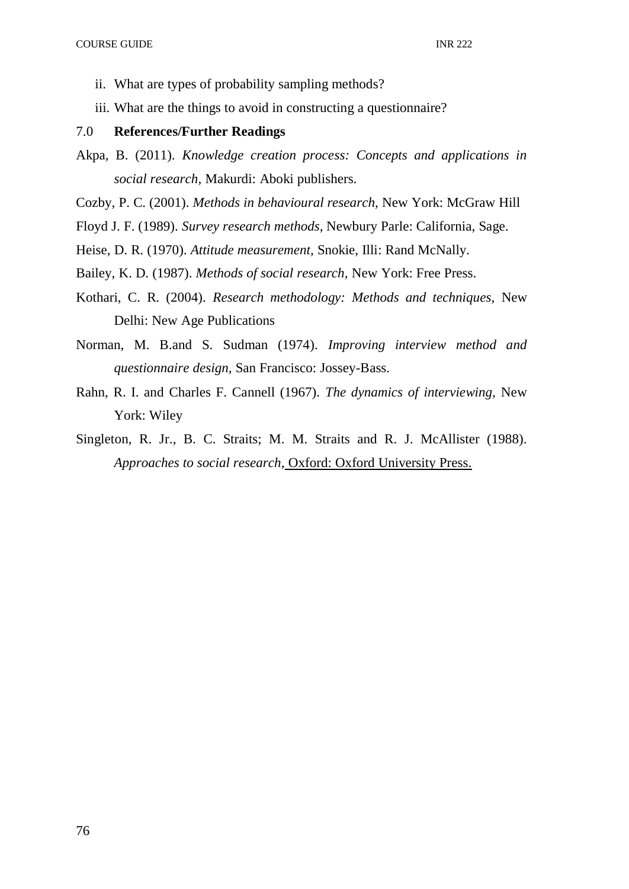ii. What are types of probability sampling methods?

iii. What are the things to avoid in constructing a questionnaire?

## 7.0 **References/Further Readings**

Akpa, B. (2011). *Knowledge creation process: Concepts and applications in social research,* Makurdi: Aboki publishers.

Cozby, P. C. (2001). *Methods in behavioural research,* New York: McGraw Hill

Floyd J. F. (1989). *Survey research methods,* Newbury Parle: California, Sage.

Heise, D. R. (1970). *Attitude measurement,* Snokie, Illi: Rand McNally.

Bailey, K. D. (1987). *Methods of social research,* New York: Free Press.

Kothari, C. R. (2004). *Research methodology: Methods and techniques,* New Delhi: New Age Publications

Norman, M. B.and S. Sudman (1974). *Improving interview method and questionnaire design,* San Francisco: Jossey-Bass.

Rahn, R. I. and Charles F. Cannell (1967). *The dynamics of interviewing,* New York: Wiley

Singleton, R. Jr., B. C. Straits; M. M. Straits and R. J. McAllister (1988). *Approaches to social research,* Oxford: Oxford University Press.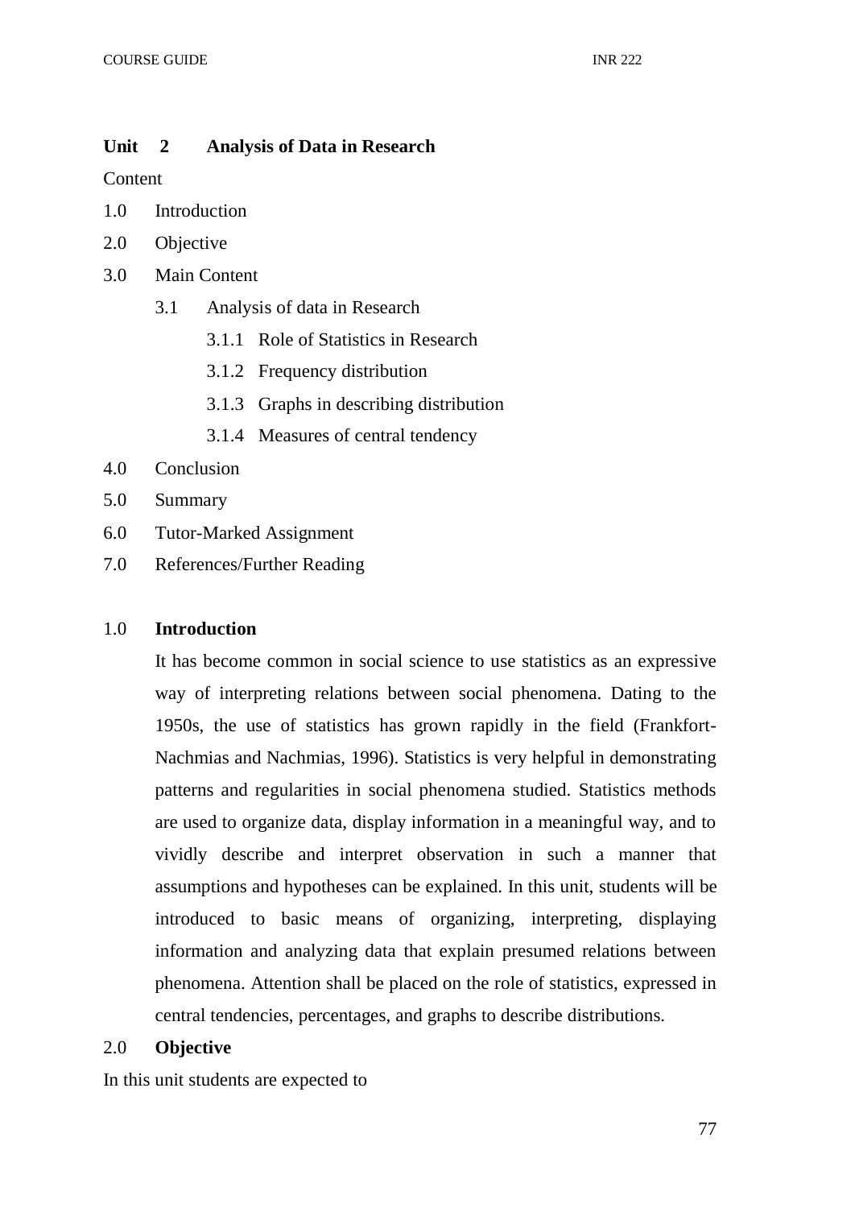## Unit 2 Analysis of Data in Research

Content

1.0 Introduction

2.0 Objective

3.0 Main Content

- 3.1 Analysis of data in Research
  - 3.1.1 Role of Statistics in Research
  - 3.1.2 Frequency distribution
  - 3.1.3 Graphs in describing distribution
  - 3.1.4 Measures of central tendency

4.0 Conclusion

5.0 Summary

6.0 Tutor-Marked Assignment

7.0 References/Further Reading

### 1.0 Introduction

It has become common in social science to use statistics as an expressive way of interpreting relations between social phenomena. Dating to the 1950s, the use of statistics has grown rapidly in the field (Frankfort-Nachmias and Nachmias, 1996). Statistics is very helpful in demonstrating patterns and regularities in social phenomena studied. Statistics methods are used to organize data, display information in a meaningful way, and to vividly describe and interpret observation in such a manner that assumptions and hypotheses can be explained. In this unit, students will be introduced to basic means of organizing, interpreting, displaying information and analyzing data that explain presumed relations between phenomena. Attention shall be placed on the role of statistics, expressed in central tendencies, percentages, and graphs to describe distributions.

### 2.0 Objective

In this unit students are expected to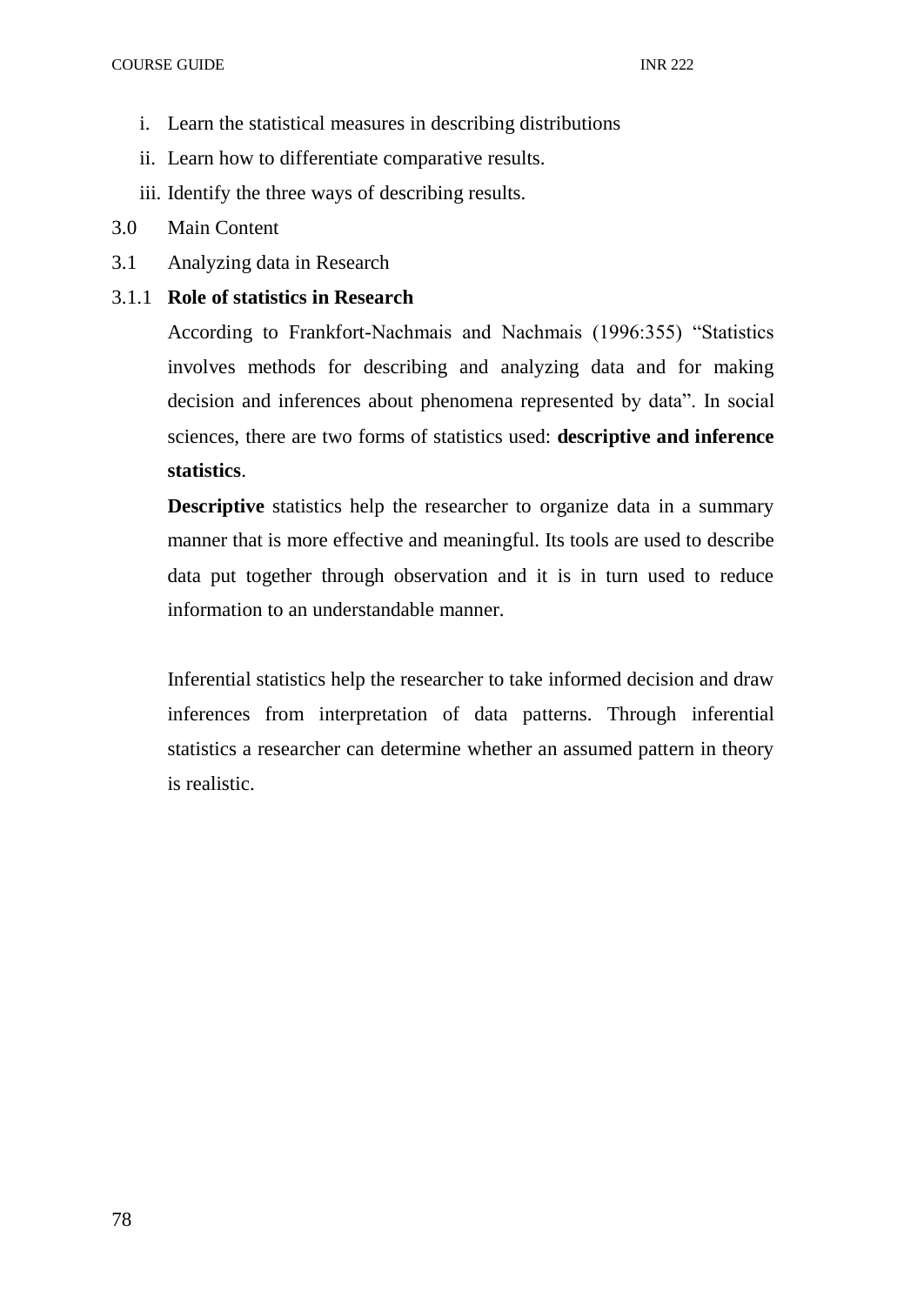i. Learn the statistical measures in describing distributions
ii. Learn how to differentiate comparative results.
iii. Identify the three ways of describing results.

## 3.0 Main Content

### 3.1 Analyzing data in Research

#### 3.1.1 Role of statistics in Research

According to Frankfort-Nachmais and Nachmais (1996:355) “Statistics involves methods for describing and analyzing data and for making decision and inferences about phenomena represented by data”. In social sciences, there are two forms of statistics used: **descriptive and inference statistics**.

**Descriptive** statistics help the researcher to organize data in a summary manner that is more effective and meaningful. Its tools are used to describe data put together through observation and it is in turn used to reduce information to an understandable manner.

Inferential statistics help the researcher to take informed decision and draw inferences from interpretation of data patterns. Through inferential statistics a researcher can determine whether an assumed pattern in theory is realistic.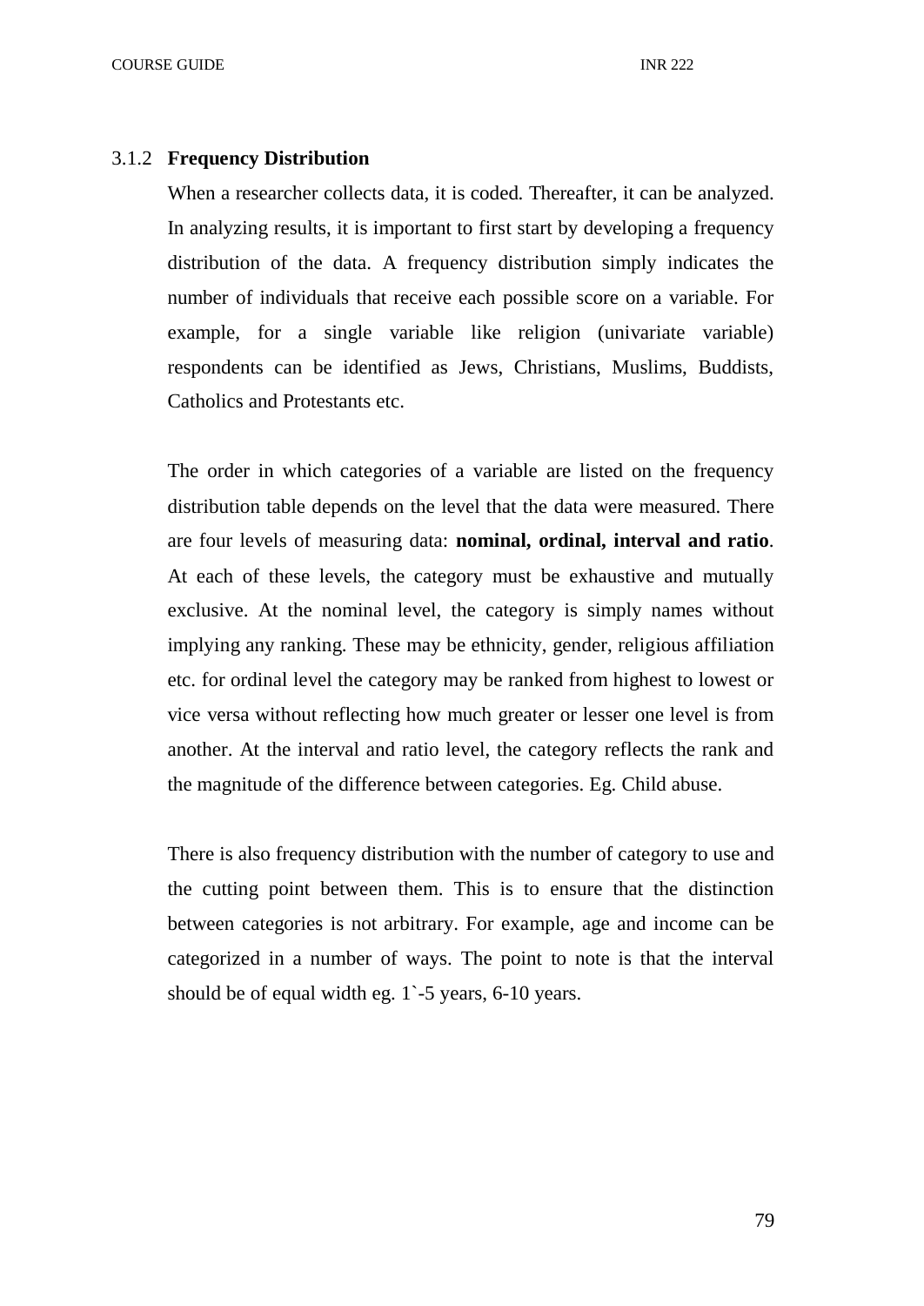### 3.1.2 **Frequency Distribution**

When a researcher collects data, it is coded. Thereafter, it can be analyzed. In analyzing results, it is important to first start by developing a frequency distribution of the data. A frequency distribution simply indicates the number of individuals that receive each possible score on a variable. For example, for a single variable like religion (univariate variable) respondents can be identified as Jews, Christians, Muslims, Buddists, Catholics and Protestants etc.

The order in which categories of a variable are listed on the frequency distribution table depends on the level that the data were measured. There are four levels of measuring data: **nominal, ordinal, interval and ratio**. At each of these levels, the category must be exhaustive and mutually exclusive. At the nominal level, the category is simply names without implying any ranking. These may be ethnicity, gender, religious affiliation etc. for ordinal level the category may be ranked from highest to lowest or vice versa without reflecting how much greater or lesser one level is from another. At the interval and ratio level, the category reflects the rank and the magnitude of the difference between categories. Eg. Child abuse.

There is also frequency distribution with the number of category to use and the cutting point between them. This is to ensure that the distinction between categories is not arbitrary. For example, age and income can be categorized in a number of ways. The point to note is that the interval should be of equal width eg. 1`-5 years, 6-10 years.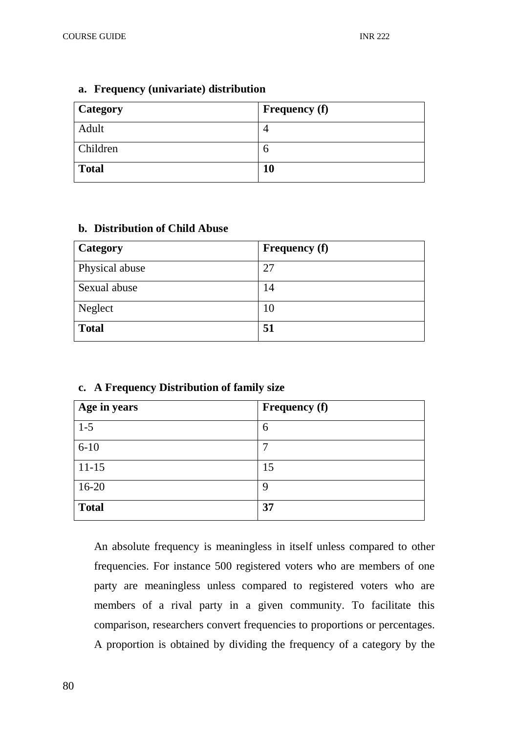**a. Frequency (univariate) distribution**

| **Category** | **Frequency (f)** |
|---|---|
| Adult | 4 |
| Children | 6 |
| **Total** | **10** |

**b. Distribution of Child Abuse**

| **Category** | **Frequency (f)** |
|---|---|
| Physical abuse | 27 |
| Sexual abuse | 14 |
| Neglect | 10 |
| **Total** | **51** |

**c. A Frequency Distribution of family size**

| **Age in years** | **Frequency (f)** |
|---|---|
| 1-5 | 6 |
| 6-10 | 7 |
| 11-15 | 15 |
| 16-20 | 9 |
| **Total** | **37** |

An absolute frequency is meaningless in itself unless compared to other frequencies. For instance 500 registered voters who are members of one party are meaningless unless compared to registered voters who are members of a rival party in a given community. To facilitate this comparison, researchers convert frequencies to proportions or percentages. A proportion is obtained by dividing the frequency of a category by the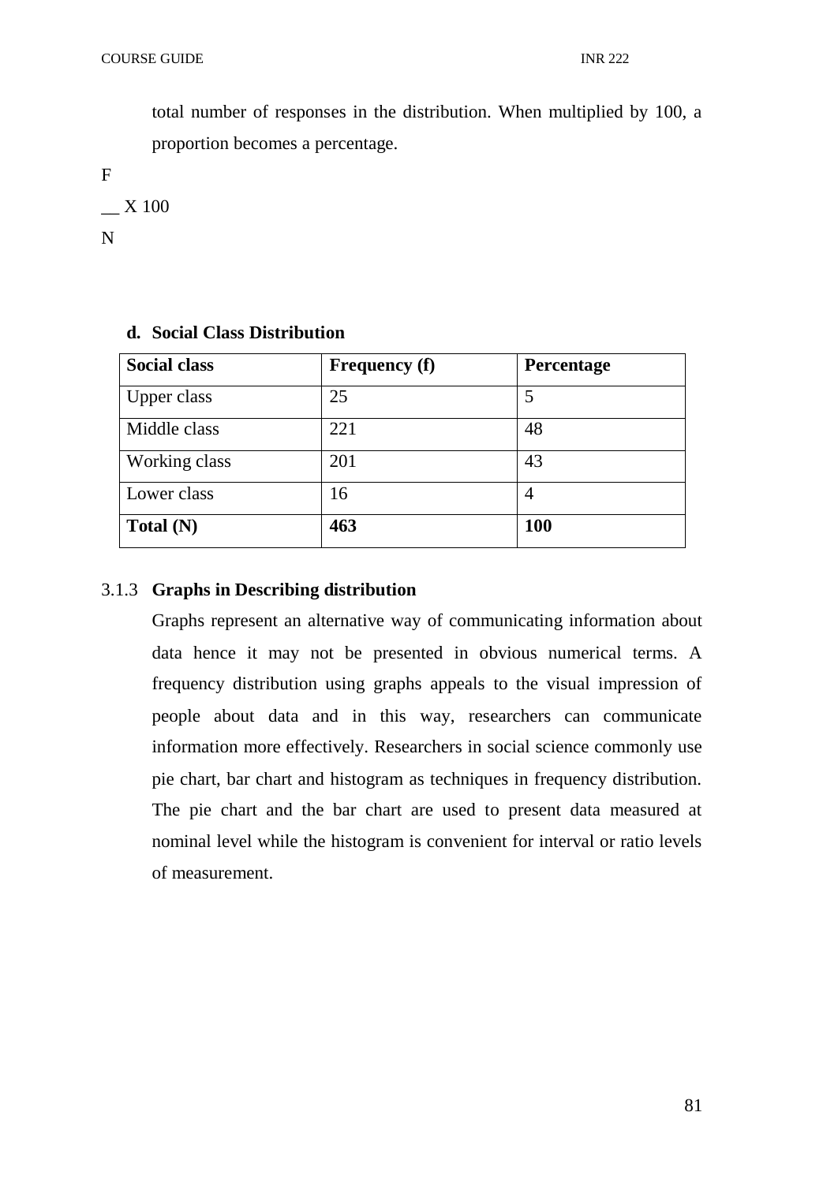total number of responses in the distribution. When multiplied by 100, a proportion becomes a percentage.

$$\frac{F}{N} \times 100$$

**d. Social Class Distribution**

| Social class | Frequency (f) | Percentage |
|---|---|---|
| Upper class | 25 | 5 |
| Middle class | 221 | 48 |
| Working class | 201 | 43 |
| Lower class | 16 | 4 |
| **Total (N)** | **463** | **100** |

### 3.1.3 Graphs in Describing distribution

Graphs represent an alternative way of communicating information about data hence it may not be presented in obvious numerical terms. A frequency distribution using graphs appeals to the visual impression of people about data and in this way, researchers can communicate information more effectively. Researchers in social science commonly use pie chart, bar chart and histogram as techniques in frequency distribution. The pie chart and the bar chart are used to present data measured at nominal level while the histogram is convenient for interval or ratio levels of measurement.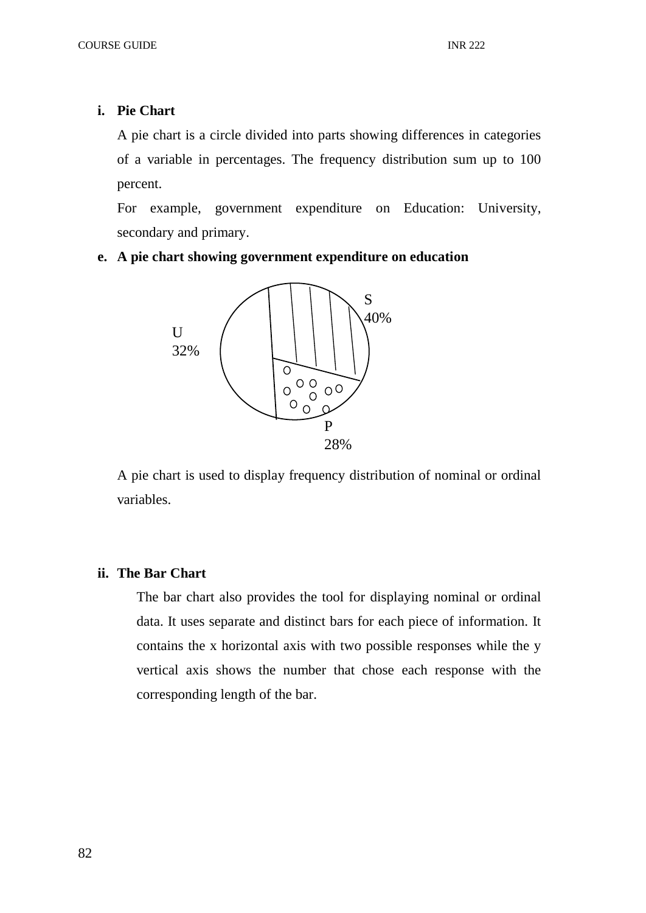**i. Pie Chart**

A pie chart is a circle divided into parts showing differences in categories of a variable in percentages. The frequency distribution sum up to 100 percent.

For example, government expenditure on Education: University, secondary and primary.

**e. A pie chart showing government expenditure on education**

S
40%

U
32%

P
28%

A pie chart is used to display frequency distribution of nominal or ordinal variables.

**ii. The Bar Chart**

The bar chart also provides the tool for displaying nominal or ordinal data. It uses separate and distinct bars for each piece of information. It contains the x horizontal axis with two possible responses while the y vertical axis shows the number that chose each response with the corresponding length of the bar.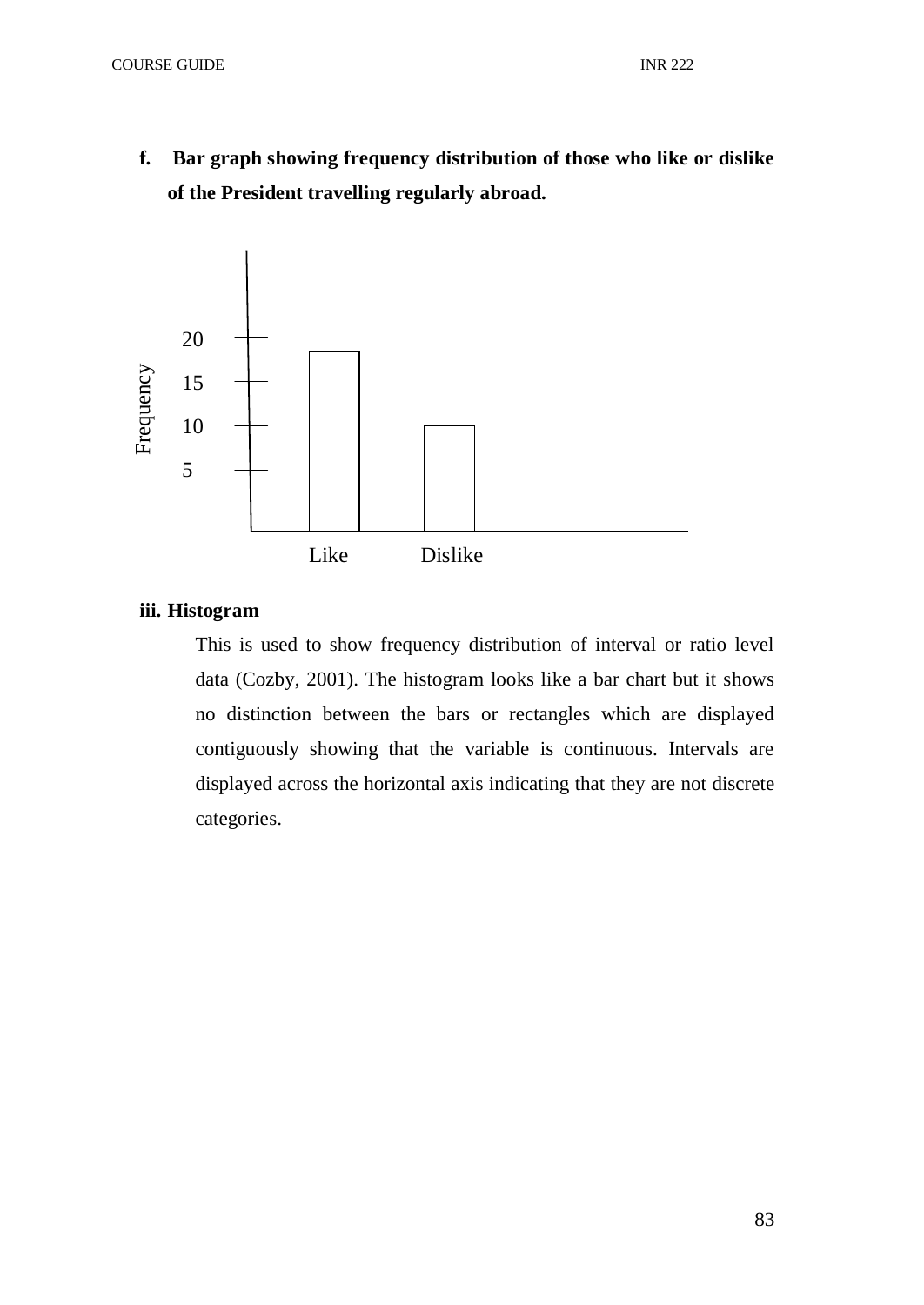**f. Bar graph showing frequency distribution of those who like or dislike of the President travelling regularly abroad.**

Frequency

20

15

10

5

Like Dislike

**iii. Histogram**

This is used to show frequency distribution of interval or ratio level data (Cozby, 2001). The histogram looks like a bar chart but it shows no distinction between the bars or rectangles which are displayed contiguously showing that the variable is continuous. Intervals are displayed across the horizontal axis indicating that they are not discrete categories.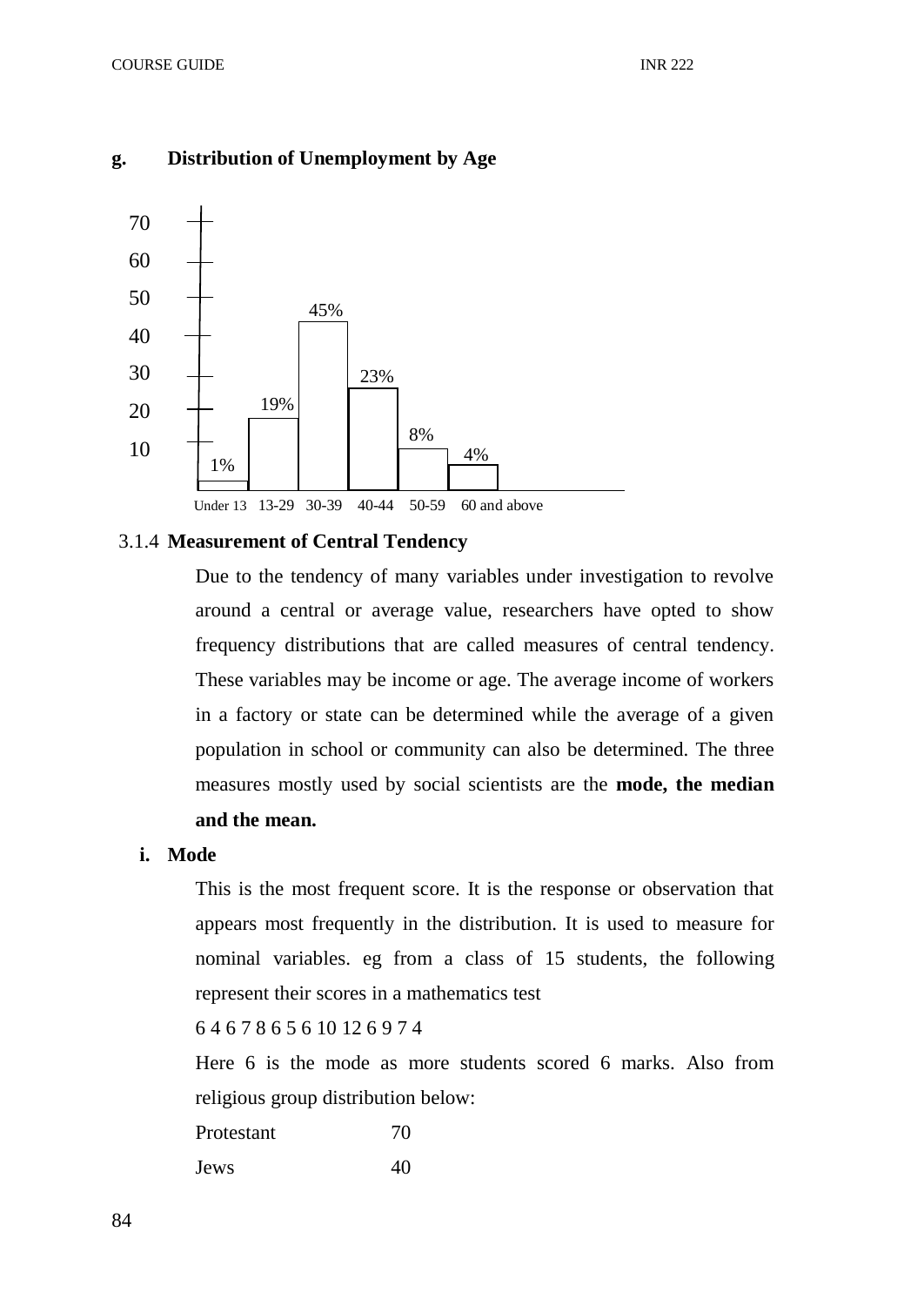**g. Distribution of Unemployment by Age**

| Age | Percentage |
|---|---|
| Under 13 | 1% |
| 13-29 | 19% |
| 30-39 | 45% |
| 40-44 | 23% |
| 50-59 | 8% |
| 60 and above | 4% |

### 3.1.4 Measurement of Central Tendency

Due to the tendency of many variables under investigation to revolve around a central or average value, researchers have opted to show frequency distributions that are called measures of central tendency. These variables may be income or age. The average income of workers in a factory or state can be determined while the average of a given population in school or community can also be determined. The three measures mostly used by social scientists are the **mode, the median and the mean.**

**i. Mode**

This is the most frequent score. It is the response or observation that appears most frequently in the distribution. It is used to measure for nominal variables. eg from a class of 15 students, the following represent their scores in a mathematics test

6 4 6 7 8 6 5 6 10 12 6 9 7 4

Here 6 is the mode as more students scored 6 marks. Also from religious group distribution below:

| | |
|---|---|
| Protestant | 70 |
| Jews | 40 |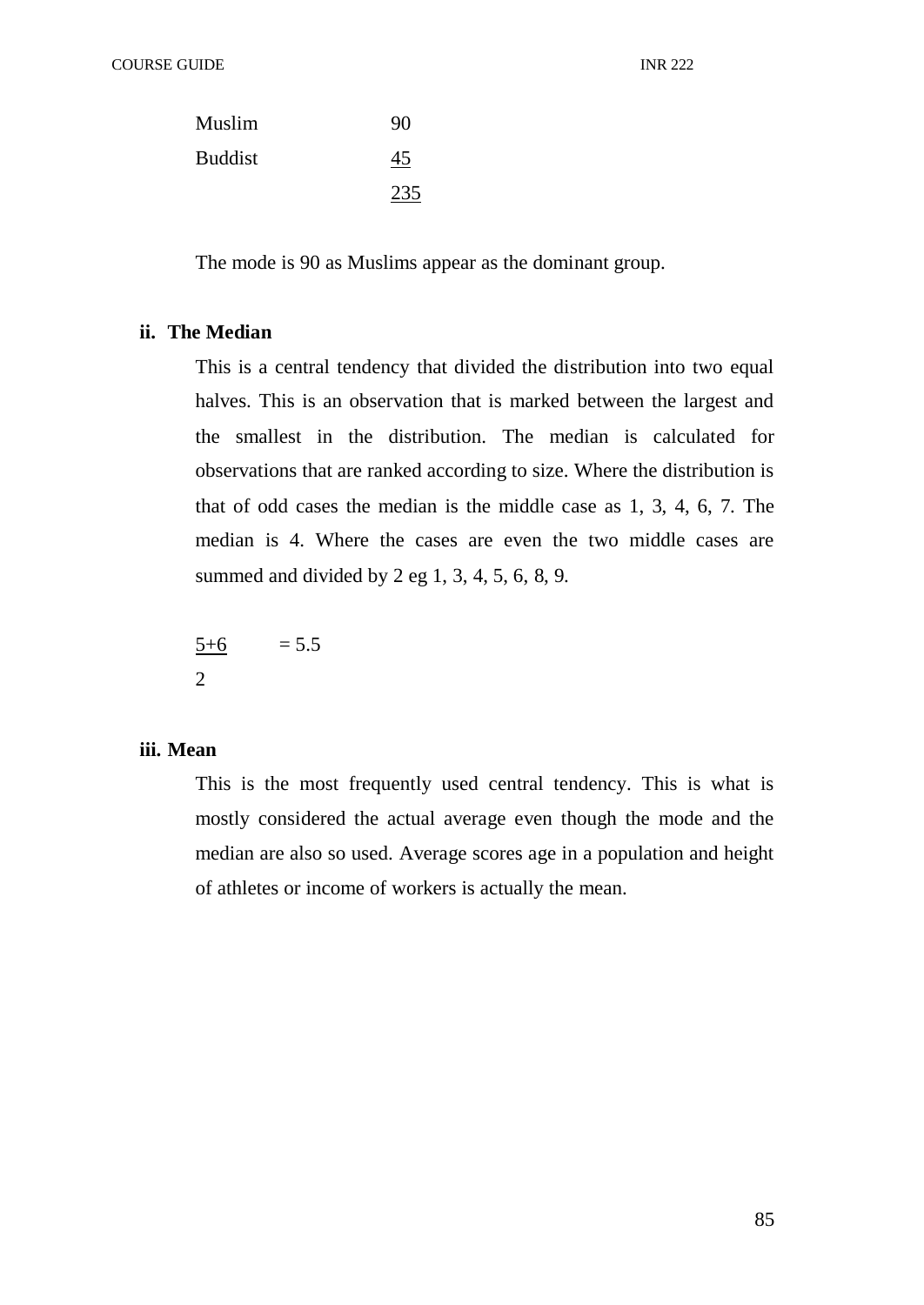| | |
|---|---|
| Muslim | 90 |
| Buddist | 45 |
| | 235 |

The mode is 90 as Muslims appear as the dominant group.

**ii. The Median**

This is a central tendency that divided the distribution into two equal halves. This is an observation that is marked between the largest and the smallest in the distribution. The median is calculated for observations that are ranked according to size. Where the distribution is that of odd cases the median is the middle case as 1, 3, 4, 6, 7. The median is 4. Where the cases are even the two middle cases are summed and divided by 2 eg 1, 3, 4, 5, 6, 8, 9.

$$\frac{5+6}{2} = 5.5$$

**iii. Mean**

This is the most frequently used central tendency. This is what is mostly considered the actual average even though the mode and the median are also so used. Average scores age in a population and height of athletes or income of workers is actually the mean.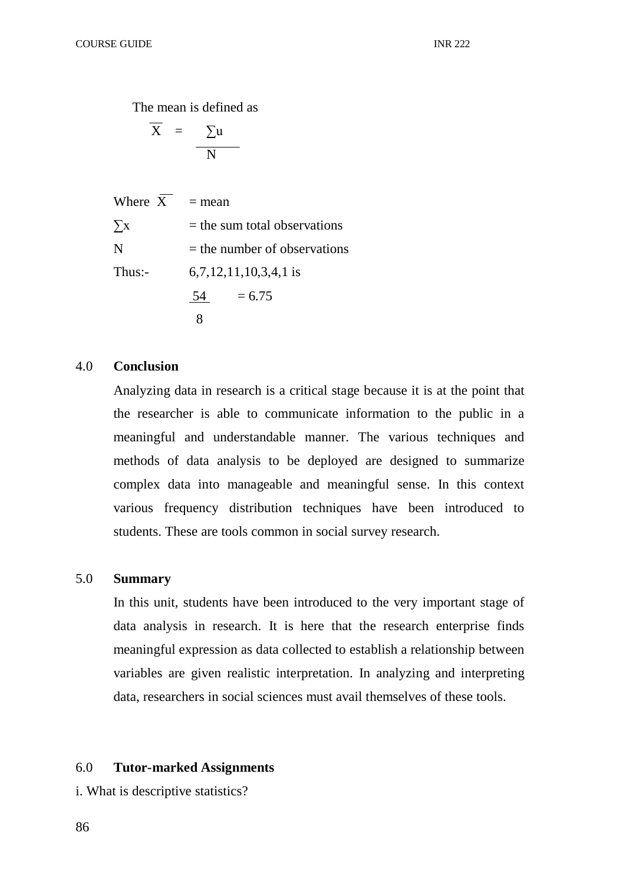The mean is defined as

$$\overline{X} = \frac{\sum u}{N}$$

Where $\overline{X}$ = mean

$\sum x$ = the sum total observations

N = the number of observations

Thus:- 6,7,12,11,10,3,4,1 is

$$\frac{54}{8} = 6.75$$

## 4.0 Conclusion

Analyzing data in research is a critical stage because it is at the point that the researcher is able to communicate information to the public in a meaningful and understandable manner. The various techniques and methods of data analysis to be deployed are designed to summarize complex data into manageable and meaningful sense. In this context various frequency distribution techniques have been introduced to students. These are tools common in social survey research.

## 5.0 Summary

In this unit, students have been introduced to the very important stage of data analysis in research. It is here that the research enterprise finds meaningful expression as data collected to establish a relationship between variables are given realistic interpretation. In analyzing and interpreting data, researchers in social sciences must avail themselves of these tools.

## 6.0 Tutor-marked Assignments

i. What is descriptive statistics?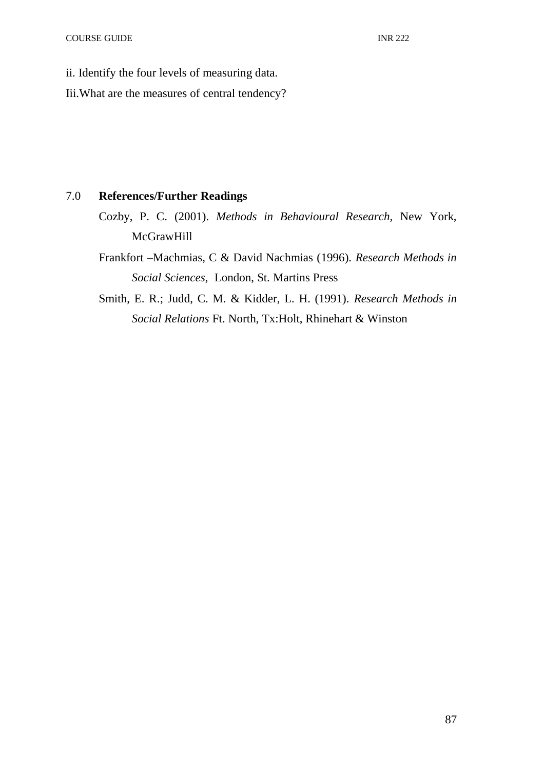ii. Identify the four levels of measuring data.

Iii.What are the measures of central tendency?

## 7.0 References/Further Readings

Cozby, P. C. (2001). *Methods in Behavioural Research*, New York, McGrawHill

Frankfort –Machmias, C & David Nachmias (1996). *Research Methods in Social Sciences*, London, St. Martins Press

Smith, E. R.; Judd, C. M. & Kidder, L. H. (1991). *Research Methods in Social Relations* Ft. North, Tx:Holt, Rhinehart & Winston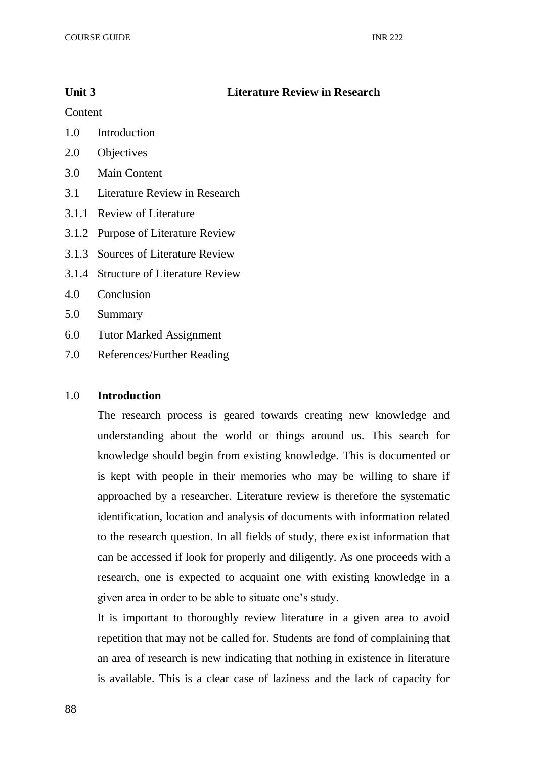## Unit 3 Literature Review in Research

Content

1.0 Introduction

2.0 Objectives

3.0 Main Content

3.1 Literature Review in Research

3.1.1 Review of Literature

3.1.2 Purpose of Literature Review

3.1.3 Sources of Literature Review

3.1.4 Structure of Literature Review

4.0 Conclusion

5.0 Summary

6.0 Tutor Marked Assignment

7.0 References/Further Reading

### 1.0 Introduction

The research process is geared towards creating new knowledge and understanding about the world or things around us. This search for knowledge should begin from existing knowledge. This is documented or is kept with people in their memories who may be willing to share if approached by a researcher. Literature review is therefore the systematic identification, location and analysis of documents with information related to the research question. In all fields of study, there exist information that can be accessed if look for properly and diligently. As one proceeds with a research, one is expected to acquaint one with existing knowledge in a given area in order to be able to situate one's study.

It is important to thoroughly review literature in a given area to avoid repetition that may not be called for. Students are fond of complaining that an area of research is new indicating that nothing in existence in literature is available. This is a clear case of laziness and the lack of capacity for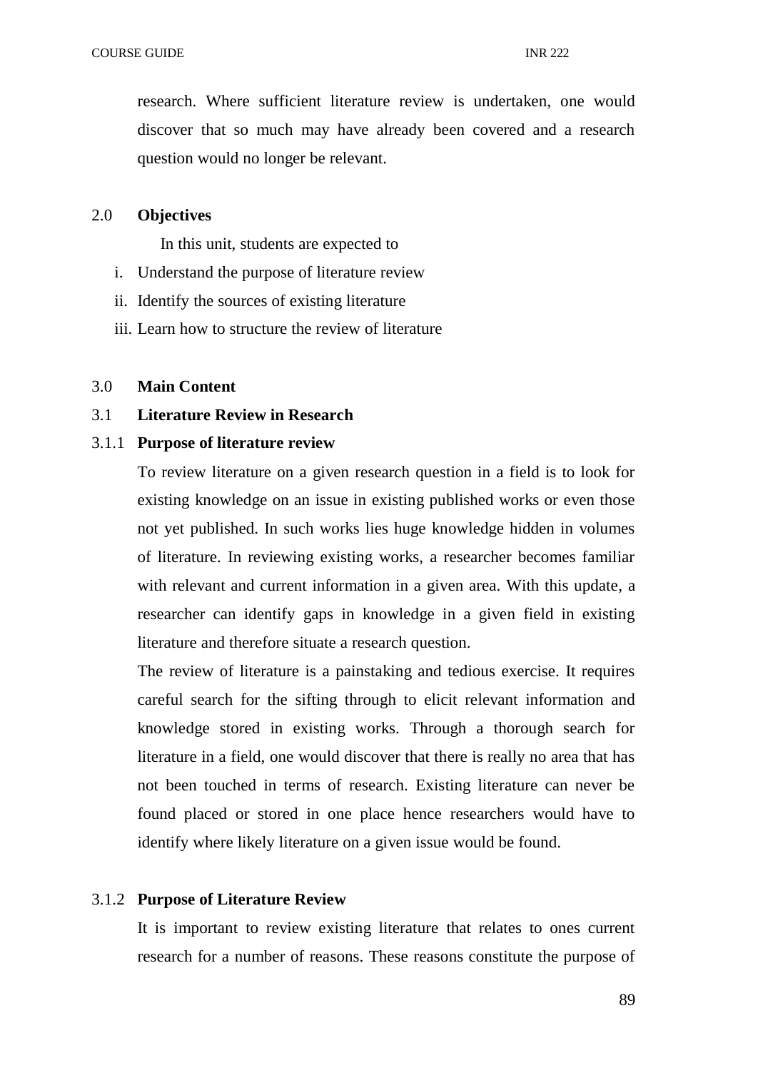research. Where sufficient literature review is undertaken, one would discover that so much may have already been covered and a research question would no longer be relevant.

## 2.0 Objectives

In this unit, students are expected to

i. Understand the purpose of literature review
ii. Identify the sources of existing literature
iii. Learn how to structure the review of literature

## 3.0 Main Content

### 3.1 Literature Review in Research

#### 3.1.1 Purpose of literature review

To review literature on a given research question in a field is to look for existing knowledge on an issue in existing published works or even those not yet published. In such works lies huge knowledge hidden in volumes of literature. In reviewing existing works, a researcher becomes familiar with relevant and current information in a given area. With this update, a researcher can identify gaps in knowledge in a given field in existing literature and therefore situate a research question.

The review of literature is a painstaking and tedious exercise. It requires careful search for the sifting through to elicit relevant information and knowledge stored in existing works. Through a thorough search for literature in a field, one would discover that there is really no area that has not been touched in terms of research. Existing literature can never be found placed or stored in one place hence researchers would have to identify where likely literature on a given issue would be found.

#### 3.1.2 Purpose of Literature Review

It is important to review existing literature that relates to ones current research for a number of reasons. These reasons constitute the purpose of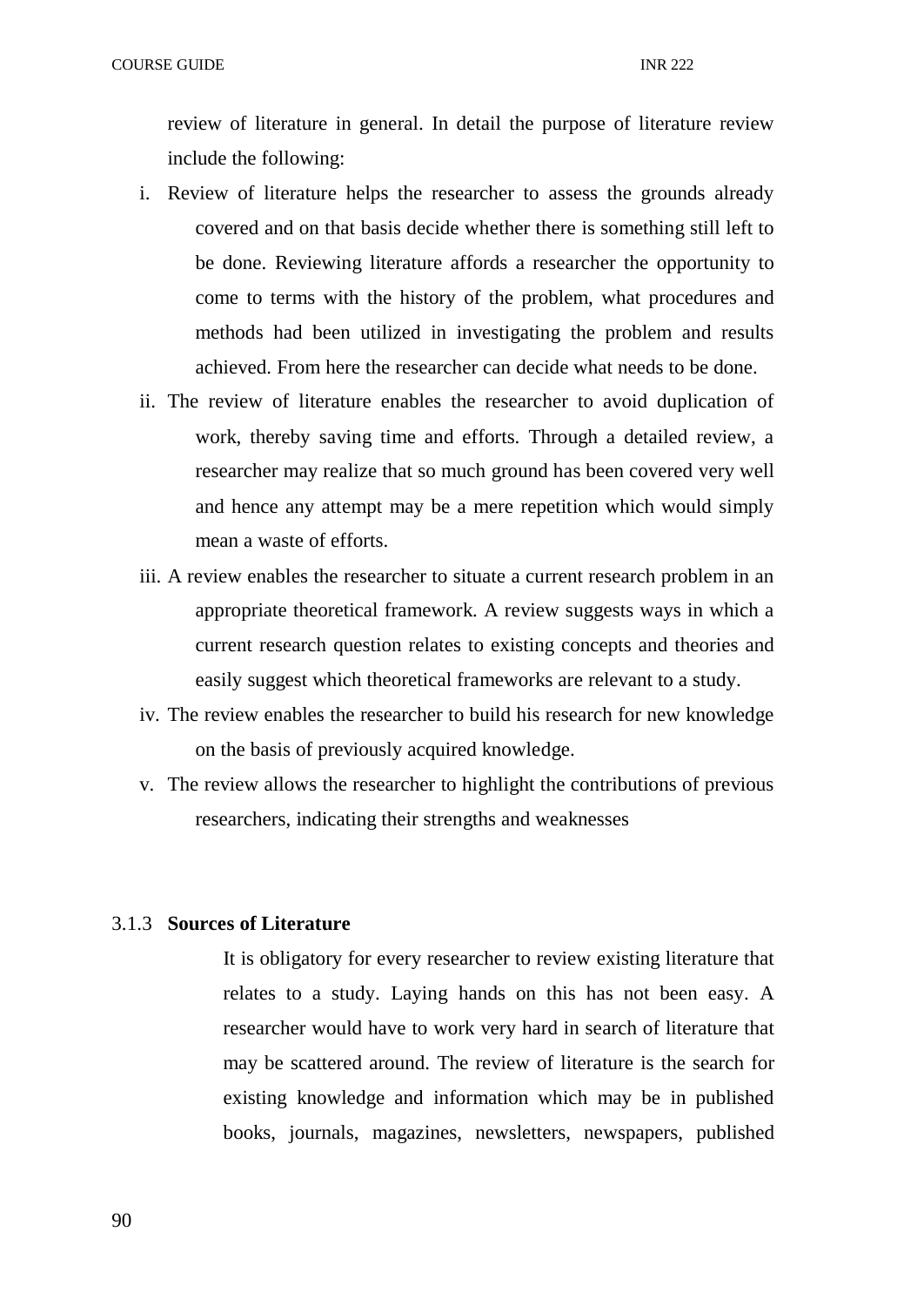review of literature in general. In detail the purpose of literature review include the following:

i. Review of literature helps the researcher to assess the grounds already covered and on that basis decide whether there is something still left to be done. Reviewing literature affords a researcher the opportunity to come to terms with the history of the problem, what procedures and methods had been utilized in investigating the problem and results achieved. From here the researcher can decide what needs to be done.
ii. The review of literature enables the researcher to avoid duplication of work, thereby saving time and efforts. Through a detailed review, a researcher may realize that so much ground has been covered very well and hence any attempt may be a mere repetition which would simply mean a waste of efforts.
iii. A review enables the researcher to situate a current research problem in an appropriate theoretical framework. A review suggests ways in which a current research question relates to existing concepts and theories and easily suggest which theoretical frameworks are relevant to a study.
iv. The review enables the researcher to build his research for new knowledge on the basis of previously acquired knowledge.
v. The review allows the researcher to highlight the contributions of previous researchers, indicating their strengths and weaknesses

### 3.1.3 Sources of Literature

It is obligatory for every researcher to review existing literature that relates to a study. Laying hands on this has not been easy. A researcher would have to work very hard in search of literature that may be scattered around. The review of literature is the search for existing knowledge and information which may be in published books, journals, magazines, newsletters, newspapers, published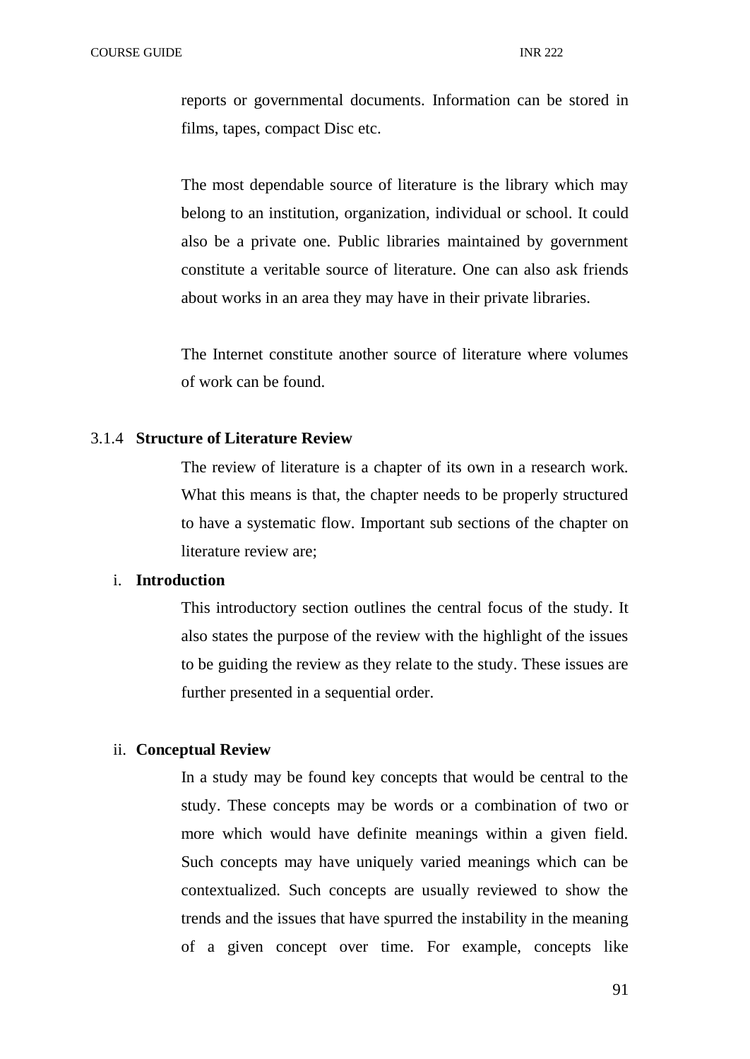reports or governmental documents. Information can be stored in films, tapes, compact Disc etc.

The most dependable source of literature is the library which may belong to an institution, organization, individual or school. It could also be a private one. Public libraries maintained by government constitute a veritable source of literature. One can also ask friends about works in an area they may have in their private libraries.

The Internet constitute another source of literature where volumes of work can be found.

### 3.1.4 Structure of Literature Review

The review of literature is a chapter of its own in a research work. What this means is that, the chapter needs to be properly structured to have a systematic flow. Important sub sections of the chapter on literature review are;

i. **Introduction**

This introductory section outlines the central focus of the study. It also states the purpose of the review with the highlight of the issues to be guiding the review as they relate to the study. These issues are further presented in a sequential order.

ii. **Conceptual Review**

In a study may be found key concepts that would be central to the study. These concepts may be words or a combination of two or more which would have definite meanings within a given field. Such concepts may have uniquely varied meanings which can be contextualized. Such concepts are usually reviewed to show the trends and the issues that have spurred the instability in the meaning of a given concept over time. For example, concepts like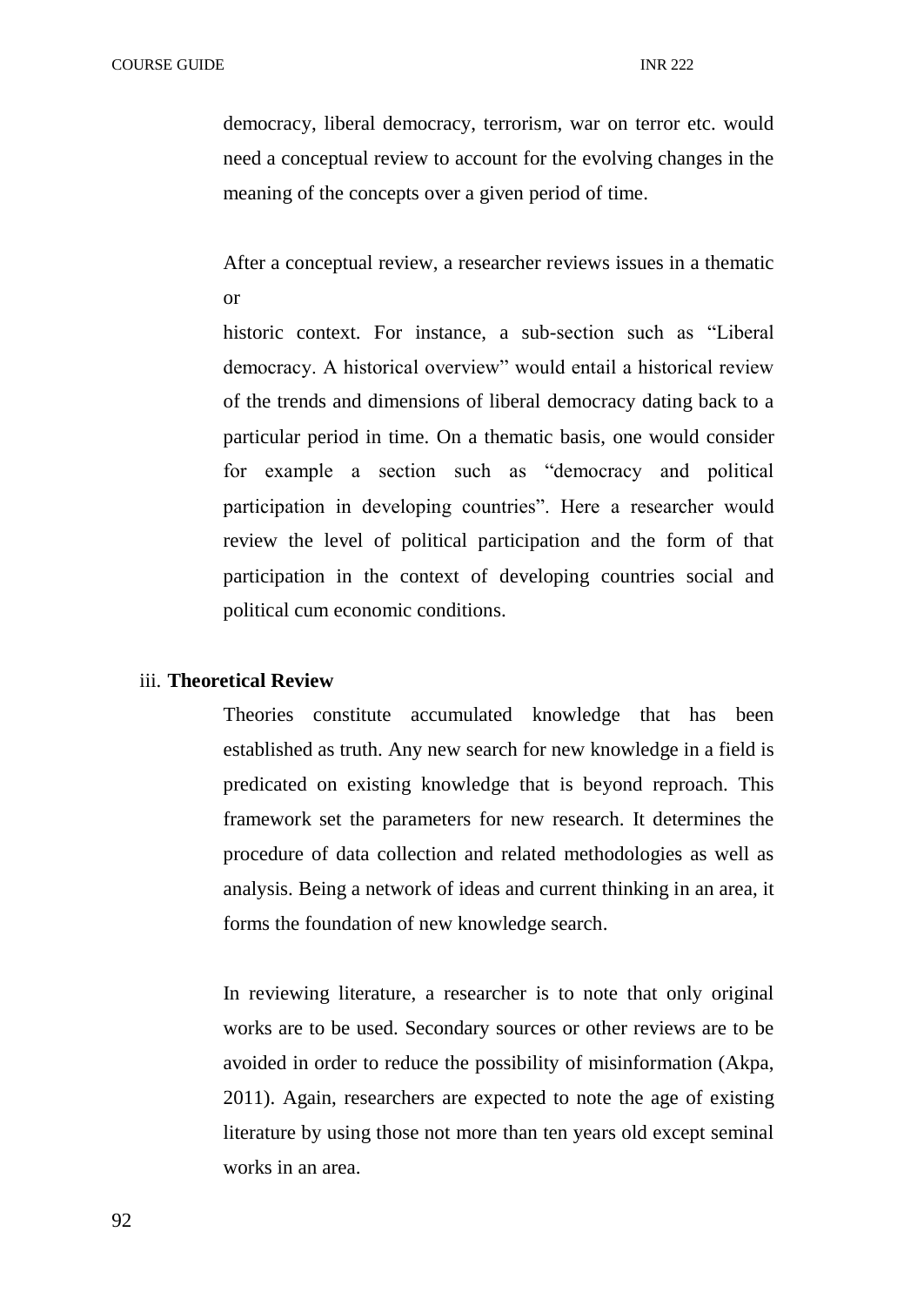democracy, liberal democracy, terrorism, war on terror etc. would need a conceptual review to account for the evolving changes in the meaning of the concepts over a given period of time.

After a conceptual review, a researcher reviews issues in a thematic or

historic context. For instance, a sub-section such as "Liberal democracy. A historical overview" would entail a historical review of the trends and dimensions of liberal democracy dating back to a particular period in time. On a thematic basis, one would consider for example a section such as "democracy and political participation in developing countries". Here a researcher would review the level of political participation and the form of that participation in the context of developing countries social and political cum economic conditions.

iii. **Theoretical Review**

Theories constitute accumulated knowledge that has been established as truth. Any new search for new knowledge in a field is predicated on existing knowledge that is beyond reproach. This framework set the parameters for new research. It determines the procedure of data collection and related methodologies as well as analysis. Being a network of ideas and current thinking in an area, it forms the foundation of new knowledge search.

In reviewing literature, a researcher is to note that only original works are to be used. Secondary sources or other reviews are to be avoided in order to reduce the possibility of misinformation (Akpa, 2011). Again, researchers are expected to note the age of existing literature by using those not more than ten years old except seminal works in an area.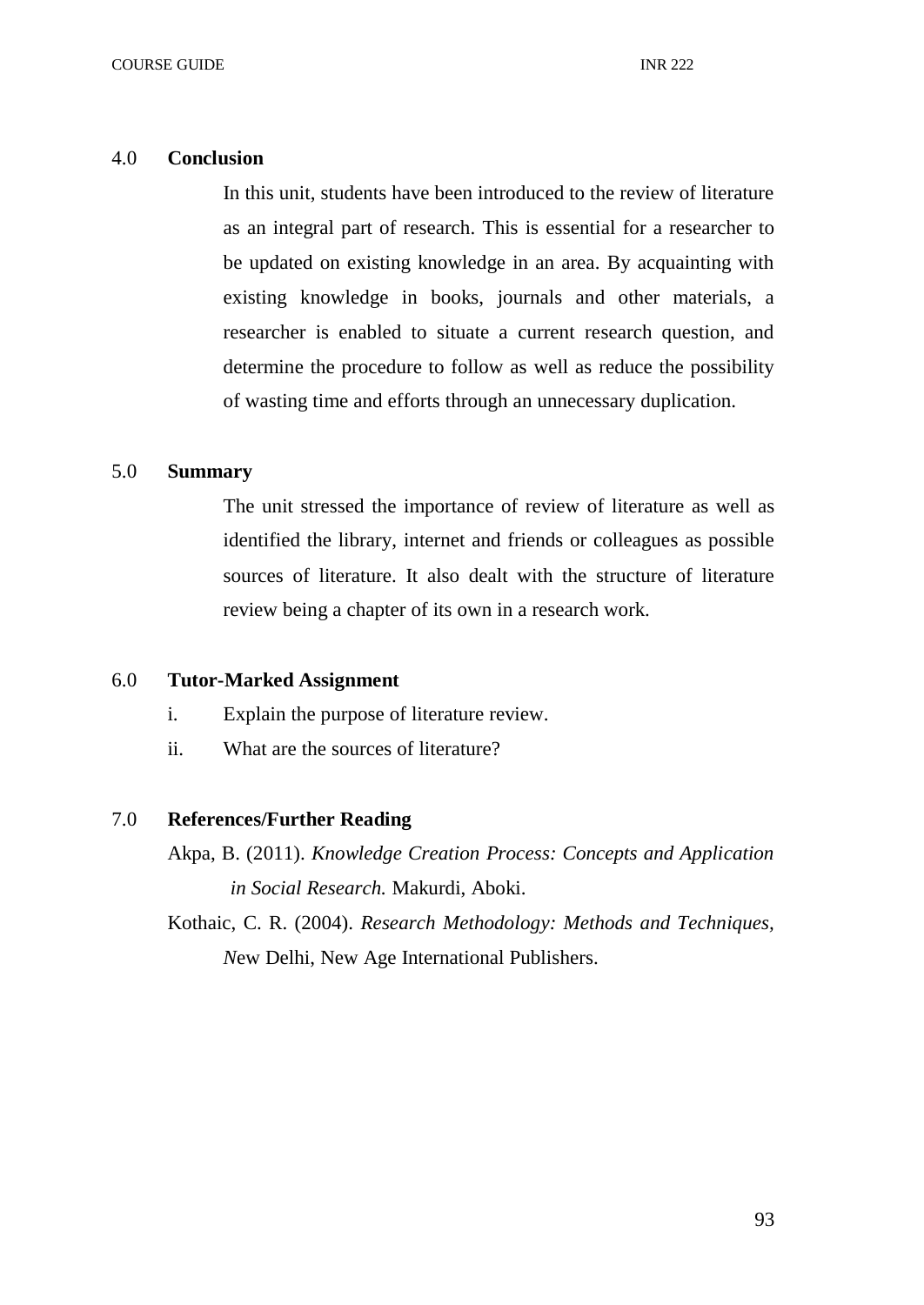## 4.0 Conclusion

In this unit, students have been introduced to the review of literature as an integral part of research. This is essential for a researcher to be updated on existing knowledge in an area. By acquainting with existing knowledge in books, journals and other materials, a researcher is enabled to situate a current research question, and determine the procedure to follow as well as reduce the possibility of wasting time and efforts through an unnecessary duplication.

## 5.0 Summary

The unit stressed the importance of review of literature as well as identified the library, internet and friends or colleagues as possible sources of literature. It also dealt with the structure of literature review being a chapter of its own in a research work.

## 6.0 Tutor-Marked Assignment

i. Explain the purpose of literature review.

ii. What are the sources of literature?

## 7.0 References/Further Reading

Akpa, B. (2011). *Knowledge Creation Process: Concepts and Application in Social Research.* Makurdi, Aboki.

Kothaic, C. R. (2004). *Research Methodology: Methods and Techniques, N*ew Delhi, New Age International Publishers.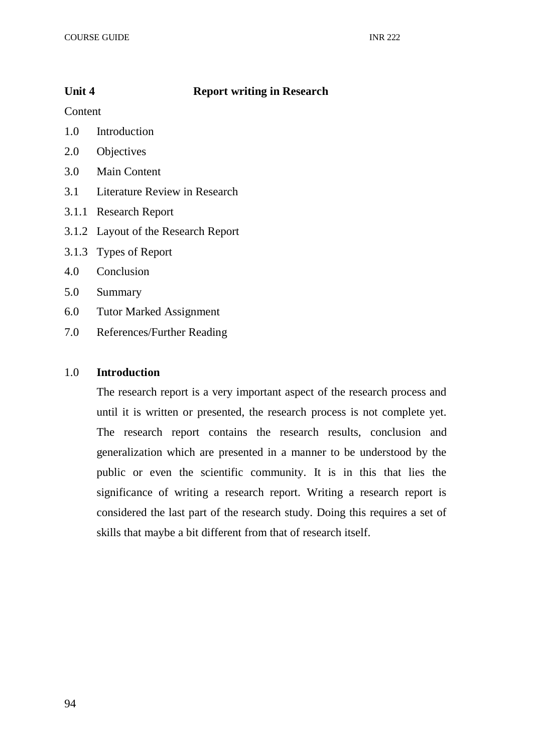## Unit 4 Report writing in Research

Content

1.0 Introduction

2.0 Objectives

3.0 Main Content

3.1 Literature Review in Research

3.1.1 Research Report

3.1.2 Layout of the Research Report

3.1.3 Types of Report

4.0 Conclusion

5.0 Summary

6.0 Tutor Marked Assignment

7.0 References/Further Reading

### 1.0 Introduction

The research report is a very important aspect of the research process and until it is written or presented, the research process is not complete yet. The research report contains the research results, conclusion and generalization which are presented in a manner to be understood by the public or even the scientific community. It is in this that lies the significance of writing a research report. Writing a research report is considered the last part of the research study. Doing this requires a set of skills that maybe a bit different from that of research itself.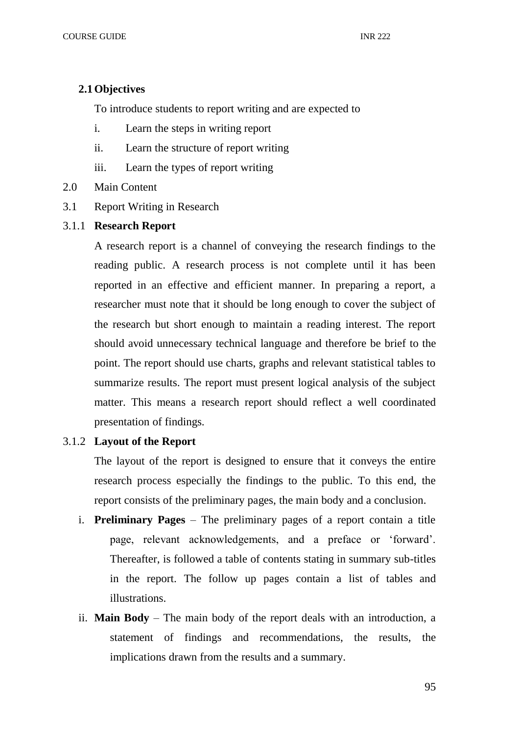**2.1 Objectives**

To introduce students to report writing and are expected to

i. Learn the steps in writing report
ii. Learn the structure of report writing
iii. Learn the types of report writing

2.0 Main Content

3.1 Report Writing in Research

3.1.1 **Research Report**

A research report is a channel of conveying the research findings to the reading public. A research process is not complete until it has been reported in an effective and efficient manner. In preparing a report, a researcher must note that it should be long enough to cover the subject of the research but short enough to maintain a reading interest. The report should avoid unnecessary technical language and therefore be brief to the point. The report should use charts, graphs and relevant statistical tables to summarize results. The report must present logical analysis of the subject matter. This means a research report should reflect a well coordinated presentation of findings.

3.1.2 **Layout of the Report**

The layout of the report is designed to ensure that it conveys the entire research process especially the findings to the public. To this end, the report consists of the preliminary pages, the main body and a conclusion.

i. **Preliminary Pages** – The preliminary pages of a report contain a title page, relevant acknowledgements, and a preface or 'forward'. Thereafter, is followed a table of contents stating in summary sub-titles in the report. The follow up pages contain a list of tables and illustrations.

ii. **Main Body** – The main body of the report deals with an introduction, a statement of findings and recommendations, the results, the implications drawn from the results and a summary.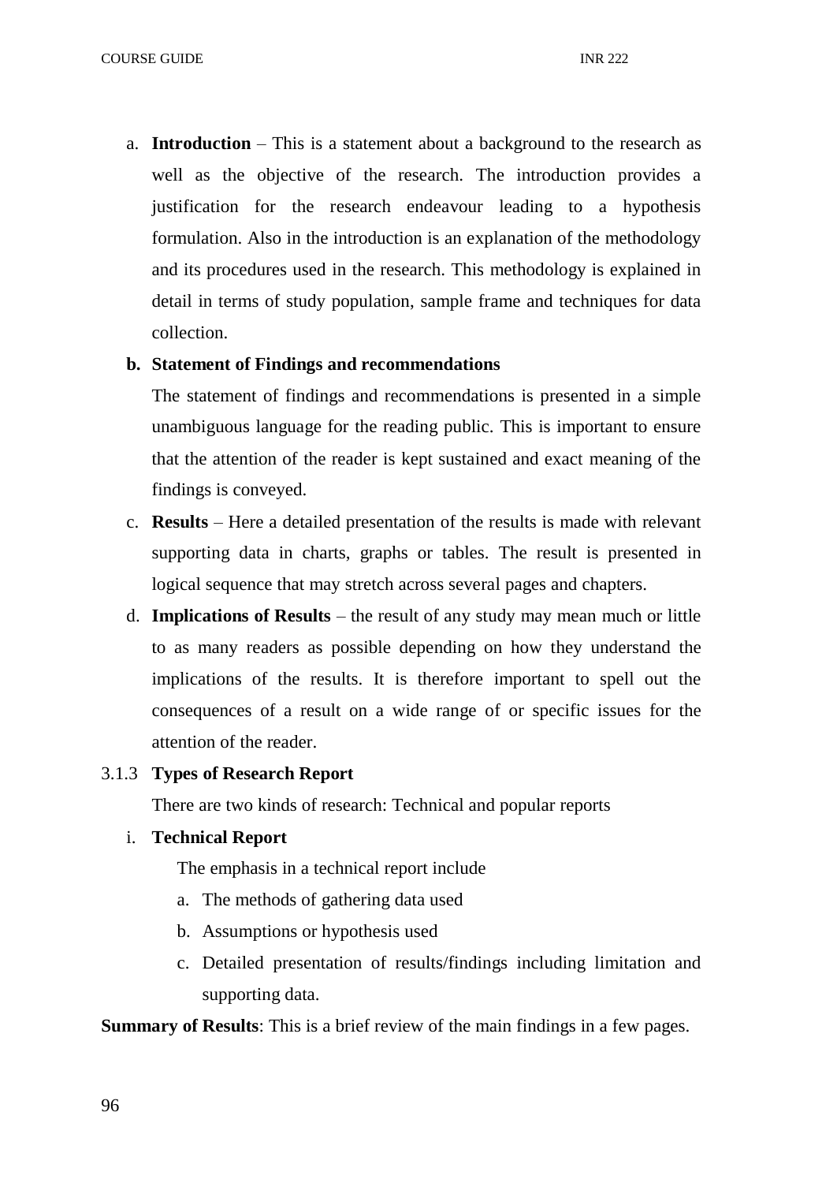a. **Introduction** – This is a statement about a background to the research as well as the objective of the research. The introduction provides a justification for the research endeavour leading to a hypothesis formulation. Also in the introduction is an explanation of the methodology and its procedures used in the research. This methodology is explained in detail in terms of study population, sample frame and techniques for data collection.

b. **Statement of Findings and recommendations**

   The statement of findings and recommendations is presented in a simple unambiguous language for the reading public. This is important to ensure that the attention of the reader is kept sustained and exact meaning of the findings is conveyed.

c. **Results** – Here a detailed presentation of the results is made with relevant supporting data in charts, graphs or tables. The result is presented in logical sequence that may stretch across several pages and chapters.

d. **Implications of Results** – the result of any study may mean much or little to as many readers as possible depending on how they understand the implications of the results. It is therefore important to spell out the consequences of a result on a wide range of or specific issues for the attention of the reader.

### 3.1.3 Types of Research Report

There are two kinds of research: Technical and popular reports

i. **Technical Report**

   The emphasis in a technical report include

   a. The methods of gathering data used
   b. Assumptions or hypothesis used
   c. Detailed presentation of results/findings including limitation and supporting data.

**Summary of Results**: This is a brief review of the main findings in a few pages.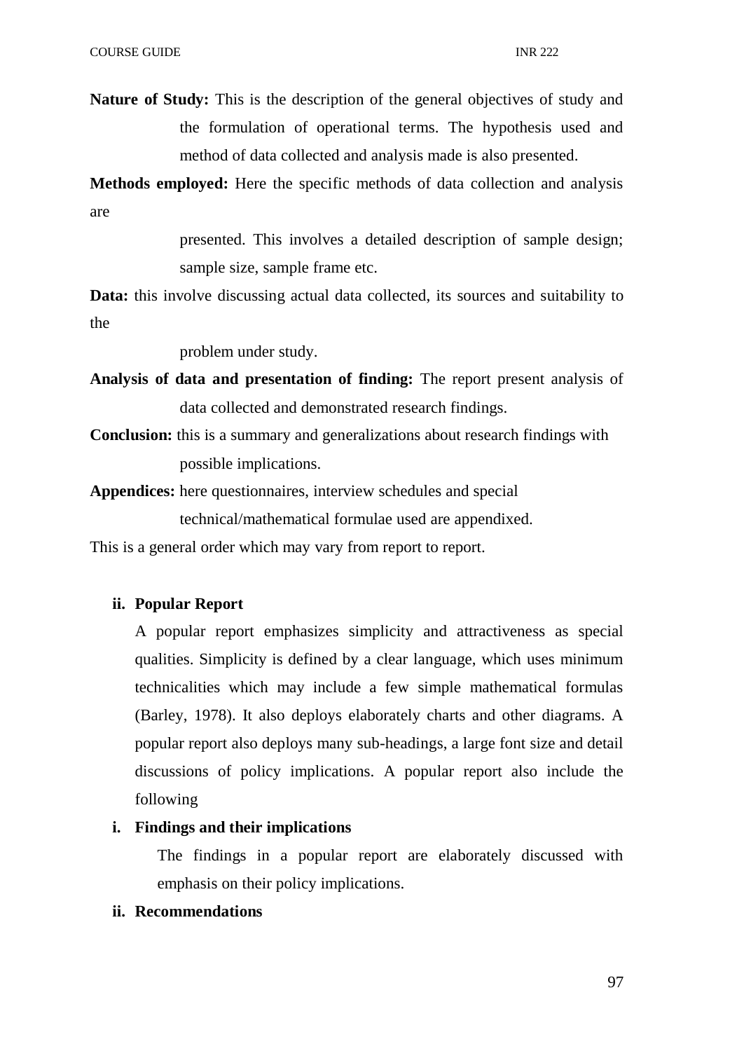**Nature of Study:** This is the description of the general objectives of study and the formulation of operational terms. The hypothesis used and method of data collected and analysis made is also presented.

**Methods employed:** Here the specific methods of data collection and analysis are presented. This involves a detailed description of sample design; sample size, sample frame etc.

**Data:** this involve discussing actual data collected, its sources and suitability to the problem under study.

**Analysis of data and presentation of finding:** The report present analysis of data collected and demonstrated research findings.

**Conclusion:** this is a summary and generalizations about research findings with possible implications.

**Appendices:** here questionnaires, interview schedules and special technical/mathematical formulae used are appendixed.

This is a general order which may vary from report to report.

**ii. Popular Report**

A popular report emphasizes simplicity and attractiveness as special qualities. Simplicity is defined by a clear language, which uses minimum technicalities which may include a few simple mathematical formulas (Barley, 1978). It also deploys elaborately charts and other diagrams. A popular report also deploys many sub-headings, a large font size and detail discussions of policy implications. A popular report also include the following

**i. Findings and their implications**

The findings in a popular report are elaborately discussed with emphasis on their policy implications.

**ii. Recommendations**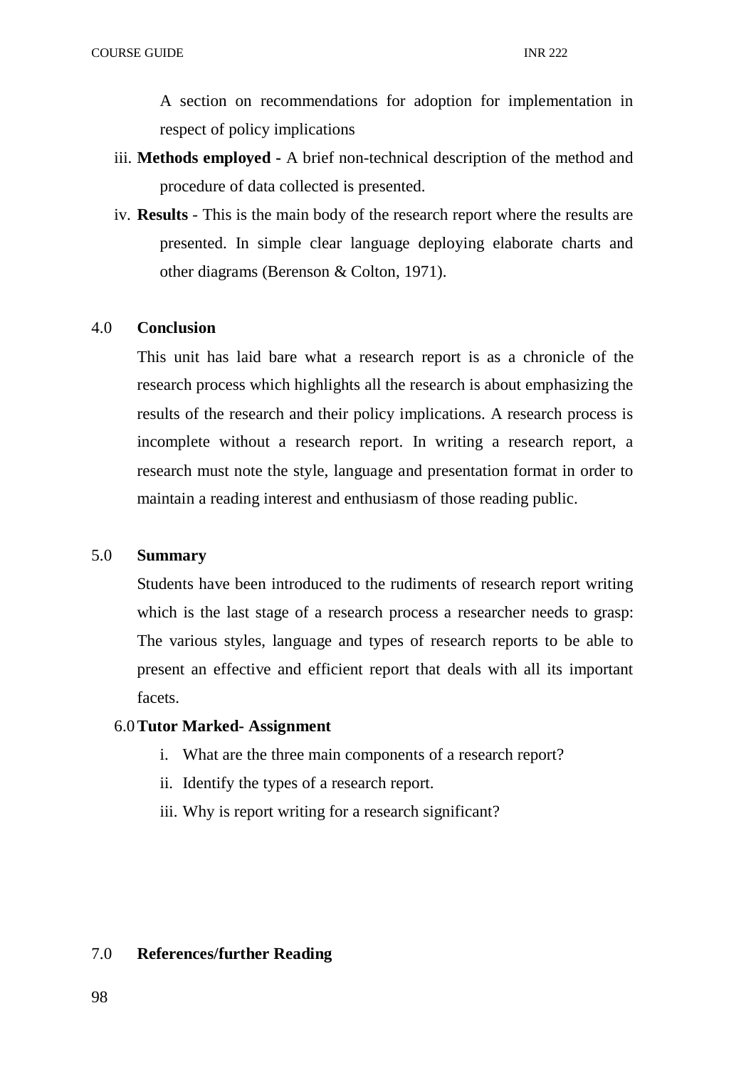A section on recommendations for adoption for implementation in respect of policy implications

iii. **Methods employed -** A brief non-technical description of the method and procedure of data collected is presented.

iv. **Results** - This is the main body of the research report where the results are presented. In simple clear language deploying elaborate charts and other diagrams (Berenson & Colton, 1971).

## 4.0 Conclusion

This unit has laid bare what a research report is as a chronicle of the research process which highlights all the research is about emphasizing the results of the research and their policy implications. A research process is incomplete without a research report. In writing a research report, a research must note the style, language and presentation format in order to maintain a reading interest and enthusiasm of those reading public.

## 5.0 Summary

Students have been introduced to the rudiments of research report writing which is the last stage of a research process a researcher needs to grasp: The various styles, language and types of research reports to be able to present an effective and efficient report that deals with all its important facets.

## 6.0 Tutor Marked- Assignment

i. What are the three main components of a research report?

ii. Identify the types of a research report.

iii. Why is report writing for a research significant?

## 7.0 References/further Reading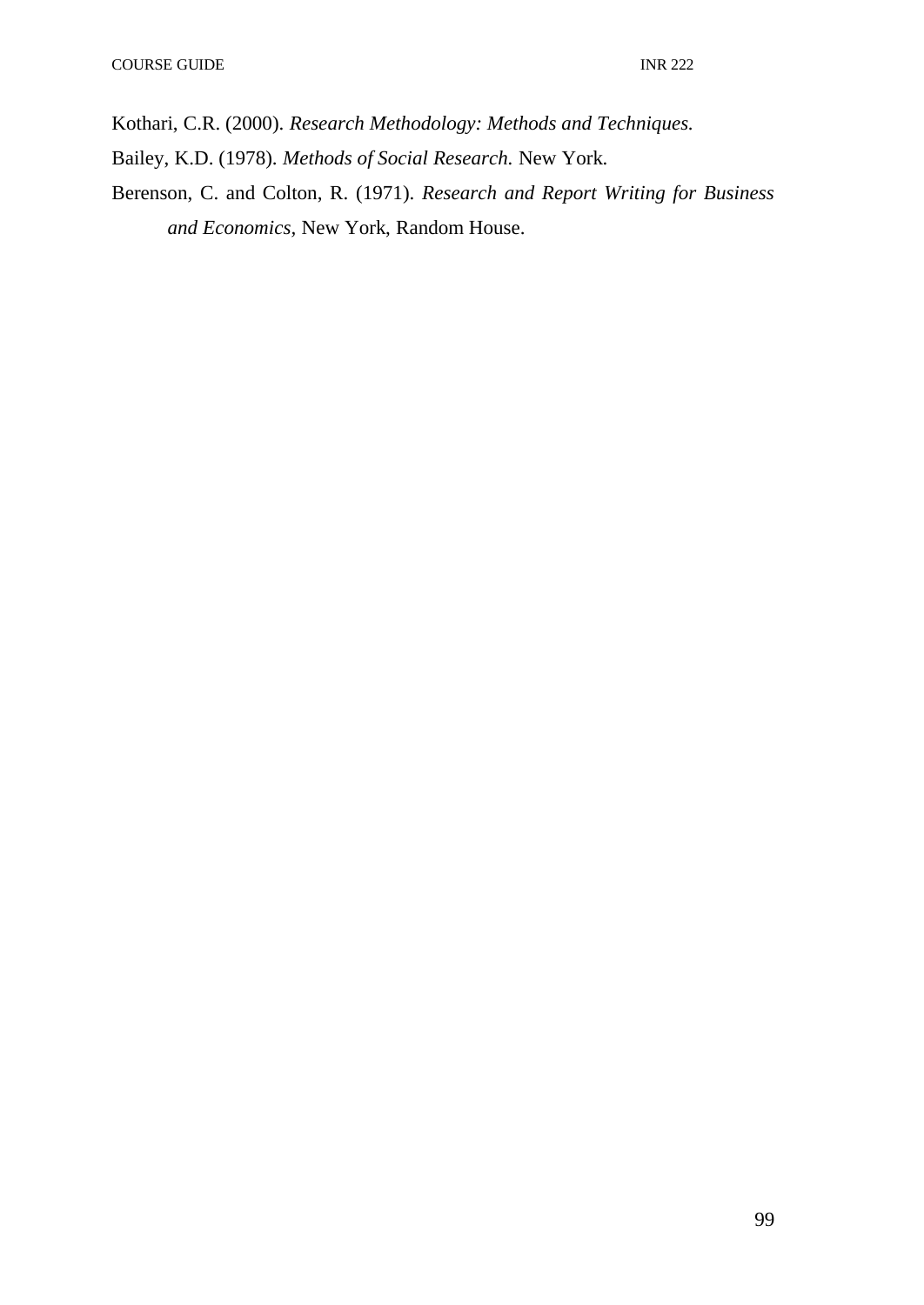Kothari, C.R. (2000). *Research Methodology: Methods and Techniques.*

Bailey, K.D. (1978). *Methods of Social Research.* New York.

Berenson, C. and Colton, R. (1971). *Research and Report Writing for Business and Economics*, New York, Random House.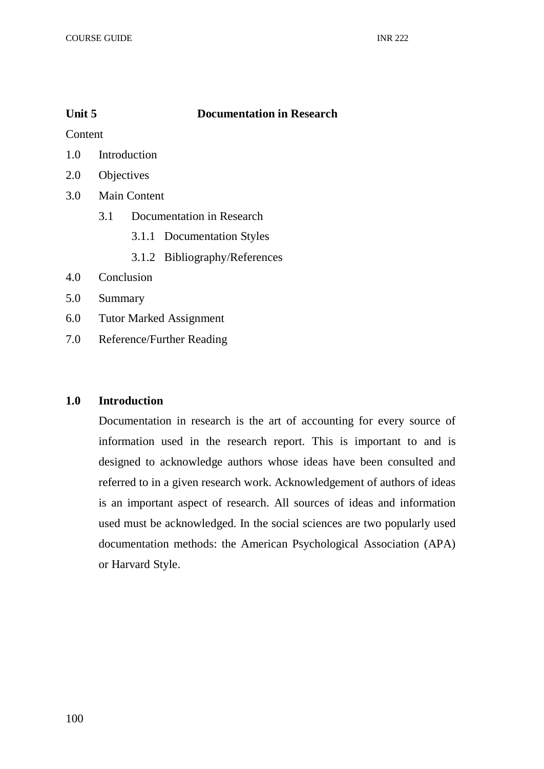## Unit 5 Documentation in Research

Content

- 1.0 Introduction
- 2.0 Objectives
- 3.0 Main Content
  - 3.1 Documentation in Research
    - 3.1.1 Documentation Styles
    - 3.1.2 Bibliography/References
- 4.0 Conclusion
- 5.0 Summary
- 6.0 Tutor Marked Assignment
- 7.0 Reference/Further Reading

### 1.0 Introduction

Documentation in research is the art of accounting for every source of information used in the research report. This is important to and is designed to acknowledge authors whose ideas have been consulted and referred to in a given research work. Acknowledgement of authors of ideas is an important aspect of research. All sources of ideas and information used must be acknowledged. In the social sciences are two popularly used documentation methods: the American Psychological Association (APA) or Harvard Style.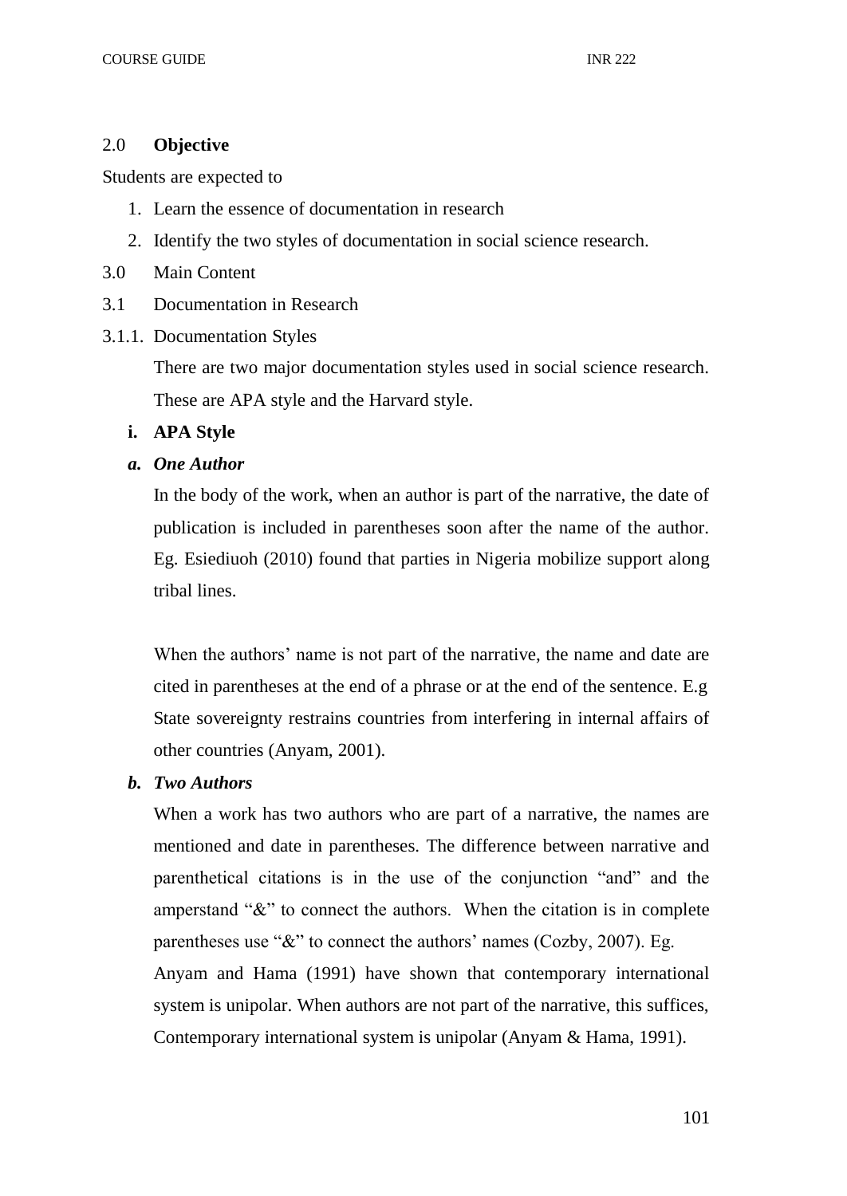## 2.0 **Objective**

Students are expected to

1. Learn the essence of documentation in research
2. Identify the two styles of documentation in social science research.

## 3.0 Main Content

### 3.1 Documentation in Research

#### 3.1.1. Documentation Styles

There are two major documentation styles used in social science research. These are APA style and the Harvard style.

**i. APA Style**

***a. One Author***

In the body of the work, when an author is part of the narrative, the date of publication is included in parentheses soon after the name of the author. Eg. Esiediuoh (2010) found that parties in Nigeria mobilize support along tribal lines.

When the authors' name is not part of the narrative, the name and date are cited in parentheses at the end of a phrase or at the end of the sentence. E.g State sovereignty restrains countries from interfering in internal affairs of other countries (Anyam, 2001).

***b. Two Authors***

When a work has two authors who are part of a narrative, the names are mentioned and date in parentheses. The difference between narrative and parenthetical citations is in the use of the conjunction "and" and the amperstand "&" to connect the authors. When the citation is in complete parentheses use "&" to connect the authors' names (Cozby, 2007). Eg. Anyam and Hama (1991) have shown that contemporary international system is unipolar. When authors are not part of the narrative, this suffices, Contemporary international system is unipolar (Anyam & Hama, 1991).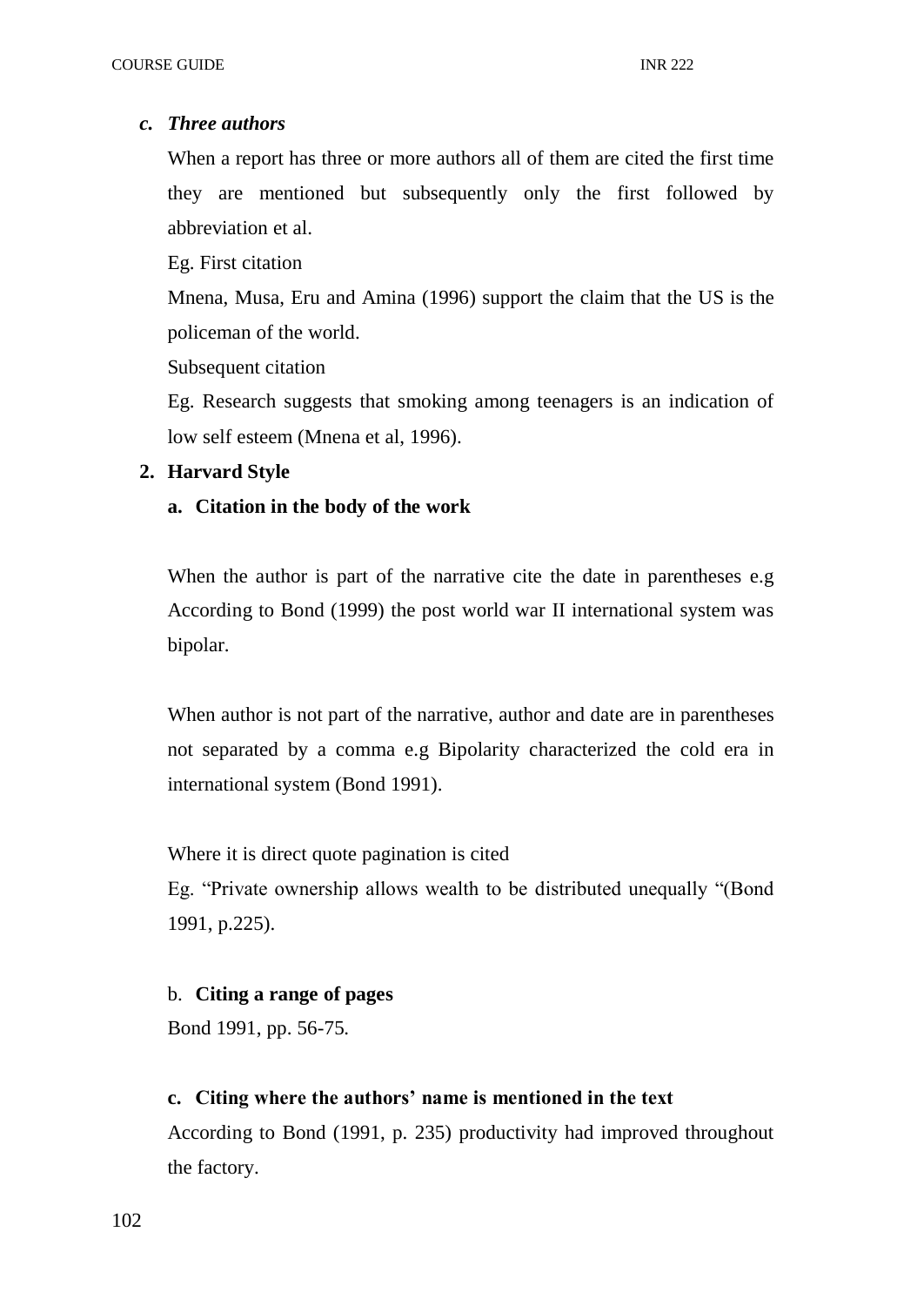*c. Three authors*

When a report has three or more authors all of them are cited the first time they are mentioned but subsequently only the first followed by abbreviation et al.

Eg. First citation

Mnena, Musa, Eru and Amina (1996) support the claim that the US is the policeman of the world.

Subsequent citation

Eg. Research suggests that smoking among teenagers is an indication of low self esteem (Mnena et al, 1996).

**2. Harvard Style**

**a. Citation in the body of the work**

When the author is part of the narrative cite the date in parentheses e.g According to Bond (1999) the post world war II international system was bipolar.

When author is not part of the narrative, author and date are in parentheses not separated by a comma e.g Bipolarity characterized the cold era in international system (Bond 1991).

Where it is direct quote pagination is cited

Eg. "Private ownership allows wealth to be distributed unequally "(Bond 1991, p.225).

b. **Citing a range of pages**

Bond 1991, pp. 56-75.

**c. Citing where the authors' name is mentioned in the text**

According to Bond (1991, p. 235) productivity had improved throughout the factory.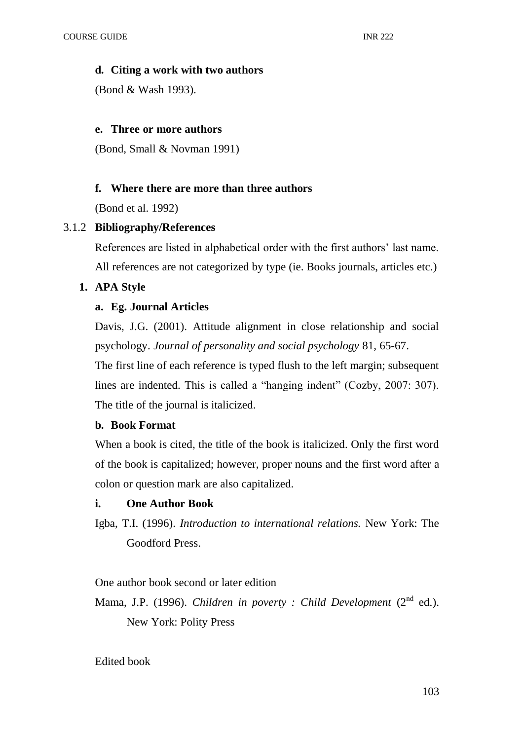**d. Citing a work with two authors**

(Bond & Wash 1993).

**e. Three or more authors**

(Bond, Small & Novman 1991)

**f. Where there are more than three authors**

(Bond et al. 1992)

3.1.2 **Bibliography/References**

References are listed in alphabetical order with the first authors' last name. All references are not categorized by type (ie. Books journals, articles etc.)

**1. APA Style**

**a. Eg. Journal Articles**

Davis, J.G. (2001). Attitude alignment in close relationship and social psychology. *Journal of personality and social psychology* 81, 65-67.

The first line of each reference is typed flush to the left margin; subsequent lines are indented. This is called a "hanging indent" (Cozby, 2007: 307). The title of the journal is italicized.

**b. Book Format**

When a book is cited, the title of the book is italicized. Only the first word of the book is capitalized; however, proper nouns and the first word after a colon or question mark are also capitalized.

**i. One Author Book**

Igba, T.I. (1996). *Introduction to international relations.* New York: The Goodford Press.

One author book second or later edition

Mama, J.P. (1996). *Children in poverty : Child Development* (2nd ed.). New York: Polity Press

Edited book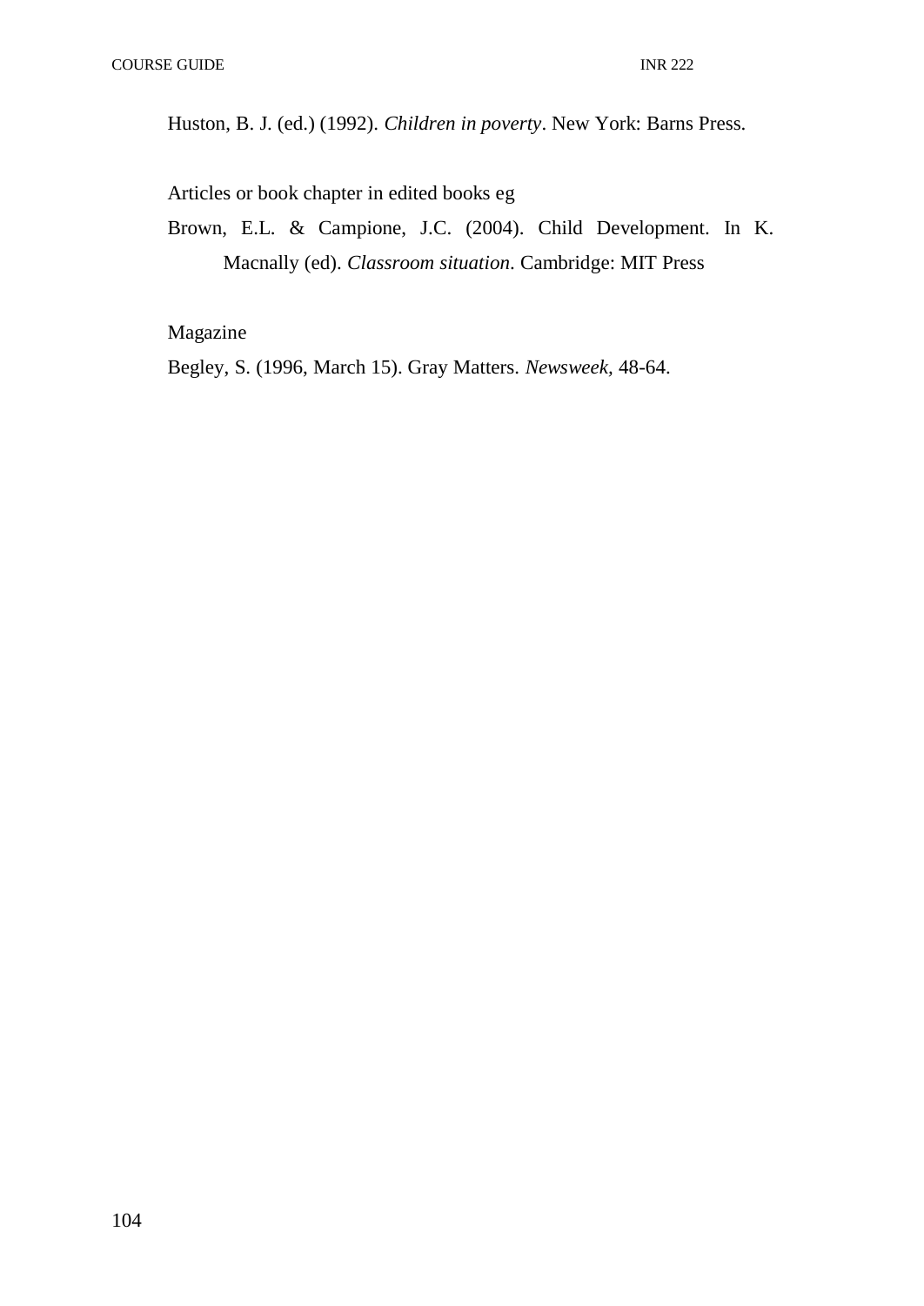Huston, B. J. (ed.) (1992). *Children in poverty*. New York: Barns Press.

Articles or book chapter in edited books eg

Brown, E.L. & Campione, J.C. (2004). Child Development. In K. Macnally (ed). *Classroom situation*. Cambridge: MIT Press

Magazine

Begley, S. (1996, March 15). Gray Matters. *Newsweek*, 48-64.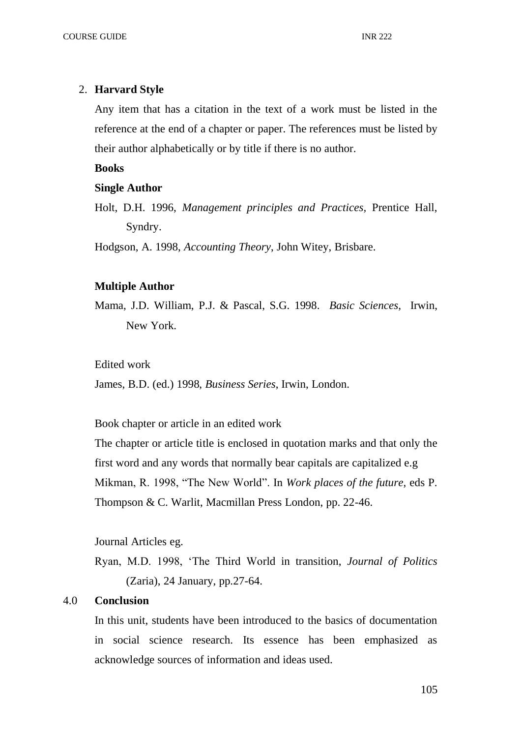2. **Harvard Style**

   Any item that has a citation in the text of a work must be listed in the reference at the end of a chapter or paper. The references must be listed by their author alphabetically or by title if there is no author.

   **Books**

   **Single Author**

   Holt, D.H. 1996, *Management principles and Practices*, Prentice Hall, Syndry.

   Hodgson, A. 1998, *Accounting Theory*, John Witey, Brisbare.

   **Multiple Author**

   Mama, J.D. William, P.J. & Pascal, S.G. 1998. *Basic Sciences*, Irwin, New York.

   Edited work

   James, B.D. (ed.) 1998, *Business Series*, Irwin, London.

   Book chapter or article in an edited work

   The chapter or article title is enclosed in quotation marks and that only the first word and any words that normally bear capitals are capitalized e.g

   Mikman, R. 1998, "The New World". In *Work places of the future*, eds P. Thompson & C. Warlit, Macmillan Press London, pp. 22-46.

   Journal Articles eg.

   Ryan, M.D. 1998, 'The Third World in transition, *Journal of Politics* (Zaria), 24 January, pp.27-64.

## 4.0 Conclusion

In this unit, students have been introduced to the basics of documentation in social science research. Its essence has been emphasized as acknowledge sources of information and ideas used.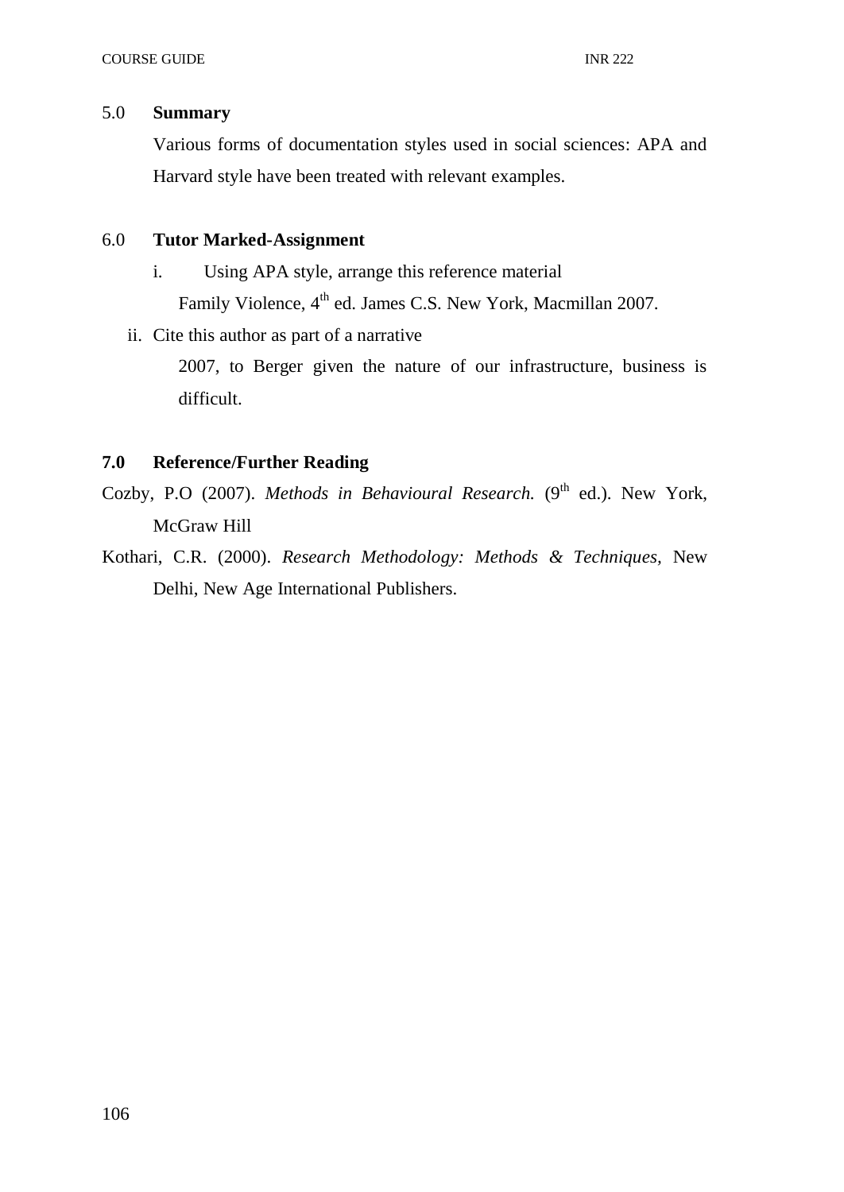## 5.0 Summary

Various forms of documentation styles used in social sciences: APA and Harvard style have been treated with relevant examples.

## 6.0 Tutor Marked-Assignment

i. Using APA style, arrange this reference material

Family Violence, $4^{th}$ ed. James C.S. New York, Macmillan 2007.

ii. Cite this author as part of a narrative

2007, to Berger given the nature of our infrastructure, business is difficult.

## 7.0 Reference/Further Reading

Cozby, P.O (2007). *Methods in Behavioural Research.* ($9^{th}$ ed.). New York, McGraw Hill

Kothari, C.R. (2000). *Research Methodology: Methods & Techniques,* New Delhi, New Age International Publishers.